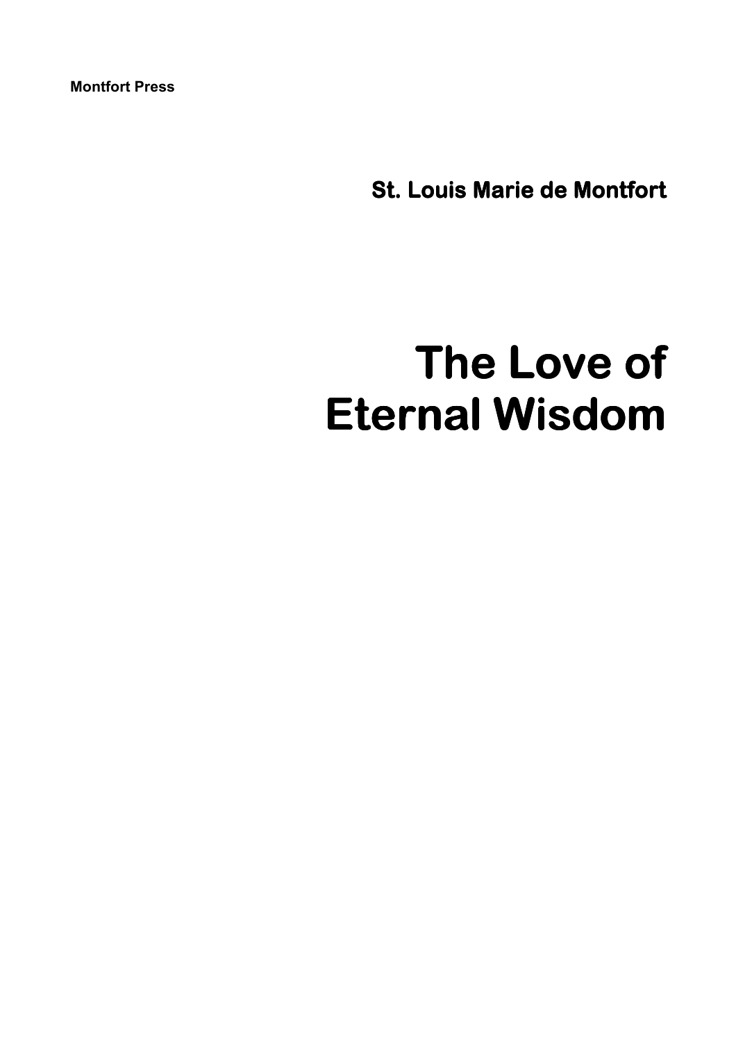**Montfort Press**

**St. Louis Marie de Montfort**

# The Love of Eternal Wisdom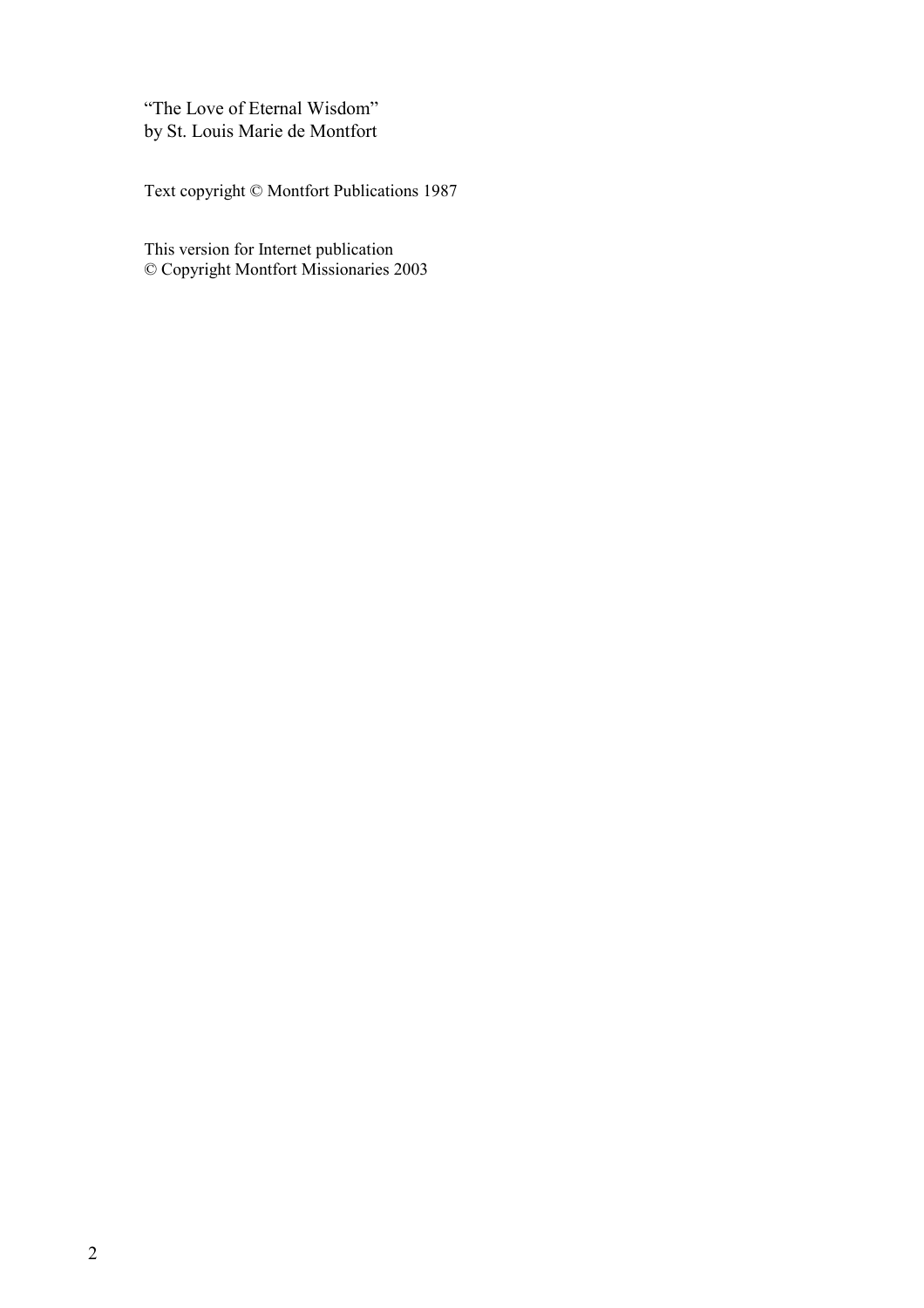"The Love of Eternal Wisdom"
by St. Louis Marie de Montfort

Text copyright © Montfort Publications 1987

This version for Internet publication
© Copyright Montfort Missionaries 2003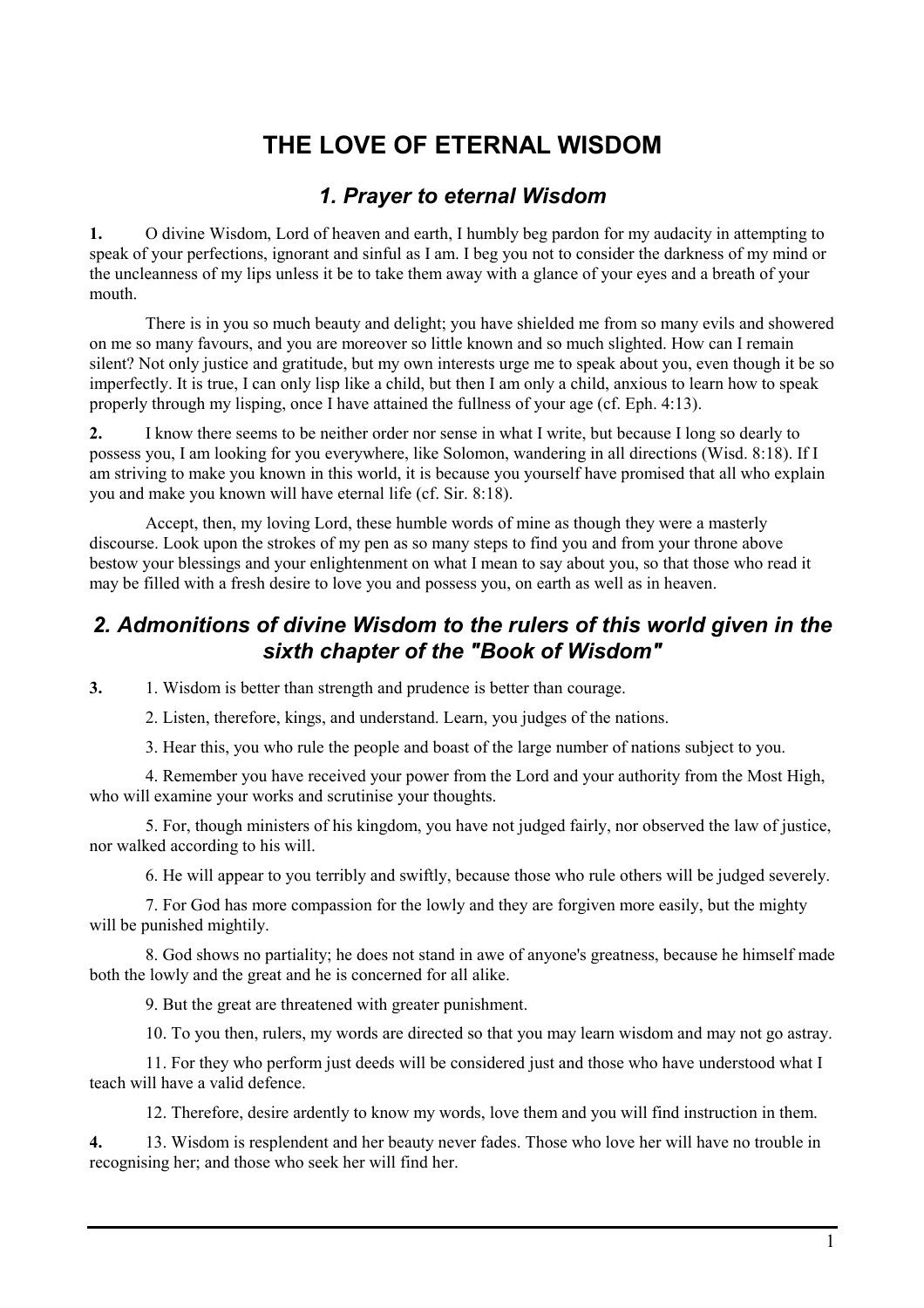# THE LOVE OF ETERNAL WISDOM

## *1. Prayer to eternal Wisdom*

**1.** O divine Wisdom, Lord of heaven and earth, I humbly beg pardon for my audacity in attempting to speak of your perfections, ignorant and sinful as I am. I beg you not to consider the darkness of my mind or the uncleanness of my lips unless it be to take them away with a glance of your eyes and a breath of your mouth.

There is in you so much beauty and delight; you have shielded me from so many evils and showered on me so many favours, and you are moreover so little known and so much slighted. How can I remain silent? Not only justice and gratitude, but my own interests urge me to speak about you, even though it be so imperfectly. It is true, I can only lisp like a child, but then I am only a child, anxious to learn how to speak properly through my lisping, once I have attained the fullness of your age (cf. Eph. 4:13).

**2.** I know there seems to be neither order nor sense in what I write, but because I long so dearly to possess you, I am looking for you everywhere, like Solomon, wandering in all directions (Wisd. 8:18). If I am striving to make you known in this world, it is because you yourself have promised that all who explain you and make you known will have eternal life (cf. Sir. 8:18).

Accept, then, my loving Lord, these humble words of mine as though they were a masterly discourse. Look upon the strokes of my pen as so many steps to find you and from your throne above bestow your blessings and your enlightenment on what I mean to say about you, so that those who read it may be filled with a fresh desire to love you and possess you, on earth as well as in heaven.

## *2. Admonitions of divine Wisdom to the rulers of this world given in the sixth chapter of the "Book of Wisdom"*

**3.** 1. Wisdom is better than strength and prudence is better than courage.

2. Listen, therefore, kings, and understand. Learn, you judges of the nations.

3. Hear this, you who rule the people and boast of the large number of nations subject to you.

4. Remember you have received your power from the Lord and your authority from the Most High, who will examine your works and scrutinise your thoughts.

5. For, though ministers of his kingdom, you have not judged fairly, nor observed the law of justice, nor walked according to his will.

6. He will appear to you terribly and swiftly, because those who rule others will be judged severely.

7. For God has more compassion for the lowly and they are forgiven more easily, but the mighty will be punished mightily.

8. God shows no partiality; he does not stand in awe of anyone's greatness, because he himself made both the lowly and the great and he is concerned for all alike.

9. But the great are threatened with greater punishment.

10. To you then, rulers, my words are directed so that you may learn wisdom and may not go astray.

11. For they who perform just deeds will be considered just and those who have understood what I teach will have a valid defence.

12. Therefore, desire ardently to know my words, love them and you will find instruction in them.

**4.** 13. Wisdom is resplendent and her beauty never fades. Those who love her will have no trouble in recognising her; and those who seek her will find her.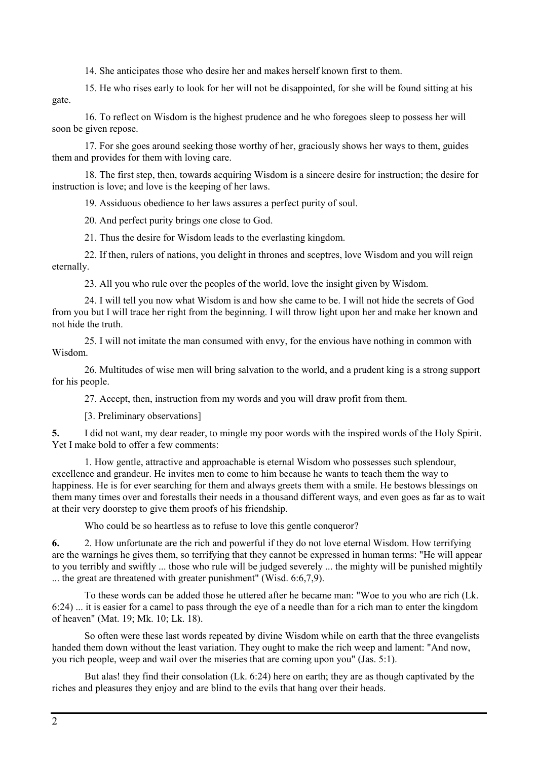14. She anticipates those who desire her and makes herself known first to them.

15. He who rises early to look for her will not be disappointed, for she will be found sitting at his gate.

16. To reflect on Wisdom is the highest prudence and he who foregoes sleep to possess her will soon be given repose.

17. For she goes around seeking those worthy of her, graciously shows her ways to them, guides them and provides for them with loving care.

18. The first step, then, towards acquiring Wisdom is a sincere desire for instruction; the desire for instruction is love; and love is the keeping of her laws.

19. Assiduous obedience to her laws assures a perfect purity of soul.

20. And perfect purity brings one close to God.

21. Thus the desire for Wisdom leads to the everlasting kingdom.

22. If then, rulers of nations, you delight in thrones and sceptres, love Wisdom and you will reign eternally.

23. All you who rule over the peoples of the world, love the insight given by Wisdom.

24. I will tell you now what Wisdom is and how she came to be. I will not hide the secrets of God from you but I will trace her right from the beginning. I will throw light upon her and make her known and not hide the truth.

25. I will not imitate the man consumed with envy, for the envious have nothing in common with Wisdom.

26. Multitudes of wise men will bring salvation to the world, and a prudent king is a strong support for his people.

27. Accept, then, instruction from my words and you will draw profit from them.

[3. Preliminary observations]

**5.** I did not want, my dear reader, to mingle my poor words with the inspired words of the Holy Spirit. Yet I make bold to offer a few comments:

1. How gentle, attractive and approachable is eternal Wisdom who possesses such splendour, excellence and grandeur. He invites men to come to him because he wants to teach them the way to happiness. He is for ever searching for them and always greets them with a smile. He bestows blessings on them many times over and forestalls their needs in a thousand different ways, and even goes as far as to wait at their very doorstep to give them proofs of his friendship.

Who could be so heartless as to refuse to love this gentle conqueror?

**6.** 2. How unfortunate are the rich and powerful if they do not love eternal Wisdom. How terrifying are the warnings he gives them, so terrifying that they cannot be expressed in human terms: "He will appear to you terribly and swiftly ... those who rule will be judged severely ... the mighty will be punished mightily ... the great are threatened with greater punishment" (Wisd. 6:6,7,9).

To these words can be added those he uttered after he became man: "Woe to you who are rich (Lk. 6:24) ... it is easier for a camel to pass through the eye of a needle than for a rich man to enter the kingdom of heaven" (Mat. 19; Mk. 10; Lk. 18).

So often were these last words repeated by divine Wisdom while on earth that the three evangelists handed them down without the least variation. They ought to make the rich weep and lament: "And now, you rich people, weep and wail over the miseries that are coming upon you" (Jas. 5:1).

But alas! they find their consolation (Lk. 6:24) here on earth; they are as though captivated by the riches and pleasures they enjoy and are blind to the evils that hang over their heads.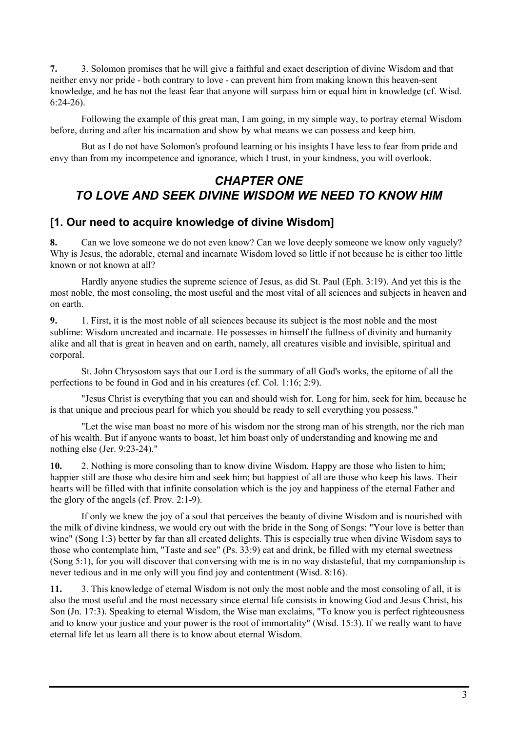**7.** 3. Solomon promises that he will give a faithful and exact description of divine Wisdom and that neither envy nor pride - both contrary to love - can prevent him from making known this heaven-sent knowledge, and he has not the least fear that anyone will surpass him or equal him in knowledge (cf. Wisd. 6:24-26).

Following the example of this great man, I am going, in my simple way, to portray eternal Wisdom before, during and after his incarnation and show by what means we can possess and keep him.

But as I do not have Solomon's profound learning or his insights I have less to fear from pride and envy than from my incompetence and ignorance, which I trust, in your kindness, you will overlook.

# *CHAPTER ONE*
# *TO LOVE AND SEEK DIVINE WISDOM WE NEED TO KNOW HIM*

## [1. Our need to acquire knowledge of divine Wisdom]

**8.** Can we love someone we do not even know? Can we love deeply someone we know only vaguely? Why is Jesus, the adorable, eternal and incarnate Wisdom loved so little if not because he is either too little known or not known at all?

Hardly anyone studies the supreme science of Jesus, as did St. Paul (Eph. 3:19). And yet this is the most noble, the most consoling, the most useful and the most vital of all sciences and subjects in heaven and on earth.

**9.** 1. First, it is the most noble of all sciences because its subject is the most noble and the most sublime: Wisdom uncreated and incarnate. He possesses in himself the fullness of divinity and humanity alike and all that is great in heaven and on earth, namely, all creatures visible and invisible, spiritual and corporal.

St. John Chrysostom says that our Lord is the summary of all God's works, the epitome of all the perfections to be found in God and in his creatures (cf. Col. 1:16; 2:9).

"Jesus Christ is everything that you can and should wish for. Long for him, seek for him, because he is that unique and precious pearl for which you should be ready to sell everything you possess."

"Let the wise man boast no more of his wisdom nor the strong man of his strength, nor the rich man of his wealth. But if anyone wants to boast, let him boast only of understanding and knowing me and nothing else (Jer. 9:23-24)."

**10.** 2. Nothing is more consoling than to know divine Wisdom. Happy are those who listen to him; happier still are those who desire him and seek him; but happiest of all are those who keep his laws. Their hearts will be filled with that infinite consolation which is the joy and happiness of the eternal Father and the glory of the angels (cf. Prov. 2:1-9).

If only we knew the joy of a soul that perceives the beauty of divine Wisdom and is nourished with the milk of divine kindness, we would cry out with the bride in the Song of Songs: "Your love is better than wine" (Song 1:3) better by far than all created delights. This is especially true when divine Wisdom says to those who contemplate him, "Taste and see" (Ps. 33:9) eat and drink, be filled with my eternal sweetness (Song 5:1), for you will discover that conversing with me is in no way distasteful, that my companionship is never tedious and in me only will you find joy and contentment (Wisd. 8:16).

**11.** 3. This knowledge of eternal Wisdom is not only the most noble and the most consoling of all, it is also the most useful and the most necessary since eternal life consists in knowing God and Jesus Christ, his Son (Jn. 17:3). Speaking to eternal Wisdom, the Wise man exclaims, "To know you is perfect righteousness and to know your justice and your power is the root of immortality" (Wisd. 15:3). If we really want to have eternal life let us learn all there is to know about eternal Wisdom.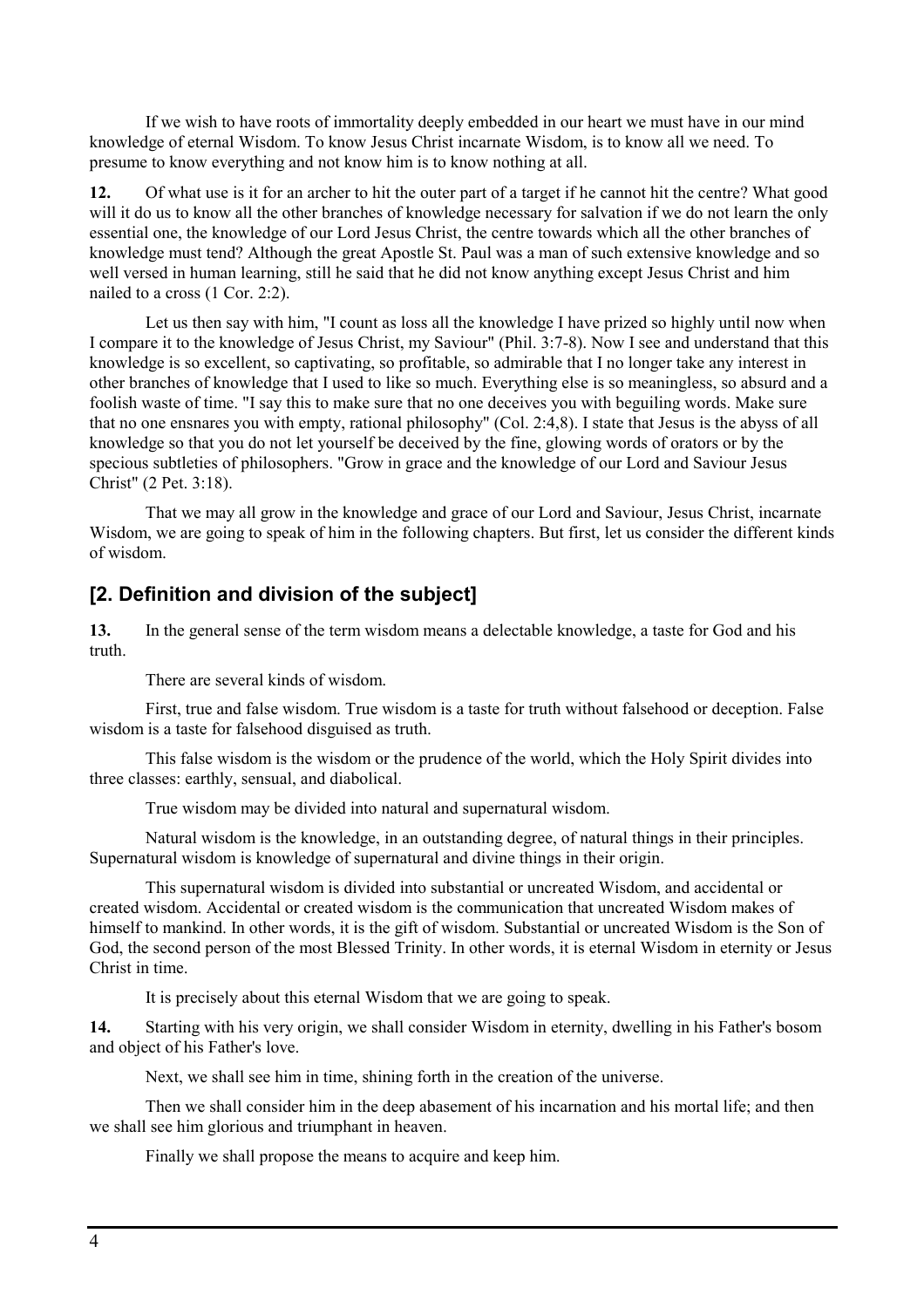If we wish to have roots of immortality deeply embedded in our heart we must have in our mind knowledge of eternal Wisdom. To know Jesus Christ incarnate Wisdom, is to know all we need. To presume to know everything and not know him is to know nothing at all.

**12.** Of what use is it for an archer to hit the outer part of a target if he cannot hit the centre? What good will it do us to know all the other branches of knowledge necessary for salvation if we do not learn the only essential one, the knowledge of our Lord Jesus Christ, the centre towards which all the other branches of knowledge must tend? Although the great Apostle St. Paul was a man of such extensive knowledge and so well versed in human learning, still he said that he did not know anything except Jesus Christ and him nailed to a cross (1 Cor. 2:2).

Let us then say with him, "I count as loss all the knowledge I have prized so highly until now when I compare it to the knowledge of Jesus Christ, my Saviour" (Phil. 3:7-8). Now I see and understand that this knowledge is so excellent, so captivating, so profitable, so admirable that I no longer take any interest in other branches of knowledge that I used to like so much. Everything else is so meaningless, so absurd and a foolish waste of time. "I say this to make sure that no one deceives you with beguiling words. Make sure that no one ensnares you with empty, rational philosophy" (Col. 2:4,8). I state that Jesus is the abyss of all knowledge so that you do not let yourself be deceived by the fine, glowing words of orators or by the specious subtleties of philosophers. "Grow in grace and the knowledge of our Lord and Saviour Jesus Christ" (2 Pet. 3:18).

That we may all grow in the knowledge and grace of our Lord and Saviour, Jesus Christ, incarnate Wisdom, we are going to speak of him in the following chapters. But first, let us consider the different kinds of wisdom.

## [2. Definition and division of the subject]

**13.** In the general sense of the term wisdom means a delectable knowledge, a taste for God and his truth.

There are several kinds of wisdom.

First, true and false wisdom. True wisdom is a taste for truth without falsehood or deception. False wisdom is a taste for falsehood disguised as truth.

This false wisdom is the wisdom or the prudence of the world, which the Holy Spirit divides into three classes: earthly, sensual, and diabolical.

True wisdom may be divided into natural and supernatural wisdom.

Natural wisdom is the knowledge, in an outstanding degree, of natural things in their principles. Supernatural wisdom is knowledge of supernatural and divine things in their origin.

This supernatural wisdom is divided into substantial or uncreated Wisdom, and accidental or created wisdom. Accidental or created wisdom is the communication that uncreated Wisdom makes of himself to mankind. In other words, it is the gift of wisdom. Substantial or uncreated Wisdom is the Son of God, the second person of the most Blessed Trinity. In other words, it is eternal Wisdom in eternity or Jesus Christ in time.

It is precisely about this eternal Wisdom that we are going to speak.

**14.** Starting with his very origin, we shall consider Wisdom in eternity, dwelling in his Father's bosom and object of his Father's love.

Next, we shall see him in time, shining forth in the creation of the universe.

Then we shall consider him in the deep abasement of his incarnation and his mortal life; and then we shall see him glorious and triumphant in heaven.

Finally we shall propose the means to acquire and keep him.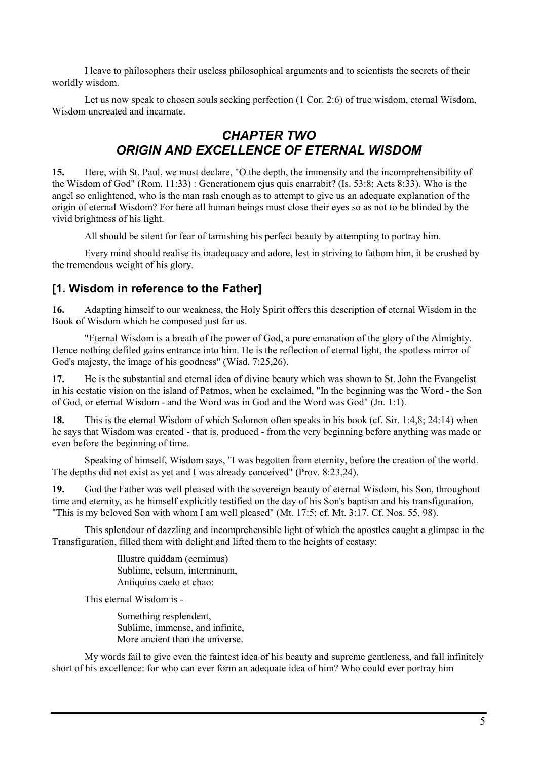I leave to philosophers their useless philosophical arguments and to scientists the secrets of their worldly wisdom.

Let us now speak to chosen souls seeking perfection (1 Cor. 2:6) of true wisdom, eternal Wisdom, Wisdom uncreated and incarnate.

## *CHAPTER TWO*
## *ORIGIN AND EXCELLENCE OF ETERNAL WISDOM*

**15.** Here, with St. Paul, we must declare, "O the depth, the immensity and the incomprehensibility of the Wisdom of God" (Rom. 11:33) : Generationem ejus quis enarrabit? (Is. 53:8; Acts 8:33). Who is the angel so enlightened, who is the man rash enough as to attempt to give us an adequate explanation of the origin of eternal Wisdom? For here all human beings must close their eyes so as not to be blinded by the vivid brightness of his light.

All should be silent for fear of tarnishing his perfect beauty by attempting to portray him.

Every mind should realise its inadequacy and adore, lest in striving to fathom him, it be crushed by the tremendous weight of his glory.

### [1. Wisdom in reference to the Father]

**16.** Adapting himself to our weakness, the Holy Spirit offers this description of eternal Wisdom in the Book of Wisdom which he composed just for us.

"Eternal Wisdom is a breath of the power of God, a pure emanation of the glory of the Almighty. Hence nothing defiled gains entrance into him. He is the reflection of eternal light, the spotless mirror of God's majesty, the image of his goodness" (Wisd. 7:25,26).

**17.** He is the substantial and eternal idea of divine beauty which was shown to St. John the Evangelist in his ecstatic vision on the island of Patmos, when he exclaimed, "In the beginning was the Word - the Son of God, or eternal Wisdom - and the Word was in God and the Word was God" (Jn. 1:1).

**18.** This is the eternal Wisdom of which Solomon often speaks in his book (cf. Sir. 1:4,8; 24:14) when he says that Wisdom was created - that is, produced - from the very beginning before anything was made or even before the beginning of time.

Speaking of himself, Wisdom says, "I was begotten from eternity, before the creation of the world. The depths did not exist as yet and I was already conceived" (Prov. 8:23,24).

**19.** God the Father was well pleased with the sovereign beauty of eternal Wisdom, his Son, throughout time and eternity, as he himself explicitly testified on the day of his Son's baptism and his transfiguration, "This is my beloved Son with whom I am well pleased" (Mt. 17:5; cf. Mt. 3:17. Cf. Nos. 55, 98).

This splendour of dazzling and incomprehensible light of which the apostles caught a glimpse in the Transfiguration, filled them with delight and lifted them to the heights of ecstasy:

> Illustre quiddam (cernimus)
> Sublime, celsum, interminum,
> Antiquius caelo et chao:

This eternal Wisdom is -

> Something resplendent,
> Sublime, immense, and infinite,
> More ancient than the universe.

My words fail to give even the faintest idea of his beauty and supreme gentleness, and fall infinitely short of his excellence: for who can ever form an adequate idea of him? Who could ever portray him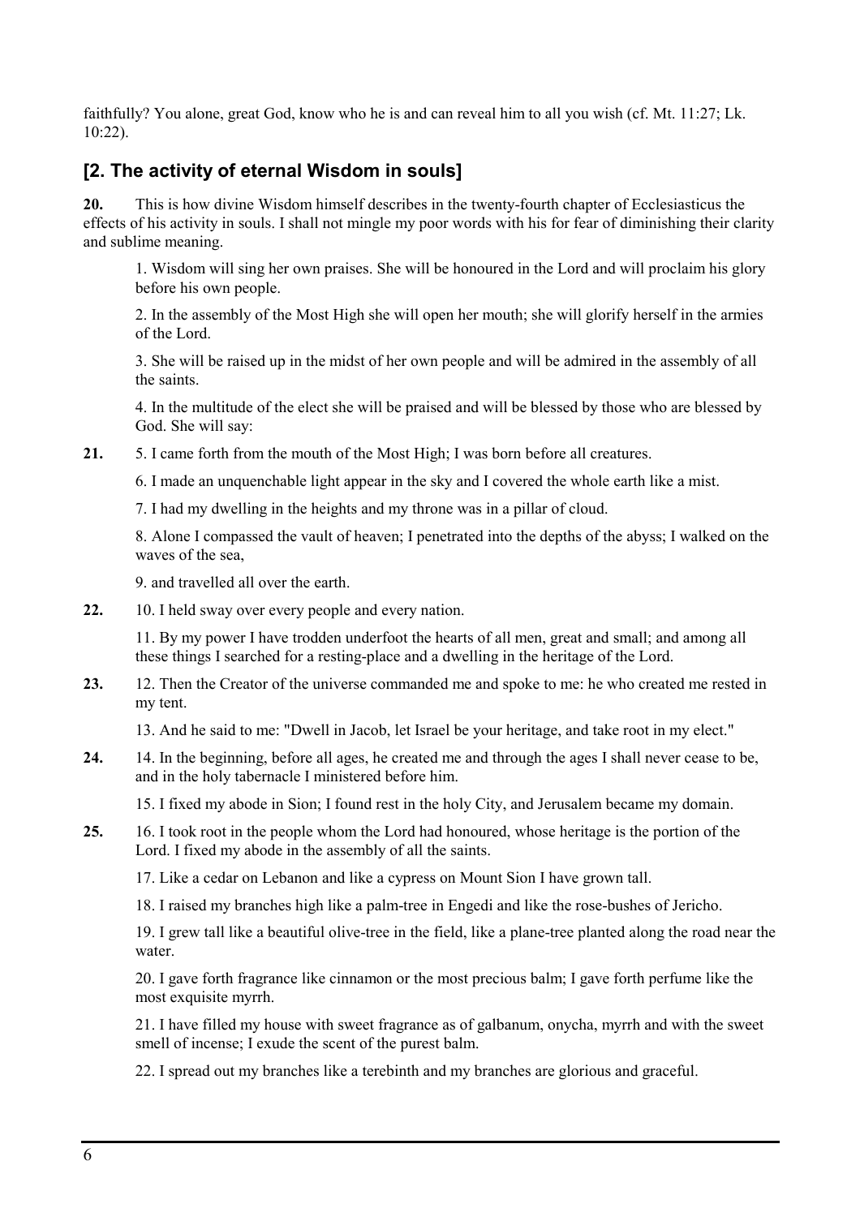faithfully? You alone, great God, know who he is and can reveal him to all you wish (cf. Mt. 11:27; Lk. 10:22).

## [2. The activity of eternal Wisdom in souls]

**20.** This is how divine Wisdom himself describes in the twenty-fourth chapter of Ecclesiasticus the effects of his activity in souls. I shall not mingle my poor words with his for fear of diminishing their clarity and sublime meaning.

> 1. Wisdom will sing her own praises. She will be honoured in the Lord and will proclaim his glory before his own people.
>
> 2. In the assembly of the Most High she will open her mouth; she will glorify herself in the armies of the Lord.
>
> 3. She will be raised up in the midst of her own people and will be admired in the assembly of all the saints.
>
> 4. In the multitude of the elect she will be praised and will be blessed by those who are blessed by God. She will say:

**21.** 5. I came forth from the mouth of the Most High; I was born before all creatures.

> 6. I made an unquenchable light appear in the sky and I covered the whole earth like a mist.
>
> 7. I had my dwelling in the heights and my throne was in a pillar of cloud.
>
> 8. Alone I compassed the vault of heaven; I penetrated into the depths of the abyss; I walked on the waves of the sea,
>
> 9. and travelled all over the earth.

**22.** 10. I held sway over every people and every nation.

> 11. By my power I have trodden underfoot the hearts of all men, great and small; and among all these things I searched for a resting-place and a dwelling in the heritage of the Lord.

**23.** 12. Then the Creator of the universe commanded me and spoke to me: he who created me rested in my tent.

> 13. And he said to me: "Dwell in Jacob, let Israel be your heritage, and take root in my elect."

**24.** 14. In the beginning, before all ages, he created me and through the ages I shall never cease to be, and in the holy tabernacle I ministered before him.

> 15. I fixed my abode in Sion; I found rest in the holy City, and Jerusalem became my domain.

**25.** 16. I took root in the people whom the Lord had honoured, whose heritage is the portion of the Lord. I fixed my abode in the assembly of all the saints.

> 17. Like a cedar on Lebanon and like a cypress on Mount Sion I have grown tall.
>
> 18. I raised my branches high like a palm-tree in Engedi and like the rose-bushes of Jericho.
>
> 19. I grew tall like a beautiful olive-tree in the field, like a plane-tree planted along the road near the water.
>
> 20. I gave forth fragrance like cinnamon or the most precious balm; I gave forth perfume like the most exquisite myrrh.
>
> 21. I have filled my house with sweet fragrance as of galbanum, onycha, myrrh and with the sweet smell of incense; I exude the scent of the purest balm.
>
> 22. I spread out my branches like a terebinth and my branches are glorious and graceful.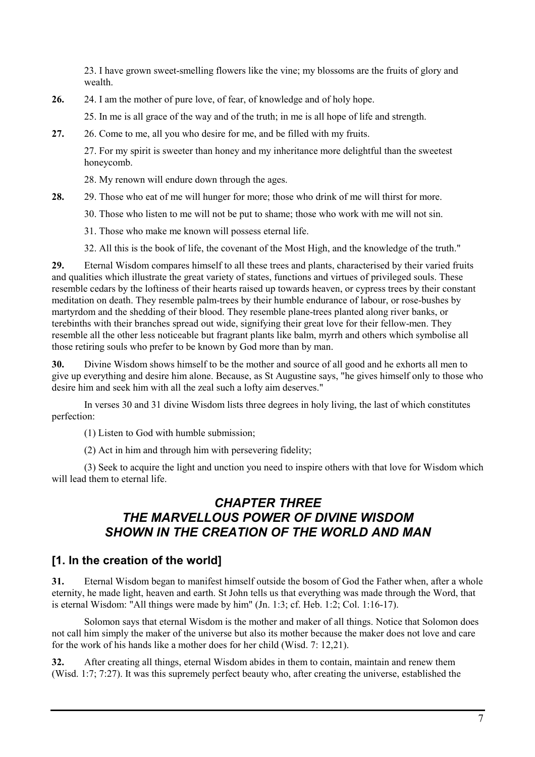23. I have grown sweet-smelling flowers like the vine; my blossoms are the fruits of glory and wealth.

**26.** 24. I am the mother of pure love, of fear, of knowledge and of holy hope.

25. In me is all grace of the way and of the truth; in me is all hope of life and strength.

**27.** 26. Come to me, all you who desire for me, and be filled with my fruits.

27. For my spirit is sweeter than honey and my inheritance more delightful than the sweetest honeycomb.

28. My renown will endure down through the ages.

**28.** 29. Those who eat of me will hunger for more; those who drink of me will thirst for more.

30. Those who listen to me will not be put to shame; those who work with me will not sin.

31. Those who make me known will possess eternal life.

32. All this is the book of life, the covenant of the Most High, and the knowledge of the truth."

**29.** Eternal Wisdom compares himself to all these trees and plants, characterised by their varied fruits and qualities which illustrate the great variety of states, functions and virtues of privileged souls. These resemble cedars by the loftiness of their hearts raised up towards heaven, or cypress trees by their constant meditation on death. They resemble palm-trees by their humble endurance of labour, or rose-bushes by martyrdom and the shedding of their blood. They resemble plane-trees planted along river banks, or terebinths with their branches spread out wide, signifying their great love for their fellow-men. They resemble all the other less noticeable but fragrant plants like balm, myrrh and others which symbolise all those retiring souls who prefer to be known by God more than by man.

**30.** Divine Wisdom shows himself to be the mother and source of all good and he exhorts all men to give up everything and desire him alone. Because, as St Augustine says, "he gives himself only to those who desire him and seek him with all the zeal such a lofty aim deserves."

In verses 30 and 31 divine Wisdom lists three degrees in holy living, the last of which constitutes perfection:

(1) Listen to God with humble submission;

(2) Act in him and through him with persevering fidelity;

(3) Seek to acquire the light and unction you need to inspire others with that love for Wisdom which will lead them to eternal life.

# *CHAPTER THREE*
# *THE MARVELLOUS POWER OF DIVINE WISDOM SHOWN IN THE CREATION OF THE WORLD AND MAN*

## [1. In the creation of the world]

**31.** Eternal Wisdom began to manifest himself outside the bosom of God the Father when, after a whole eternity, he made light, heaven and earth. St John tells us that everything was made through the Word, that is eternal Wisdom: "All things were made by him" (Jn. 1:3; cf. Heb. 1:2; Col. 1:16-17).

Solomon says that eternal Wisdom is the mother and maker of all things. Notice that Solomon does not call him simply the maker of the universe but also its mother because the maker does not love and care for the work of his hands like a mother does for her child (Wisd. 7: 12,21).

**32.** After creating all things, eternal Wisdom abides in them to contain, maintain and renew them (Wisd. 1:7; 7:27). It was this supremely perfect beauty who, after creating the universe, established the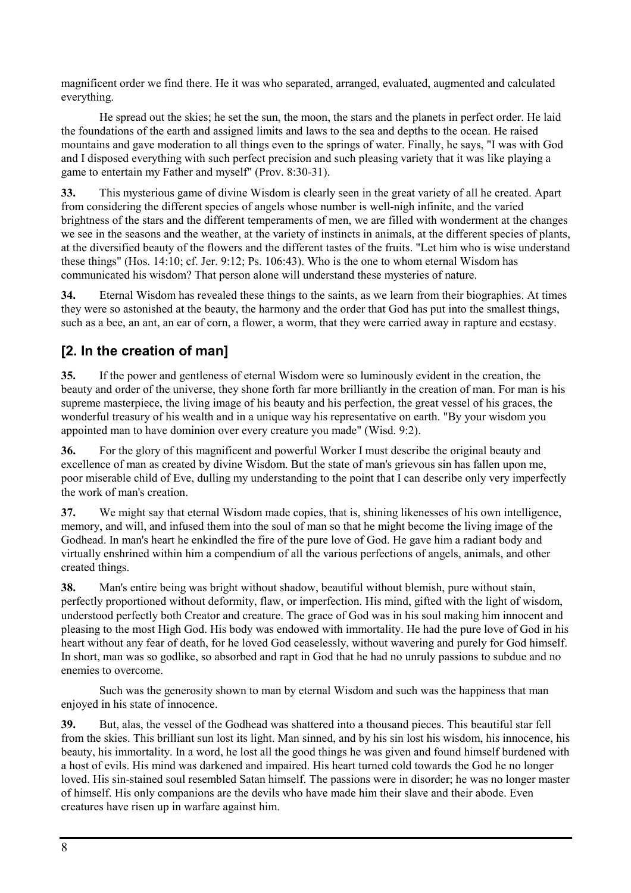magnificent order we find there. He it was who separated, arranged, evaluated, augmented and calculated everything.

He spread out the skies; he set the sun, the moon, the stars and the planets in perfect order. He laid the foundations of the earth and assigned limits and laws to the sea and depths to the ocean. He raised mountains and gave moderation to all things even to the springs of water. Finally, he says, "I was with God and I disposed everything with such perfect precision and such pleasing variety that it was like playing a game to entertain my Father and myself" (Prov. 8:30-31).

**33.** This mysterious game of divine Wisdom is clearly seen in the great variety of all he created. Apart from considering the different species of angels whose number is well-nigh infinite, and the varied brightness of the stars and the different temperaments of men, we are filled with wonderment at the changes we see in the seasons and the weather, at the variety of instincts in animals, at the different species of plants, at the diversified beauty of the flowers and the different tastes of the fruits. "Let him who is wise understand these things" (Hos. 14:10; cf. Jer. 9:12; Ps. 106:43). Who is the one to whom eternal Wisdom has communicated his wisdom? That person alone will understand these mysteries of nature.

**34.** Eternal Wisdom has revealed these things to the saints, as we learn from their biographies. At times they were so astonished at the beauty, the harmony and the order that God has put into the smallest things, such as a bee, an ant, an ear of corn, a flower, a worm, that they were carried away in rapture and ecstasy.

## [2. In the creation of man]

**35.** If the power and gentleness of eternal Wisdom were so luminously evident in the creation, the beauty and order of the universe, they shone forth far more brilliantly in the creation of man. For man is his supreme masterpiece, the living image of his beauty and his perfection, the great vessel of his graces, the wonderful treasury of his wealth and in a unique way his representative on earth. "By your wisdom you appointed man to have dominion over every creature you made" (Wisd. 9:2).

**36.** For the glory of this magnificent and powerful Worker I must describe the original beauty and excellence of man as created by divine Wisdom. But the state of man's grievous sin has fallen upon me, poor miserable child of Eve, dulling my understanding to the point that I can describe only very imperfectly the work of man's creation.

**37.** We might say that eternal Wisdom made copies, that is, shining likenesses of his own intelligence, memory, and will, and infused them into the soul of man so that he might become the living image of the Godhead. In man's heart he enkindled the fire of the pure love of God. He gave him a radiant body and virtually enshrined within him a compendium of all the various perfections of angels, animals, and other created things.

**38.** Man's entire being was bright without shadow, beautiful without blemish, pure without stain, perfectly proportioned without deformity, flaw, or imperfection. His mind, gifted with the light of wisdom, understood perfectly both Creator and creature. The grace of God was in his soul making him innocent and pleasing to the most High God. His body was endowed with immortality. He had the pure love of God in his heart without any fear of death, for he loved God ceaselessly, without wavering and purely for God himself. In short, man was so godlike, so absorbed and rapt in God that he had no unruly passions to subdue and no enemies to overcome.

Such was the generosity shown to man by eternal Wisdom and such was the happiness that man enjoyed in his state of innocence.

**39.** But, alas, the vessel of the Godhead was shattered into a thousand pieces. This beautiful star fell from the skies. This brilliant sun lost its light. Man sinned, and by his sin lost his wisdom, his innocence, his beauty, his immortality. In a word, he lost all the good things he was given and found himself burdened with a host of evils. His mind was darkened and impaired. His heart turned cold towards the God he no longer loved. His sin-stained soul resembled Satan himself. The passions were in disorder; he was no longer master of himself. His only companions are the devils who have made him their slave and their abode. Even creatures have risen up in warfare against him.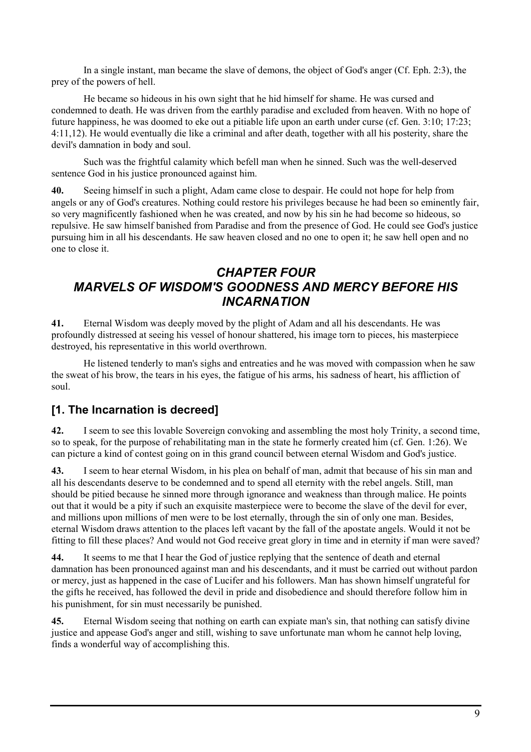In a single instant, man became the slave of demons, the object of God's anger (Cf. Eph. 2:3), the prey of the powers of hell.

He became so hideous in his own sight that he hid himself for shame. He was cursed and condemned to death. He was driven from the earthly paradise and excluded from heaven. With no hope of future happiness, he was doomed to eke out a pitiable life upon an earth under curse (cf. Gen. 3:10; 17:23; 4:11,12). He would eventually die like a criminal and after death, together with all his posterity, share the devil's damnation in body and soul.

Such was the frightful calamity which befell man when he sinned. Such was the well-deserved sentence God in his justice pronounced against him.

**40.** Seeing himself in such a plight, Adam came close to despair. He could not hope for help from angels or any of God's creatures. Nothing could restore his privileges because he had been so eminently fair, so very magnificently fashioned when he was created, and now by his sin he had become so hideous, so repulsive. He saw himself banished from Paradise and from the presence of God. He could see God's justice pursuing him in all his descendants. He saw heaven closed and no one to open it; he saw hell open and no one to close it.

## *CHAPTER FOUR*
## *MARVELS OF WISDOM'S GOODNESS AND MERCY BEFORE HIS INCARNATION*

**41.** Eternal Wisdom was deeply moved by the plight of Adam and all his descendants. He was profoundly distressed at seeing his vessel of honour shattered, his image torn to pieces, his masterpiece destroyed, his representative in this world overthrown.

He listened tenderly to man's sighs and entreaties and he was moved with compassion when he saw the sweat of his brow, the tears in his eyes, the fatigue of his arms, his sadness of heart, his affliction of soul.

### [1. The Incarnation is decreed]

**42.** I seem to see this lovable Sovereign convoking and assembling the most holy Trinity, a second time, so to speak, for the purpose of rehabilitating man in the state he formerly created him (cf. Gen. 1:26). We can picture a kind of contest going on in this grand council between eternal Wisdom and God's justice.

**43.** I seem to hear eternal Wisdom, in his plea on behalf of man, admit that because of his sin man and all his descendants deserve to be condemned and to spend all eternity with the rebel angels. Still, man should be pitied because he sinned more through ignorance and weakness than through malice. He points out that it would be a pity if such an exquisite masterpiece were to become the slave of the devil for ever, and millions upon millions of men were to be lost eternally, through the sin of only one man. Besides, eternal Wisdom draws attention to the places left vacant by the fall of the apostate angels. Would it not be fitting to fill these places? And would not God receive great glory in time and in eternity if man were saved?

**44.** It seems to me that I hear the God of justice replying that the sentence of death and eternal damnation has been pronounced against man and his descendants, and it must be carried out without pardon or mercy, just as happened in the case of Lucifer and his followers. Man has shown himself ungrateful for the gifts he received, has followed the devil in pride and disobedience and should therefore follow him in his punishment, for sin must necessarily be punished.

**45.** Eternal Wisdom seeing that nothing on earth can expiate man's sin, that nothing can satisfy divine justice and appease God's anger and still, wishing to save unfortunate man whom he cannot help loving, finds a wonderful way of accomplishing this.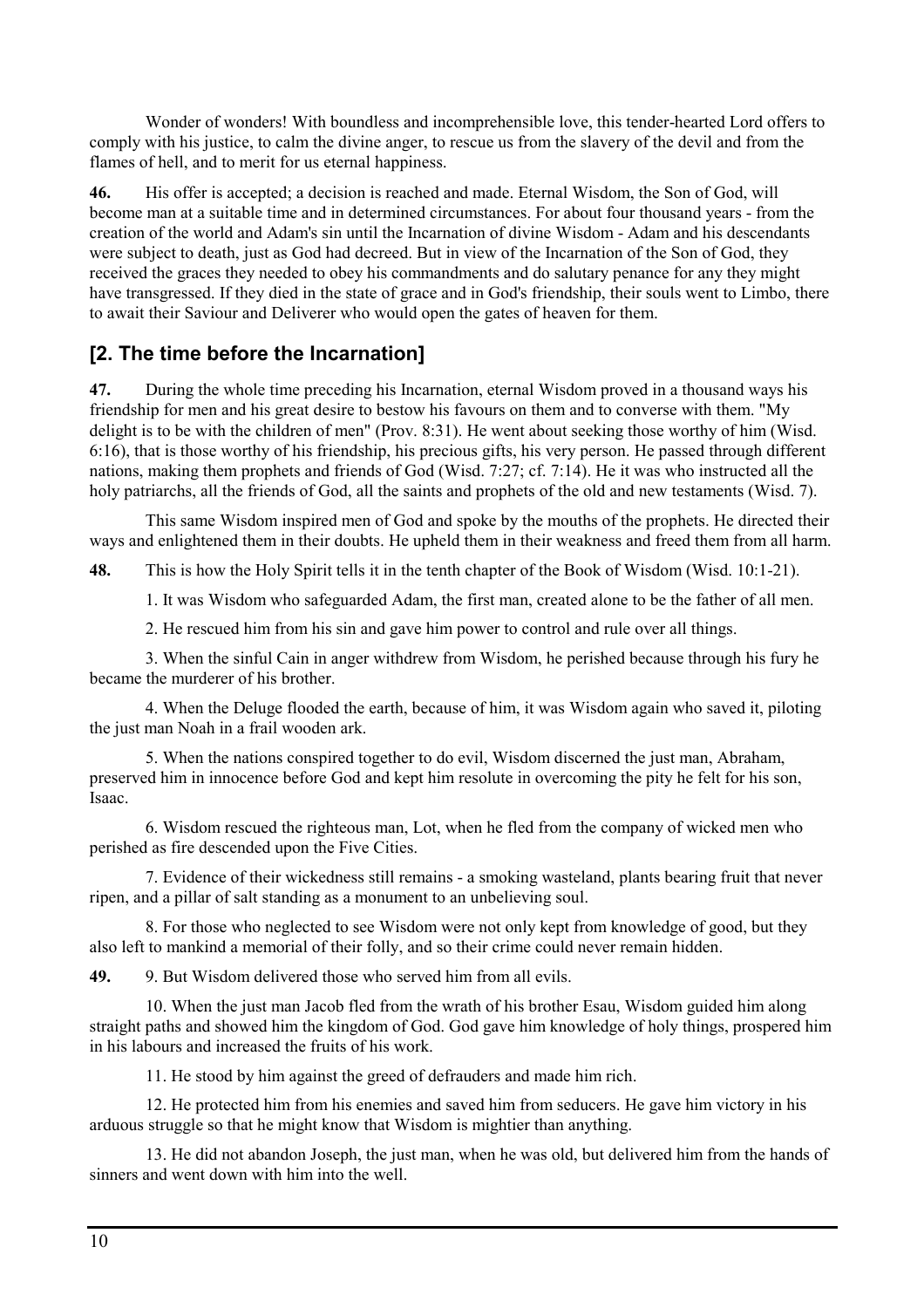Wonder of wonders! With boundless and incomprehensible love, this tender-hearted Lord offers to comply with his justice, to calm the divine anger, to rescue us from the slavery of the devil and from the flames of hell, and to merit for us eternal happiness.

**46.** His offer is accepted; a decision is reached and made. Eternal Wisdom, the Son of God, will become man at a suitable time and in determined circumstances. For about four thousand years - from the creation of the world and Adam's sin until the Incarnation of divine Wisdom - Adam and his descendants were subject to death, just as God had decreed. But in view of the Incarnation of the Son of God, they received the graces they needed to obey his commandments and do salutary penance for any they might have transgressed. If they died in the state of grace and in God's friendship, their souls went to Limbo, there to await their Saviour and Deliverer who would open the gates of heaven for them.

## [2. The time before the Incarnation]

**47.** During the whole time preceding his Incarnation, eternal Wisdom proved in a thousand ways his friendship for men and his great desire to bestow his favours on them and to converse with them. "My delight is to be with the children of men" (Prov. 8:31). He went about seeking those worthy of him (Wisd. 6:16), that is those worthy of his friendship, his precious gifts, his very person. He passed through different nations, making them prophets and friends of God (Wisd. 7:27; cf. 7:14). He it was who instructed all the holy patriarchs, all the friends of God, all the saints and prophets of the old and new testaments (Wisd. 7).

This same Wisdom inspired men of God and spoke by the mouths of the prophets. He directed their ways and enlightened them in their doubts. He upheld them in their weakness and freed them from all harm.

**48.** This is how the Holy Spirit tells it in the tenth chapter of the Book of Wisdom (Wisd. 10:1-21).

1. It was Wisdom who safeguarded Adam, the first man, created alone to be the father of all men.

2. He rescued him from his sin and gave him power to control and rule over all things.

3. When the sinful Cain in anger withdrew from Wisdom, he perished because through his fury he became the murderer of his brother.

4. When the Deluge flooded the earth, because of him, it was Wisdom again who saved it, piloting the just man Noah in a frail wooden ark.

5. When the nations conspired together to do evil, Wisdom discerned the just man, Abraham, preserved him in innocence before God and kept him resolute in overcoming the pity he felt for his son, Isaac.

6. Wisdom rescued the righteous man, Lot, when he fled from the company of wicked men who perished as fire descended upon the Five Cities.

7. Evidence of their wickedness still remains - a smoking wasteland, plants bearing fruit that never ripen, and a pillar of salt standing as a monument to an unbelieving soul.

8. For those who neglected to see Wisdom were not only kept from knowledge of good, but they also left to mankind a memorial of their folly, and so their crime could never remain hidden.

**49.** 9. But Wisdom delivered those who served him from all evils.

10. When the just man Jacob fled from the wrath of his brother Esau, Wisdom guided him along straight paths and showed him the kingdom of God. God gave him knowledge of holy things, prospered him in his labours and increased the fruits of his work.

11. He stood by him against the greed of defrauders and made him rich.

12. He protected him from his enemies and saved him from seducers. He gave him victory in his arduous struggle so that he might know that Wisdom is mightier than anything.

13. He did not abandon Joseph, the just man, when he was old, but delivered him from the hands of sinners and went down with him into the well.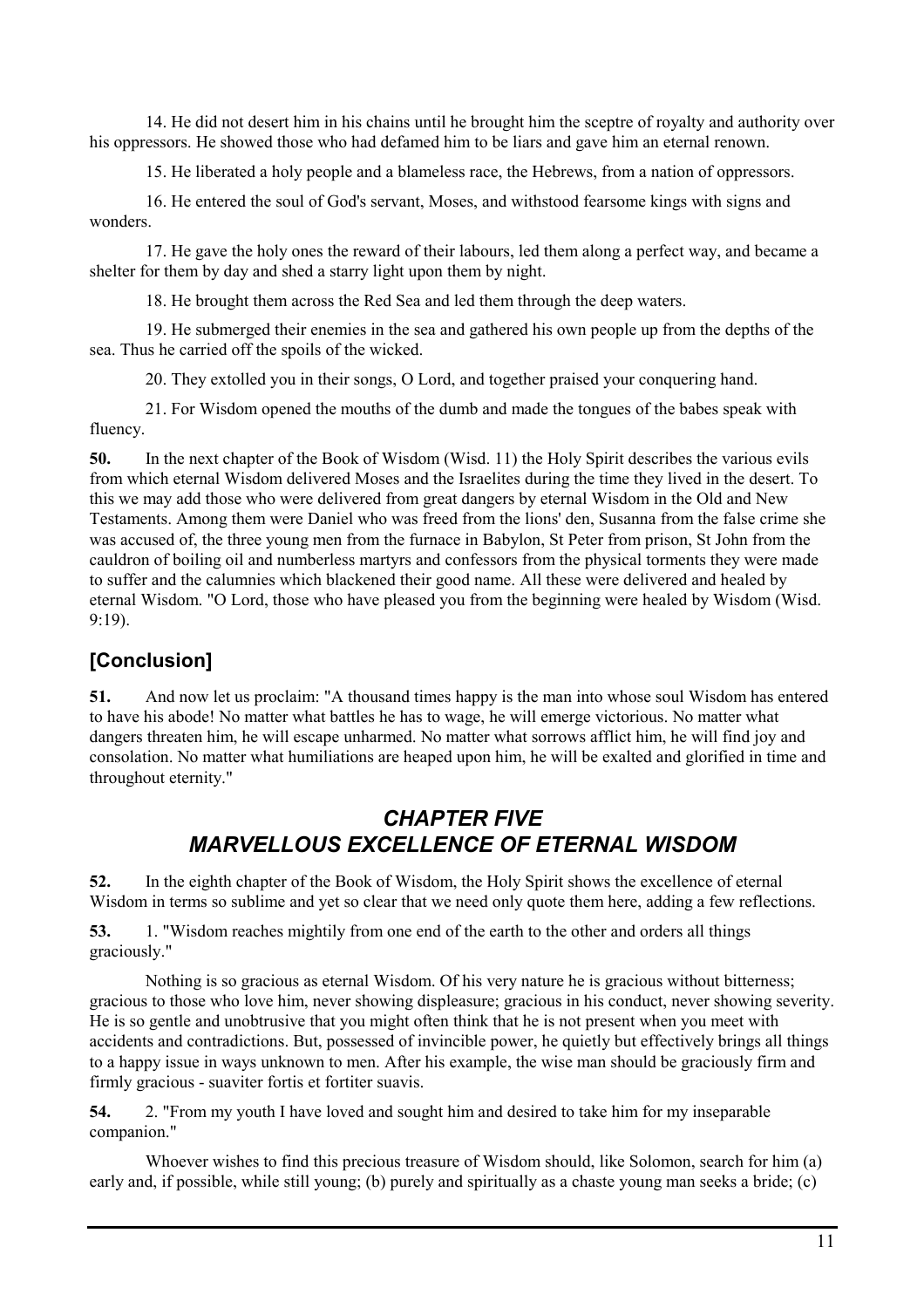14. He did not desert him in his chains until he brought him the sceptre of royalty and authority over his oppressors. He showed those who had defamed him to be liars and gave him an eternal renown.

15. He liberated a holy people and a blameless race, the Hebrews, from a nation of oppressors.

16. He entered the soul of God's servant, Moses, and withstood fearsome kings with signs and wonders.

17. He gave the holy ones the reward of their labours, led them along a perfect way, and became a shelter for them by day and shed a starry light upon them by night.

18. He brought them across the Red Sea and led them through the deep waters.

19. He submerged their enemies in the sea and gathered his own people up from the depths of the sea. Thus he carried off the spoils of the wicked.

20. They extolled you in their songs, O Lord, and together praised your conquering hand.

21. For Wisdom opened the mouths of the dumb and made the tongues of the babes speak with fluency.

**50.** In the next chapter of the Book of Wisdom (Wisd. 11) the Holy Spirit describes the various evils from which eternal Wisdom delivered Moses and the Israelites during the time they lived in the desert. To this we may add those who were delivered from great dangers by eternal Wisdom in the Old and New Testaments. Among them were Daniel who was freed from the lions' den, Susanna from the false crime she was accused of, the three young men from the furnace in Babylon, St Peter from prison, St John from the cauldron of boiling oil and numberless martyrs and confessors from the physical torments they were made to suffer and the calumnies which blackened their good name. All these were delivered and healed by eternal Wisdom. "O Lord, those who have pleased you from the beginning were healed by Wisdom (Wisd. 9:19).

## [Conclusion]

**51.** And now let us proclaim: "A thousand times happy is the man into whose soul Wisdom has entered to have his abode! No matter what battles he has to wage, he will emerge victorious. No matter what dangers threaten him, he will escape unharmed. No matter what sorrows afflict him, he will find joy and consolation. No matter what humiliations are heaped upon him, he will be exalted and glorified in time and throughout eternity."

# *CHAPTER FIVE*
# *MARVELLOUS EXCELLENCE OF ETERNAL WISDOM*

**52.** In the eighth chapter of the Book of Wisdom, the Holy Spirit shows the excellence of eternal Wisdom in terms so sublime and yet so clear that we need only quote them here, adding a few reflections.

**53.** 1. "Wisdom reaches mightily from one end of the earth to the other and orders all things graciously."

Nothing is so gracious as eternal Wisdom. Of his very nature he is gracious without bitterness; gracious to those who love him, never showing displeasure; gracious in his conduct, never showing severity. He is so gentle and unobtrusive that you might often think that he is not present when you meet with accidents and contradictions. But, possessed of invincible power, he quietly but effectively brings all things to a happy issue in ways unknown to men. After his example, the wise man should be graciously firm and firmly gracious - suaviter fortis et fortiter suavis.

**54.** 2. "From my youth I have loved and sought him and desired to take him for my inseparable companion."

Whoever wishes to find this precious treasure of Wisdom should, like Solomon, search for him (a) early and, if possible, while still young; (b) purely and spiritually as a chaste young man seeks a bride; (c)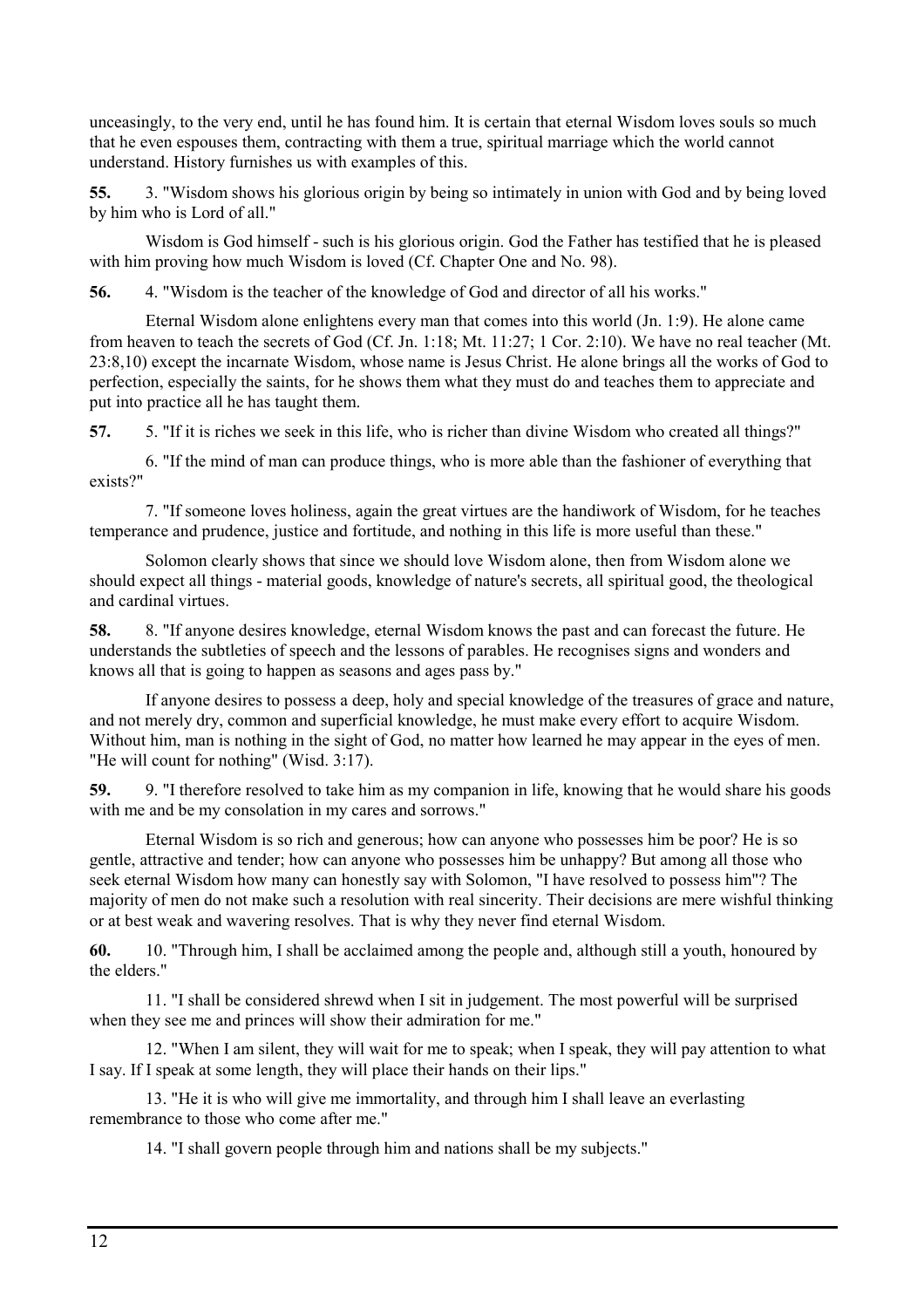unceasingly, to the very end, until he has found him. It is certain that eternal Wisdom loves souls so much that he even espouses them, contracting with them a true, spiritual marriage which the world cannot understand. History furnishes us with examples of this.

**55.** 3. "Wisdom shows his glorious origin by being so intimately in union with God and by being loved by him who is Lord of all."

Wisdom is God himself - such is his glorious origin. God the Father has testified that he is pleased with him proving how much Wisdom is loved (Cf. Chapter One and No. 98).

**56.** 4. "Wisdom is the teacher of the knowledge of God and director of all his works."

Eternal Wisdom alone enlightens every man that comes into this world (Jn. 1:9). He alone came from heaven to teach the secrets of God (Cf. Jn. 1:18; Mt. 11:27; 1 Cor. 2:10). We have no real teacher (Mt. 23:8,10) except the incarnate Wisdom, whose name is Jesus Christ. He alone brings all the works of God to perfection, especially the saints, for he shows them what they must do and teaches them to appreciate and put into practice all he has taught them.

**57.** 5. "If it is riches we seek in this life, who is richer than divine Wisdom who created all things?"

6. "If the mind of man can produce things, who is more able than the fashioner of everything that exists?"

7. "If someone loves holiness, again the great virtues are the handiwork of Wisdom, for he teaches temperance and prudence, justice and fortitude, and nothing in this life is more useful than these."

Solomon clearly shows that since we should love Wisdom alone, then from Wisdom alone we should expect all things - material goods, knowledge of nature's secrets, all spiritual good, the theological and cardinal virtues.

**58.** 8. "If anyone desires knowledge, eternal Wisdom knows the past and can forecast the future. He understands the subtleties of speech and the lessons of parables. He recognises signs and wonders and knows all that is going to happen as seasons and ages pass by."

If anyone desires to possess a deep, holy and special knowledge of the treasures of grace and nature, and not merely dry, common and superficial knowledge, he must make every effort to acquire Wisdom. Without him, man is nothing in the sight of God, no matter how learned he may appear in the eyes of men. "He will count for nothing" (Wisd. 3:17).

**59.** 9. "I therefore resolved to take him as my companion in life, knowing that he would share his goods with me and be my consolation in my cares and sorrows."

Eternal Wisdom is so rich and generous; how can anyone who possesses him be poor? He is so gentle, attractive and tender; how can anyone who possesses him be unhappy? But among all those who seek eternal Wisdom how many can honestly say with Solomon, "I have resolved to possess him"? The majority of men do not make such a resolution with real sincerity. Their decisions are mere wishful thinking or at best weak and wavering resolves. That is why they never find eternal Wisdom.

**60.** 10. "Through him, I shall be acclaimed among the people and, although still a youth, honoured by the elders."

11. "I shall be considered shrewd when I sit in judgement. The most powerful will be surprised when they see me and princes will show their admiration for me."

12. "When I am silent, they will wait for me to speak; when I speak, they will pay attention to what I say. If I speak at some length, they will place their hands on their lips."

13. "He it is who will give me immortality, and through him I shall leave an everlasting remembrance to those who come after me."

14. "I shall govern people through him and nations shall be my subjects."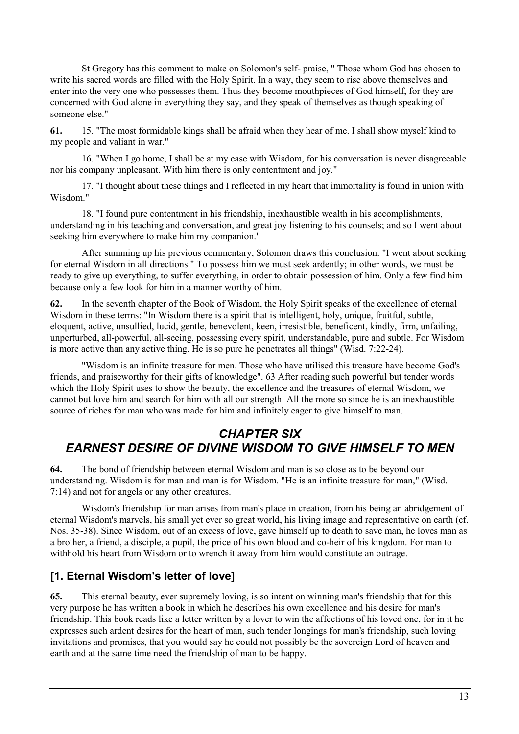St Gregory has this comment to make on Solomon's self- praise, " Those whom God has chosen to write his sacred words are filled with the Holy Spirit. In a way, they seem to rise above themselves and enter into the very one who possesses them. Thus they become mouthpieces of God himself, for they are concerned with God alone in everything they say, and they speak of themselves as though speaking of someone else."

**61.** 15. "The most formidable kings shall be afraid when they hear of me. I shall show myself kind to my people and valiant in war."

16. "When I go home, I shall be at my ease with Wisdom, for his conversation is never disagreeable nor his company unpleasant. With him there is only contentment and joy."

17. "I thought about these things and I reflected in my heart that immortality is found in union with Wisdom."

18. "I found pure contentment in his friendship, inexhaustible wealth in his accomplishments, understanding in his teaching and conversation, and great joy listening to his counsels; and so I went about seeking him everywhere to make him my companion."

After summing up his previous commentary, Solomon draws this conclusion: "I went about seeking for eternal Wisdom in all directions." To possess him we must seek ardently; in other words, we must be ready to give up everything, to suffer everything, in order to obtain possession of him. Only a few find him because only a few look for him in a manner worthy of him.

**62.** In the seventh chapter of the Book of Wisdom, the Holy Spirit speaks of the excellence of eternal Wisdom in these terms: "In Wisdom there is a spirit that is intelligent, holy, unique, fruitful, subtle, eloquent, active, unsullied, lucid, gentle, benevolent, keen, irresistible, beneficent, kindly, firm, unfailing, unperturbed, all-powerful, all-seeing, possessing every spirit, understandable, pure and subtle. For Wisdom is more active than any active thing. He is so pure he penetrates all things" (Wisd. 7:22-24).

"Wisdom is an infinite treasure for men. Those who have utilised this treasure have become God's friends, and praiseworthy for their gifts of knowledge". 63 After reading such powerful but tender words which the Holy Spirit uses to show the beauty, the excellence and the treasures of eternal Wisdom, we cannot but love him and search for him with all our strength. All the more so since he is an inexhaustible source of riches for man who was made for him and infinitely eager to give himself to man.

## *CHAPTER SIX*
## *EARNEST DESIRE OF DIVINE WISDOM TO GIVE HIMSELF TO MEN*

**64.** The bond of friendship between eternal Wisdom and man is so close as to be beyond our understanding. Wisdom is for man and man is for Wisdom. "He is an infinite treasure for man," (Wisd. 7:14) and not for angels or any other creatures.

Wisdom's friendship for man arises from man's place in creation, from his being an abridgement of eternal Wisdom's marvels, his small yet ever so great world, his living image and representative on earth (cf. Nos. 35-38). Since Wisdom, out of an excess of love, gave himself up to death to save man, he loves man as a brother, a friend, a disciple, a pupil, the price of his own blood and co-heir of his kingdom. For man to withhold his heart from Wisdom or to wrench it away from him would constitute an outrage.

### [1. Eternal Wisdom's letter of love]

**65.** This eternal beauty, ever supremely loving, is so intent on winning man's friendship that for this very purpose he has written a book in which he describes his own excellence and his desire for man's friendship. This book reads like a letter written by a lover to win the affections of his loved one, for in it he expresses such ardent desires for the heart of man, such tender longings for man's friendship, such loving invitations and promises, that you would say he could not possibly be the sovereign Lord of heaven and earth and at the same time need the friendship of man to be happy.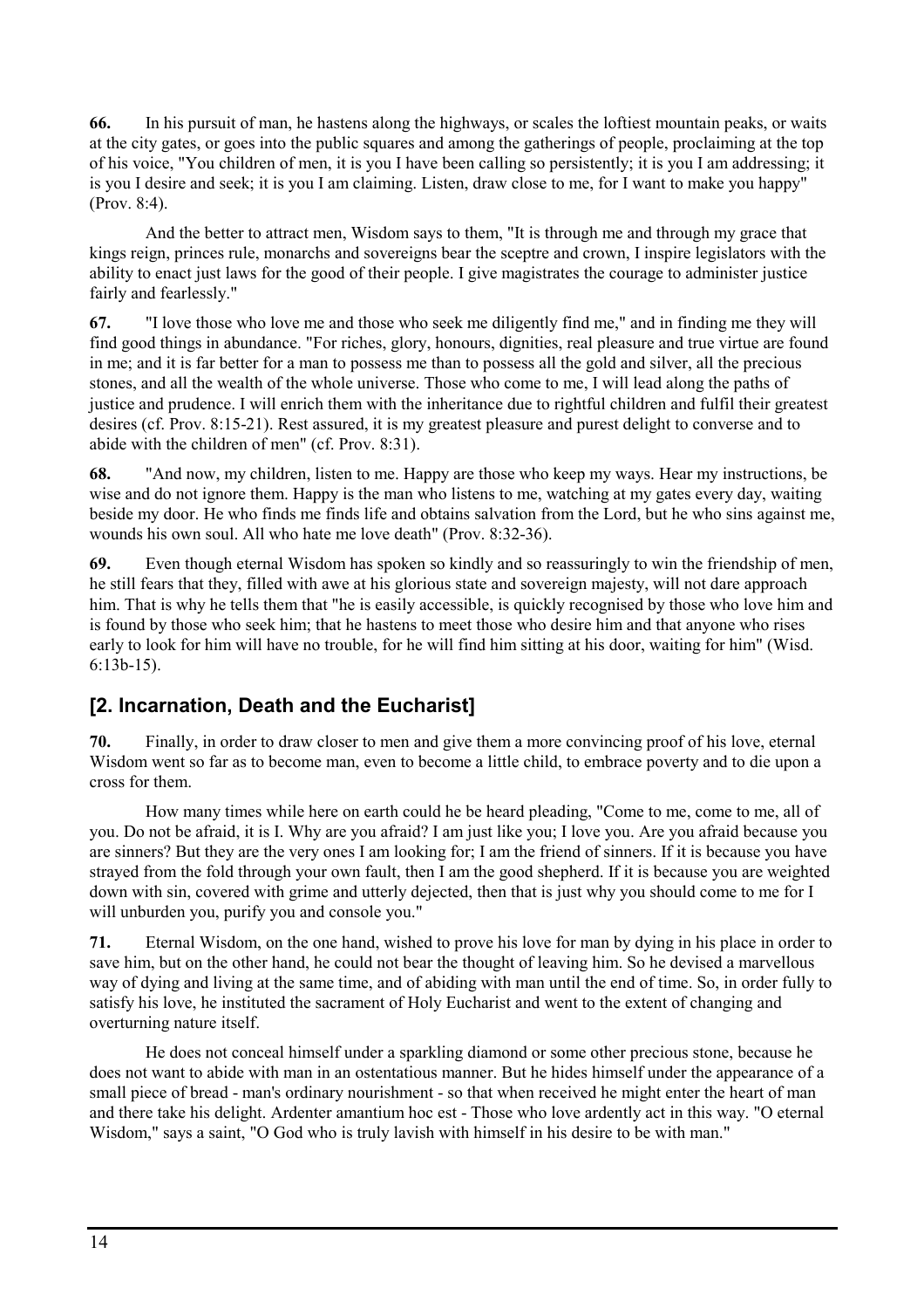**66.** In his pursuit of man, he hastens along the highways, or scales the loftiest mountain peaks, or waits at the city gates, or goes into the public squares and among the gatherings of people, proclaiming at the top of his voice, "You children of men, it is you I have been calling so persistently; it is you I am addressing; it is you I desire and seek; it is you I am claiming. Listen, draw close to me, for I want to make you happy" (Prov. 8:4).

And the better to attract men, Wisdom says to them, "It is through me and through my grace that kings reign, princes rule, monarchs and sovereigns bear the sceptre and crown, I inspire legislators with the ability to enact just laws for the good of their people. I give magistrates the courage to administer justice fairly and fearlessly."

**67.** "I love those who love me and those who seek me diligently find me," and in finding me they will find good things in abundance. "For riches, glory, honours, dignities, real pleasure and true virtue are found in me; and it is far better for a man to possess me than to possess all the gold and silver, all the precious stones, and all the wealth of the whole universe. Those who come to me, I will lead along the paths of justice and prudence. I will enrich them with the inheritance due to rightful children and fulfil their greatest desires (cf. Prov. 8:15-21). Rest assured, it is my greatest pleasure and purest delight to converse and to abide with the children of men" (cf. Prov. 8:31).

**68.** "And now, my children, listen to me. Happy are those who keep my ways. Hear my instructions, be wise and do not ignore them. Happy is the man who listens to me, watching at my gates every day, waiting beside my door. He who finds me finds life and obtains salvation from the Lord, but he who sins against me, wounds his own soul. All who hate me love death" (Prov. 8:32-36).

**69.** Even though eternal Wisdom has spoken so kindly and so reassuringly to win the friendship of men, he still fears that they, filled with awe at his glorious state and sovereign majesty, will not dare approach him. That is why he tells them that "he is easily accessible, is quickly recognised by those who love him and is found by those who seek him; that he hastens to meet those who desire him and that anyone who rises early to look for him will have no trouble, for he will find him sitting at his door, waiting for him" (Wisd. 6:13b-15).

## [2. Incarnation, Death and the Eucharist]

**70.** Finally, in order to draw closer to men and give them a more convincing proof of his love, eternal Wisdom went so far as to become man, even to become a little child, to embrace poverty and to die upon a cross for them.

How many times while here on earth could he be heard pleading, "Come to me, come to me, all of you. Do not be afraid, it is I. Why are you afraid? I am just like you; I love you. Are you afraid because you are sinners? But they are the very ones I am looking for; I am the friend of sinners. If it is because you have strayed from the fold through your own fault, then I am the good shepherd. If it is because you are weighted down with sin, covered with grime and utterly dejected, then that is just why you should come to me for I will unburden you, purify you and console you."

**71.** Eternal Wisdom, on the one hand, wished to prove his love for man by dying in his place in order to save him, but on the other hand, he could not bear the thought of leaving him. So he devised a marvellous way of dying and living at the same time, and of abiding with man until the end of time. So, in order fully to satisfy his love, he instituted the sacrament of Holy Eucharist and went to the extent of changing and overturning nature itself.

He does not conceal himself under a sparkling diamond or some other precious stone, because he does not want to abide with man in an ostentatious manner. But he hides himself under the appearance of a small piece of bread - man's ordinary nourishment - so that when received he might enter the heart of man and there take his delight. Ardenter amantium hoc est - Those who love ardently act in this way. "O eternal Wisdom," says a saint, "O God who is truly lavish with himself in his desire to be with man."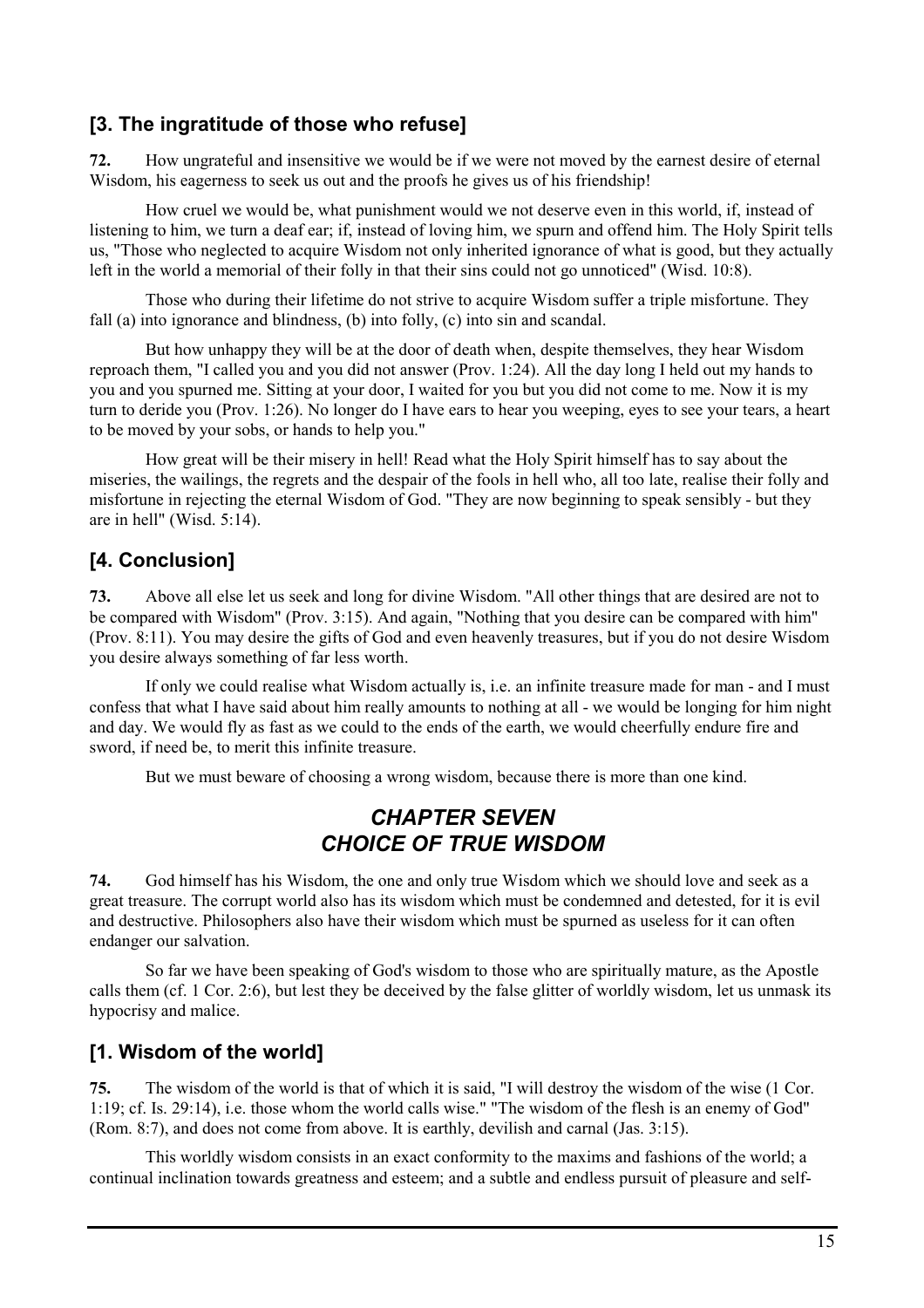## [3. The ingratitude of those who refuse]

**72.** How ungrateful and insensitive we would be if we were not moved by the earnest desire of eternal Wisdom, his eagerness to seek us out and the proofs he gives us of his friendship!

How cruel we would be, what punishment would we not deserve even in this world, if, instead of listening to him, we turn a deaf ear; if, instead of loving him, we spurn and offend him. The Holy Spirit tells us, "Those who neglected to acquire Wisdom not only inherited ignorance of what is good, but they actually left in the world a memorial of their folly in that their sins could not go unnoticed" (Wisd. 10:8).

Those who during their lifetime do not strive to acquire Wisdom suffer a triple misfortune. They fall (a) into ignorance and blindness, (b) into folly, (c) into sin and scandal.

But how unhappy they will be at the door of death when, despite themselves, they hear Wisdom reproach them, "I called you and you did not answer (Prov. 1:24). All the day long I held out my hands to you and you spurned me. Sitting at your door, I waited for you but you did not come to me. Now it is my turn to deride you (Prov. 1:26). No longer do I have ears to hear you weeping, eyes to see your tears, a heart to be moved by your sobs, or hands to help you."

How great will be their misery in hell! Read what the Holy Spirit himself has to say about the miseries, the wailings, the regrets and the despair of the fools in hell who, all too late, realise their folly and misfortune in rejecting the eternal Wisdom of God. "They are now beginning to speak sensibly - but they are in hell" (Wisd. 5:14).

## [4. Conclusion]

**73.** Above all else let us seek and long for divine Wisdom. "All other things that are desired are not to be compared with Wisdom" (Prov. 3:15). And again, "Nothing that you desire can be compared with him" (Prov. 8:11). You may desire the gifts of God and even heavenly treasures, but if you do not desire Wisdom you desire always something of far less worth.

If only we could realise what Wisdom actually is, i.e. an infinite treasure made for man - and I must confess that what I have said about him really amounts to nothing at all - we would be longing for him night and day. We would fly as fast as we could to the ends of the earth, we would cheerfully endure fire and sword, if need be, to merit this infinite treasure.

But we must beware of choosing a wrong wisdom, because there is more than one kind.

# *CHAPTER SEVEN*
# *CHOICE OF TRUE WISDOM*

**74.** God himself has his Wisdom, the one and only true Wisdom which we should love and seek as a great treasure. The corrupt world also has its wisdom which must be condemned and detested, for it is evil and destructive. Philosophers also have their wisdom which must be spurned as useless for it can often endanger our salvation.

So far we have been speaking of God's wisdom to those who are spiritually mature, as the Apostle calls them (cf. 1 Cor. 2:6), but lest they be deceived by the false glitter of worldly wisdom, let us unmask its hypocrisy and malice.

## [1. Wisdom of the world]

**75.** The wisdom of the world is that of which it is said, "I will destroy the wisdom of the wise (1 Cor. 1:19; cf. Is. 29:14), i.e. those whom the world calls wise." "The wisdom of the flesh is an enemy of God" (Rom. 8:7), and does not come from above. It is earthly, devilish and carnal (Jas. 3:15).

This worldly wisdom consists in an exact conformity to the maxims and fashions of the world; a continual inclination towards greatness and esteem; and a subtle and endless pursuit of pleasure and self-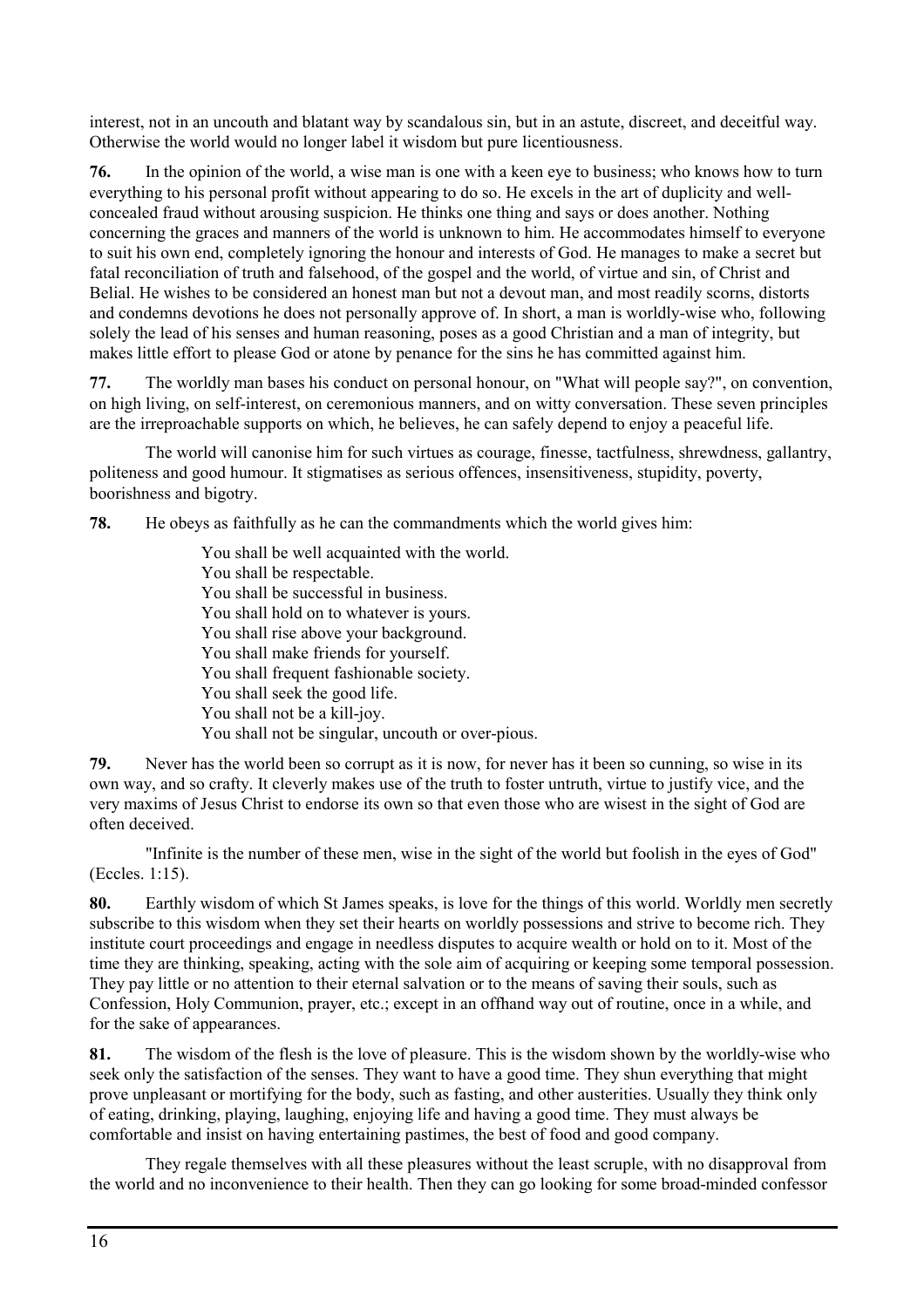interest, not in an uncouth and blatant way by scandalous sin, but in an astute, discreet, and deceitful way. Otherwise the world would no longer label it wisdom but pure licentiousness.

**76.** In the opinion of the world, a wise man is one with a keen eye to business; who knows how to turn everything to his personal profit without appearing to do so. He excels in the art of duplicity and well-concealed fraud without arousing suspicion. He thinks one thing and says or does another. Nothing concerning the graces and manners of the world is unknown to him. He accommodates himself to everyone to suit his own end, completely ignoring the honour and interests of God. He manages to make a secret but fatal reconciliation of truth and falsehood, of the gospel and the world, of virtue and sin, of Christ and Belial. He wishes to be considered an honest man but not a devout man, and most readily scorns, distorts and condemns devotions he does not personally approve of. In short, a man is worldly-wise who, following solely the lead of his senses and human reasoning, poses as a good Christian and a man of integrity, but makes little effort to please God or atone by penance for the sins he has committed against him.

**77.** The worldly man bases his conduct on personal honour, on "What will people say?", on convention, on high living, on self-interest, on ceremonious manners, and on witty conversation. These seven principles are the irreproachable supports on which, he believes, he can safely depend to enjoy a peaceful life.

The world will canonise him for such virtues as courage, finesse, tactfulness, shrewdness, gallantry, politeness and good humour. It stigmatises as serious offences, insensitiveness, stupidity, poverty, boorishness and bigotry.

**78.** He obeys as faithfully as he can the commandments which the world gives him:

> You shall be well acquainted with the world.
> You shall be respectable.
> You shall be successful in business.
> You shall hold on to whatever is yours.
> You shall rise above your background.
> You shall make friends for yourself.
> You shall frequent fashionable society.
> You shall seek the good life.
> You shall not be a kill-joy.
> You shall not be singular, uncouth or over-pious.

**79.** Never has the world been so corrupt as it is now, for never has it been so cunning, so wise in its own way, and so crafty. It cleverly makes use of the truth to foster untruth, virtue to justify vice, and the very maxims of Jesus Christ to endorse its own so that even those who are wisest in the sight of God are often deceived.

"Infinite is the number of these men, wise in the sight of the world but foolish in the eyes of God" (Eccles. 1:15).

**80.** Earthly wisdom of which St James speaks, is love for the things of this world. Worldly men secretly subscribe to this wisdom when they set their hearts on worldly possessions and strive to become rich. They institute court proceedings and engage in needless disputes to acquire wealth or hold on to it. Most of the time they are thinking, speaking, acting with the sole aim of acquiring or keeping some temporal possession. They pay little or no attention to their eternal salvation or to the means of saving their souls, such as Confession, Holy Communion, prayer, etc.; except in an offhand way out of routine, once in a while, and for the sake of appearances.

**81.** The wisdom of the flesh is the love of pleasure. This is the wisdom shown by the worldly-wise who seek only the satisfaction of the senses. They want to have a good time. They shun everything that might prove unpleasant or mortifying for the body, such as fasting, and other austerities. Usually they think only of eating, drinking, playing, laughing, enjoying life and having a good time. They must always be comfortable and insist on having entertaining pastimes, the best of food and good company.

They regale themselves with all these pleasures without the least scruple, with no disapproval from the world and no inconvenience to their health. Then they can go looking for some broad-minded confessor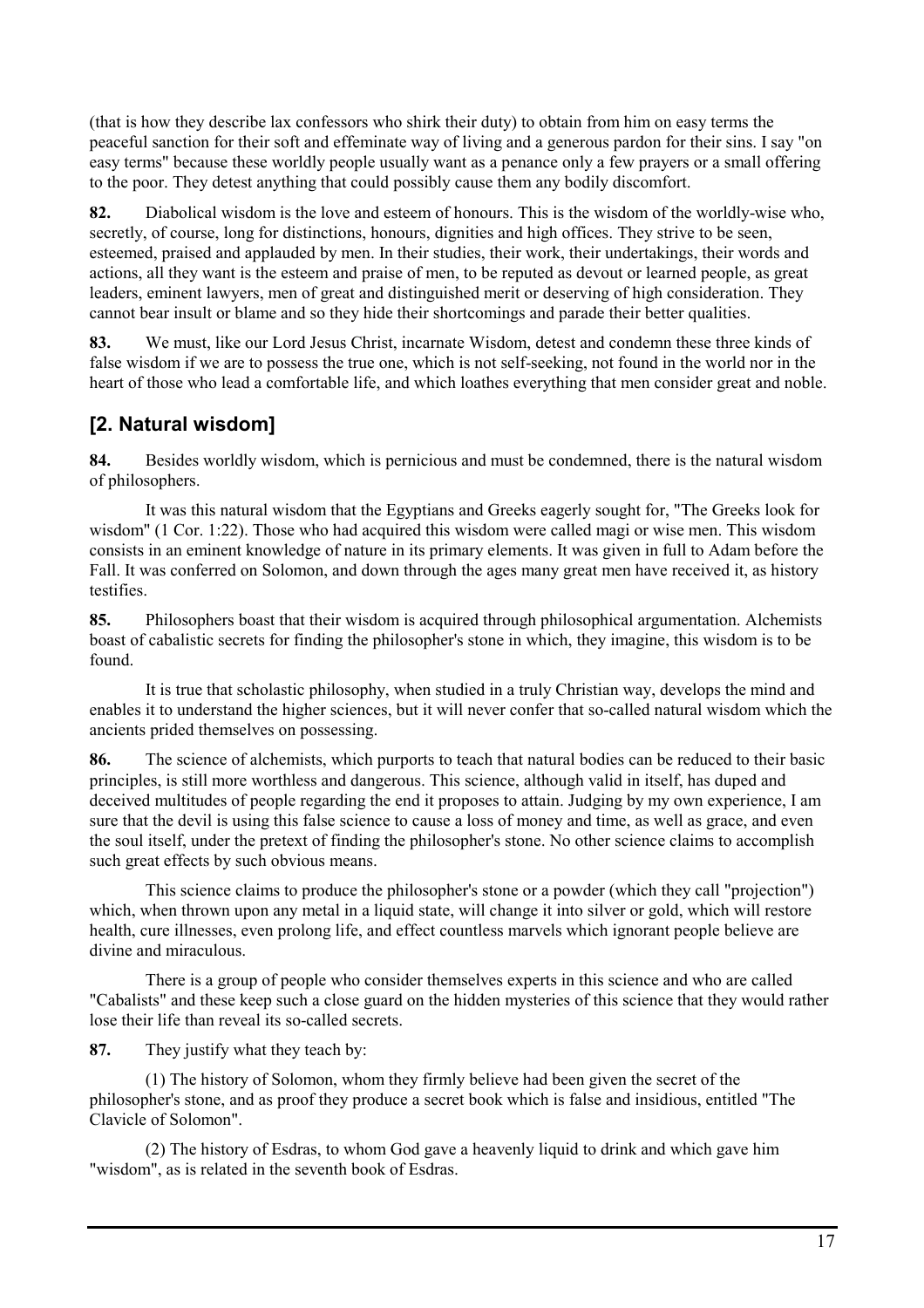(that is how they describe lax confessors who shirk their duty) to obtain from him on easy terms the peaceful sanction for their soft and effeminate way of living and a generous pardon for their sins. I say "on easy terms" because these worldly people usually want as a penance only a few prayers or a small offering to the poor. They detest anything that could possibly cause them any bodily discomfort.

**82.** Diabolical wisdom is the love and esteem of honours. This is the wisdom of the worldly-wise who, secretly, of course, long for distinctions, honours, dignities and high offices. They strive to be seen, esteemed, praised and applauded by men. In their studies, their work, their undertakings, their words and actions, all they want is the esteem and praise of men, to be reputed as devout or learned people, as great leaders, eminent lawyers, men of great and distinguished merit or deserving of high consideration. They cannot bear insult or blame and so they hide their shortcomings and parade their better qualities.

**83.** We must, like our Lord Jesus Christ, incarnate Wisdom, detest and condemn these three kinds of false wisdom if we are to possess the true one, which is not self-seeking, not found in the world nor in the heart of those who lead a comfortable life, and which loathes everything that men consider great and noble.

## [2. Natural wisdom]

**84.** Besides worldly wisdom, which is pernicious and must be condemned, there is the natural wisdom of philosophers.

It was this natural wisdom that the Egyptians and Greeks eagerly sought for, "The Greeks look for wisdom" (1 Cor. 1:22). Those who had acquired this wisdom were called magi or wise men. This wisdom consists in an eminent knowledge of nature in its primary elements. It was given in full to Adam before the Fall. It was conferred on Solomon, and down through the ages many great men have received it, as history testifies.

**85.** Philosophers boast that their wisdom is acquired through philosophical argumentation. Alchemists boast of cabalistic secrets for finding the philosopher's stone in which, they imagine, this wisdom is to be found.

It is true that scholastic philosophy, when studied in a truly Christian way, develops the mind and enables it to understand the higher sciences, but it will never confer that so-called natural wisdom which the ancients prided themselves on possessing.

**86.** The science of alchemists, which purports to teach that natural bodies can be reduced to their basic principles, is still more worthless and dangerous. This science, although valid in itself, has duped and deceived multitudes of people regarding the end it proposes to attain. Judging by my own experience, I am sure that the devil is using this false science to cause a loss of money and time, as well as grace, and even the soul itself, under the pretext of finding the philosopher's stone. No other science claims to accomplish such great effects by such obvious means.

This science claims to produce the philosopher's stone or a powder (which they call "projection") which, when thrown upon any metal in a liquid state, will change it into silver or gold, which will restore health, cure illnesses, even prolong life, and effect countless marvels which ignorant people believe are divine and miraculous.

There is a group of people who consider themselves experts in this science and who are called "Cabalists" and these keep such a close guard on the hidden mysteries of this science that they would rather lose their life than reveal its so-called secrets.

**87.** They justify what they teach by:

(1) The history of Solomon, whom they firmly believe had been given the secret of the philosopher's stone, and as proof they produce a secret book which is false and insidious, entitled "The Clavicle of Solomon".

(2) The history of Esdras, to whom God gave a heavenly liquid to drink and which gave him "wisdom", as is related in the seventh book of Esdras.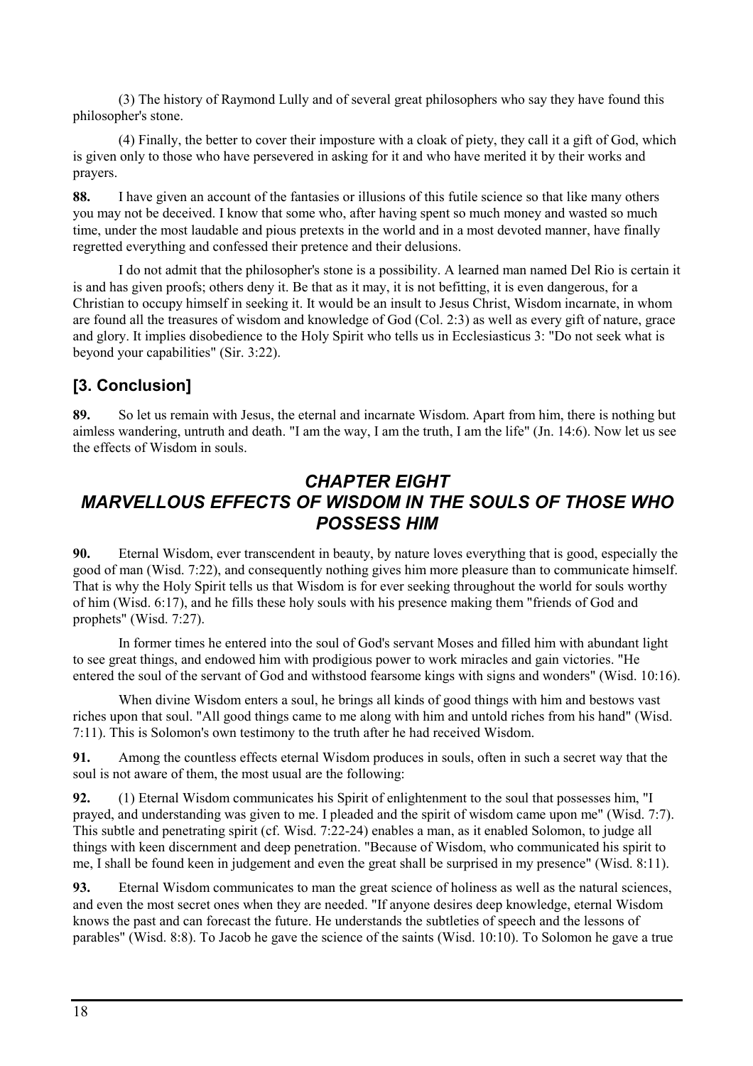(3) The history of Raymond Lully and of several great philosophers who say they have found this philosopher's stone.

(4) Finally, the better to cover their imposture with a cloak of piety, they call it a gift of God, which is given only to those who have persevered in asking for it and who have merited it by their works and prayers.

**88.** I have given an account of the fantasies or illusions of this futile science so that like many others you may not be deceived. I know that some who, after having spent so much money and wasted so much time, under the most laudable and pious pretexts in the world and in a most devoted manner, have finally regretted everything and confessed their pretence and their delusions.

I do not admit that the philosopher's stone is a possibility. A learned man named Del Rio is certain it is and has given proofs; others deny it. Be that as it may, it is not befitting, it is even dangerous, for a Christian to occupy himself in seeking it. It would be an insult to Jesus Christ, Wisdom incarnate, in whom are found all the treasures of wisdom and knowledge of God (Col. 2:3) as well as every gift of nature, grace and glory. It implies disobedience to the Holy Spirit who tells us in Ecclesiasticus 3: "Do not seek what is beyond your capabilities" (Sir. 3:22).

## [3. Conclusion]

**89.** So let us remain with Jesus, the eternal and incarnate Wisdom. Apart from him, there is nothing but aimless wandering, untruth and death. "I am the way, I am the truth, I am the life" (Jn. 14:6). Now let us see the effects of Wisdom in souls.

# *CHAPTER EIGHT*
# *MARVELLOUS EFFECTS OF WISDOM IN THE SOULS OF THOSE WHO POSSESS HIM*

**90.** Eternal Wisdom, ever transcendent in beauty, by nature loves everything that is good, especially the good of man (Wisd. 7:22), and consequently nothing gives him more pleasure than to communicate himself. That is why the Holy Spirit tells us that Wisdom is for ever seeking throughout the world for souls worthy of him (Wisd. 6:17), and he fills these holy souls with his presence making them "friends of God and prophets" (Wisd. 7:27).

In former times he entered into the soul of God's servant Moses and filled him with abundant light to see great things, and endowed him with prodigious power to work miracles and gain victories. "He entered the soul of the servant of God and withstood fearsome kings with signs and wonders" (Wisd. 10:16).

When divine Wisdom enters a soul, he brings all kinds of good things with him and bestows vast riches upon that soul. "All good things came to me along with him and untold riches from his hand" (Wisd. 7:11). This is Solomon's own testimony to the truth after he had received Wisdom.

**91.** Among the countless effects eternal Wisdom produces in souls, often in such a secret way that the soul is not aware of them, the most usual are the following:

**92.** (1) Eternal Wisdom communicates his Spirit of enlightenment to the soul that possesses him, "I prayed, and understanding was given to me. I pleaded and the spirit of wisdom came upon me" (Wisd. 7:7). This subtle and penetrating spirit (cf. Wisd. 7:22-24) enables a man, as it enabled Solomon, to judge all things with keen discernment and deep penetration. "Because of Wisdom, who communicated his spirit to me, I shall be found keen in judgement and even the great shall be surprised in my presence" (Wisd. 8:11).

**93.** Eternal Wisdom communicates to man the great science of holiness as well as the natural sciences, and even the most secret ones when they are needed. "If anyone desires deep knowledge, eternal Wisdom knows the past and can forecast the future. He understands the subtleties of speech and the lessons of parables" (Wisd. 8:8). To Jacob he gave the science of the saints (Wisd. 10:10). To Solomon he gave a true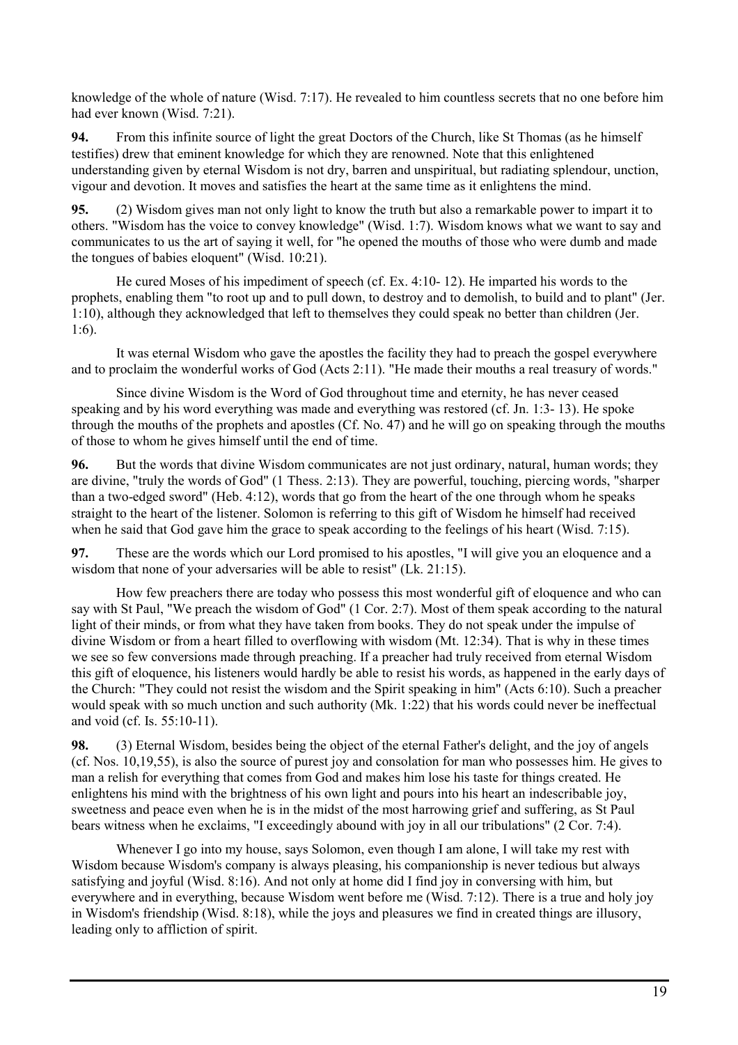knowledge of the whole of nature (Wisd. 7:17). He revealed to him countless secrets that no one before him had ever known (Wisd. 7:21).

**94.** From this infinite source of light the great Doctors of the Church, like St Thomas (as he himself testifies) drew that eminent knowledge for which they are renowned. Note that this enlightened understanding given by eternal Wisdom is not dry, barren and unspiritual, but radiating splendour, unction, vigour and devotion. It moves and satisfies the heart at the same time as it enlightens the mind.

**95.** (2) Wisdom gives man not only light to know the truth but also a remarkable power to impart it to others. "Wisdom has the voice to convey knowledge" (Wisd. 1:7). Wisdom knows what we want to say and communicates to us the art of saying it well, for "he opened the mouths of those who were dumb and made the tongues of babies eloquent" (Wisd. 10:21).

He cured Moses of his impediment of speech (cf. Ex. 4:10- 12). He imparted his words to the prophets, enabling them "to root up and to pull down, to destroy and to demolish, to build and to plant" (Jer. 1:10), although they acknowledged that left to themselves they could speak no better than children (Jer. 1:6).

It was eternal Wisdom who gave the apostles the facility they had to preach the gospel everywhere and to proclaim the wonderful works of God (Acts 2:11). "He made their mouths a real treasury of words."

Since divine Wisdom is the Word of God throughout time and eternity, he has never ceased speaking and by his word everything was made and everything was restored (cf. Jn. 1:3- 13). He spoke through the mouths of the prophets and apostles (Cf. No. 47) and he will go on speaking through the mouths of those to whom he gives himself until the end of time.

**96.** But the words that divine Wisdom communicates are not just ordinary, natural, human words; they are divine, "truly the words of God" (1 Thess. 2:13). They are powerful, touching, piercing words, "sharper than a two-edged sword" (Heb. 4:12), words that go from the heart of the one through whom he speaks straight to the heart of the listener. Solomon is referring to this gift of Wisdom he himself had received when he said that God gave him the grace to speak according to the feelings of his heart (Wisd. 7:15).

**97.** These are the words which our Lord promised to his apostles, "I will give you an eloquence and a wisdom that none of your adversaries will be able to resist" (Lk. 21:15).

How few preachers there are today who possess this most wonderful gift of eloquence and who can say with St Paul, "We preach the wisdom of God" (1 Cor. 2:7). Most of them speak according to the natural light of their minds, or from what they have taken from books. They do not speak under the impulse of divine Wisdom or from a heart filled to overflowing with wisdom (Mt. 12:34). That is why in these times we see so few conversions made through preaching. If a preacher had truly received from eternal Wisdom this gift of eloquence, his listeners would hardly be able to resist his words, as happened in the early days of the Church: "They could not resist the wisdom and the Spirit speaking in him" (Acts 6:10). Such a preacher would speak with so much unction and such authority (Mk. 1:22) that his words could never be ineffectual and void (cf. Is. 55:10-11).

**98.** (3) Eternal Wisdom, besides being the object of the eternal Father's delight, and the joy of angels (cf. Nos. 10,19,55), is also the source of purest joy and consolation for man who possesses him. He gives to man a relish for everything that comes from God and makes him lose his taste for things created. He enlightens his mind with the brightness of his own light and pours into his heart an indescribable joy, sweetness and peace even when he is in the midst of the most harrowing grief and suffering, as St Paul bears witness when he exclaims, "I exceedingly abound with joy in all our tribulations" (2 Cor. 7:4).

Whenever I go into my house, says Solomon, even though I am alone, I will take my rest with Wisdom because Wisdom's company is always pleasing, his companionship is never tedious but always satisfying and joyful (Wisd. 8:16). And not only at home did I find joy in conversing with him, but everywhere and in everything, because Wisdom went before me (Wisd. 7:12). There is a true and holy joy in Wisdom's friendship (Wisd. 8:18), while the joys and pleasures we find in created things are illusory, leading only to affliction of spirit.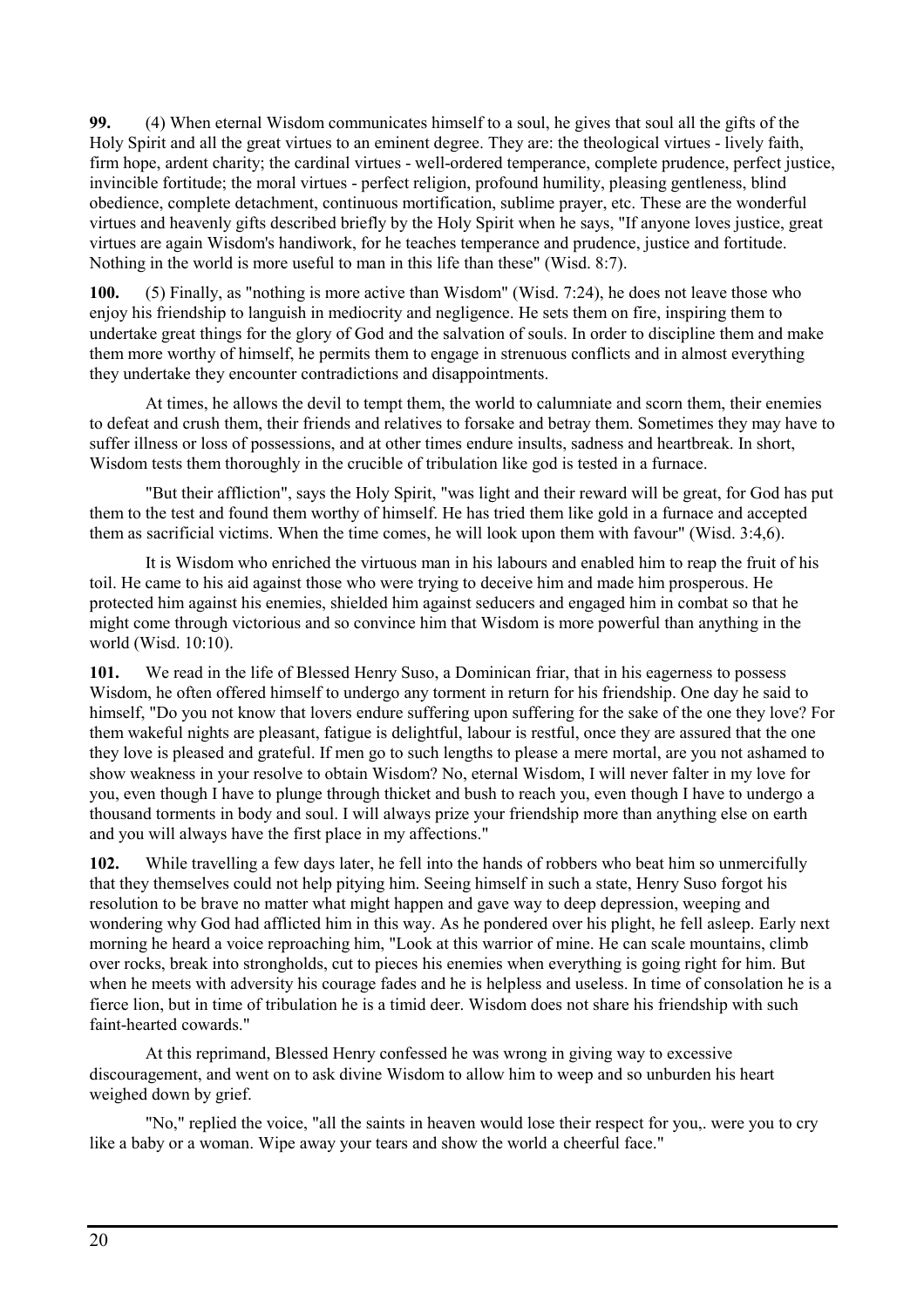**99.** (4) When eternal Wisdom communicates himself to a soul, he gives that soul all the gifts of the Holy Spirit and all the great virtues to an eminent degree. They are: the theological virtues - lively faith, firm hope, ardent charity; the cardinal virtues - well-ordered temperance, complete prudence, perfect justice, invincible fortitude; the moral virtues - perfect religion, profound humility, pleasing gentleness, blind obedience, complete detachment, continuous mortification, sublime prayer, etc. These are the wonderful virtues and heavenly gifts described briefly by the Holy Spirit when he says, "If anyone loves justice, great virtues are again Wisdom's handiwork, for he teaches temperance and prudence, justice and fortitude. Nothing in the world is more useful to man in this life than these" (Wisd. 8:7).

**100.** (5) Finally, as "nothing is more active than Wisdom" (Wisd. 7:24), he does not leave those who enjoy his friendship to languish in mediocrity and negligence. He sets them on fire, inspiring them to undertake great things for the glory of God and the salvation of souls. In order to discipline them and make them more worthy of himself, he permits them to engage in strenuous conflicts and in almost everything they undertake they encounter contradictions and disappointments.

At times, he allows the devil to tempt them, the world to calumniate and scorn them, their enemies to defeat and crush them, their friends and relatives to forsake and betray them. Sometimes they may have to suffer illness or loss of possessions, and at other times endure insults, sadness and heartbreak. In short, Wisdom tests them thoroughly in the crucible of tribulation like god is tested in a furnace.

"But their affliction", says the Holy Spirit, "was light and their reward will be great, for God has put them to the test and found them worthy of himself. He has tried them like gold in a furnace and accepted them as sacrificial victims. When the time comes, he will look upon them with favour" (Wisd. 3:4,6).

It is Wisdom who enriched the virtuous man in his labours and enabled him to reap the fruit of his toil. He came to his aid against those who were trying to deceive him and made him prosperous. He protected him against his enemies, shielded him against seducers and engaged him in combat so that he might come through victorious and so convince him that Wisdom is more powerful than anything in the world (Wisd. 10:10).

**101.** We read in the life of Blessed Henry Suso, a Dominican friar, that in his eagerness to possess Wisdom, he often offered himself to undergo any torment in return for his friendship. One day he said to himself, "Do you not know that lovers endure suffering upon suffering for the sake of the one they love? For them wakeful nights are pleasant, fatigue is delightful, labour is restful, once they are assured that the one they love is pleased and grateful. If men go to such lengths to please a mere mortal, are you not ashamed to show weakness in your resolve to obtain Wisdom? No, eternal Wisdom, I will never falter in my love for you, even though I have to plunge through thicket and bush to reach you, even though I have to undergo a thousand torments in body and soul. I will always prize your friendship more than anything else on earth and you will always have the first place in my affections."

**102.** While travelling a few days later, he fell into the hands of robbers who beat him so unmercifully that they themselves could not help pitying him. Seeing himself in such a state, Henry Suso forgot his resolution to be brave no matter what might happen and gave way to deep depression, weeping and wondering why God had afflicted him in this way. As he pondered over his plight, he fell asleep. Early next morning he heard a voice reproaching him, "Look at this warrior of mine. He can scale mountains, climb over rocks, break into strongholds, cut to pieces his enemies when everything is going right for him. But when he meets with adversity his courage fades and he is helpless and useless. In time of consolation he is a fierce lion, but in time of tribulation he is a timid deer. Wisdom does not share his friendship with such faint-hearted cowards."

At this reprimand, Blessed Henry confessed he was wrong in giving way to excessive discouragement, and went on to ask divine Wisdom to allow him to weep and so unburden his heart weighed down by grief.

"No," replied the voice, "all the saints in heaven would lose their respect for you,. were you to cry like a baby or a woman. Wipe away your tears and show the world a cheerful face."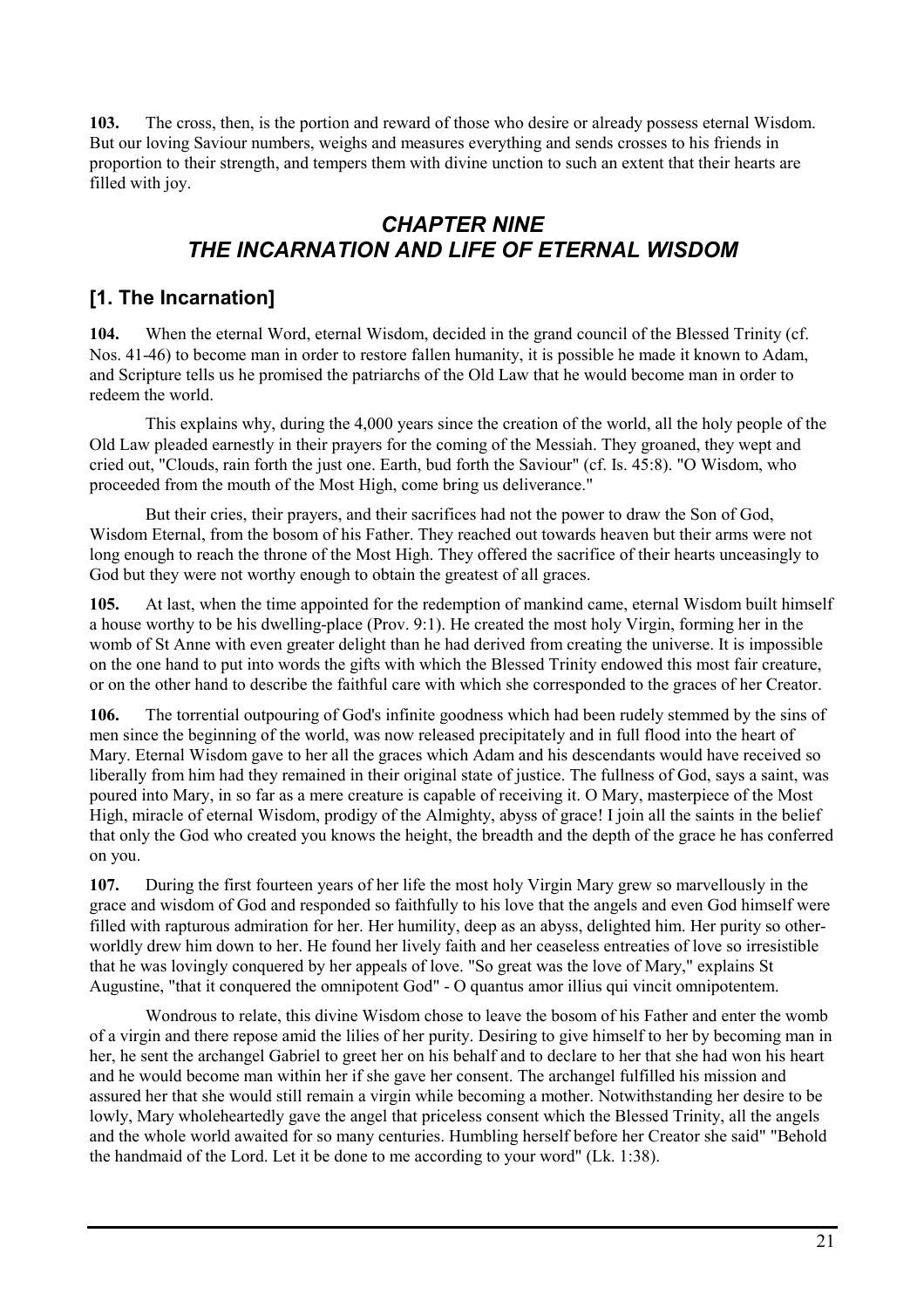**103.** The cross, then, is the portion and reward of those who desire or already possess eternal Wisdom. But our loving Saviour numbers, weighs and measures everything and sends crosses to his friends in proportion to their strength, and tempers them with divine unction to such an extent that their hearts are filled with joy.

## *CHAPTER NINE*
## *THE INCARNATION AND LIFE OF ETERNAL WISDOM*

### [1. The Incarnation]

**104.** When the eternal Word, eternal Wisdom, decided in the grand council of the Blessed Trinity (cf. Nos. 41-46) to become man in order to restore fallen humanity, it is possible he made it known to Adam, and Scripture tells us he promised the patriarchs of the Old Law that he would become man in order to redeem the world.

This explains why, during the 4,000 years since the creation of the world, all the holy people of the Old Law pleaded earnestly in their prayers for the coming of the Messiah. They groaned, they wept and cried out, "Clouds, rain forth the just one. Earth, bud forth the Saviour" (cf. Is. 45:8). "O Wisdom, who proceeded from the mouth of the Most High, come bring us deliverance."

But their cries, their prayers, and their sacrifices had not the power to draw the Son of God, Wisdom Eternal, from the bosom of his Father. They reached out towards heaven but their arms were not long enough to reach the throne of the Most High. They offered the sacrifice of their hearts unceasingly to God but they were not worthy enough to obtain the greatest of all graces.

**105.** At last, when the time appointed for the redemption of mankind came, eternal Wisdom built himself a house worthy to be his dwelling-place (Prov. 9:1). He created the most holy Virgin, forming her in the womb of St Anne with even greater delight than he had derived from creating the universe. It is impossible on the one hand to put into words the gifts with which the Blessed Trinity endowed this most fair creature, or on the other hand to describe the faithful care with which she corresponded to the graces of her Creator.

**106.** The torrential outpouring of God's infinite goodness which had been rudely stemmed by the sins of men since the beginning of the world, was now released precipitately and in full flood into the heart of Mary. Eternal Wisdom gave to her all the graces which Adam and his descendants would have received so liberally from him had they remained in their original state of justice. The fullness of God, says a saint, was poured into Mary, in so far as a mere creature is capable of receiving it. O Mary, masterpiece of the Most High, miracle of eternal Wisdom, prodigy of the Almighty, abyss of grace! I join all the saints in the belief that only the God who created you knows the height, the breadth and the depth of the grace he has conferred on you.

**107.** During the first fourteen years of her life the most holy Virgin Mary grew so marvellously in the grace and wisdom of God and responded so faithfully to his love that the angels and even God himself were filled with rapturous admiration for her. Her humility, deep as an abyss, delighted him. Her purity so other-worldly drew him down to her. He found her lively faith and her ceaseless entreaties of love so irresistible that he was lovingly conquered by her appeals of love. "So great was the love of Mary," explains St Augustine, "that it conquered the omnipotent God" - O quantus amor illius qui vincit omnipotentem.

Wondrous to relate, this divine Wisdom chose to leave the bosom of his Father and enter the womb of a virgin and there repose amid the lilies of her purity. Desiring to give himself to her by becoming man in her, he sent the archangel Gabriel to greet her on his behalf and to declare to her that she had won his heart and he would become man within her if she gave her consent. The archangel fulfilled his mission and assured her that she would still remain a virgin while becoming a mother. Notwithstanding her desire to be lowly, Mary wholeheartedly gave the angel that priceless consent which the Blessed Trinity, all the angels and the whole world awaited for so many centuries. Humbling herself before her Creator she said" "Behold the handmaid of the Lord. Let it be done to me according to your word" (Lk. 1:38).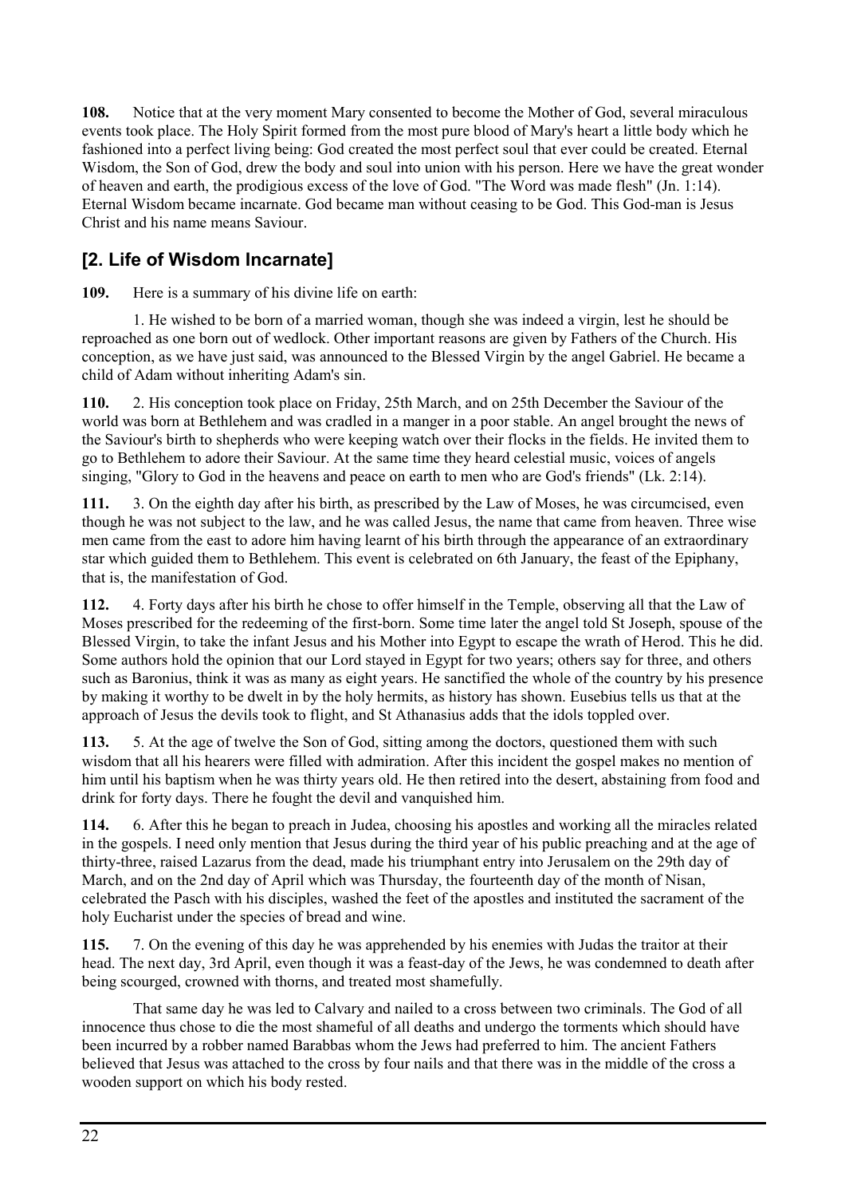**108.** Notice that at the very moment Mary consented to become the Mother of God, several miraculous events took place. The Holy Spirit formed from the most pure blood of Mary's heart a little body which he fashioned into a perfect living being: God created the most perfect soul that ever could be created. Eternal Wisdom, the Son of God, drew the body and soul into union with his person. Here we have the great wonder of heaven and earth, the prodigious excess of the love of God. "The Word was made flesh" (Jn. 1:14). Eternal Wisdom became incarnate. God became man without ceasing to be God. This God-man is Jesus Christ and his name means Saviour.

## [2. Life of Wisdom Incarnate]

**109.** Here is a summary of his divine life on earth:

1. He wished to be born of a married woman, though she was indeed a virgin, lest he should be reproached as one born out of wedlock. Other important reasons are given by Fathers of the Church. His conception, as we have just said, was announced to the Blessed Virgin by the angel Gabriel. He became a child of Adam without inheriting Adam's sin.

**110.** 2. His conception took place on Friday, 25th March, and on 25th December the Saviour of the world was born at Bethlehem and was cradled in a manger in a poor stable. An angel brought the news of the Saviour's birth to shepherds who were keeping watch over their flocks in the fields. He invited them to go to Bethlehem to adore their Saviour. At the same time they heard celestial music, voices of angels singing, "Glory to God in the heavens and peace on earth to men who are God's friends" (Lk. 2:14).

**111.** 3. On the eighth day after his birth, as prescribed by the Law of Moses, he was circumcised, even though he was not subject to the law, and he was called Jesus, the name that came from heaven. Three wise men came from the east to adore him having learnt of his birth through the appearance of an extraordinary star which guided them to Bethlehem. This event is celebrated on 6th January, the feast of the Epiphany, that is, the manifestation of God.

**112.** 4. Forty days after his birth he chose to offer himself in the Temple, observing all that the Law of Moses prescribed for the redeeming of the first-born. Some time later the angel told St Joseph, spouse of the Blessed Virgin, to take the infant Jesus and his Mother into Egypt to escape the wrath of Herod. This he did. Some authors hold the opinion that our Lord stayed in Egypt for two years; others say for three, and others such as Baronius, think it was as many as eight years. He sanctified the whole of the country by his presence by making it worthy to be dwelt in by the holy hermits, as history has shown. Eusebius tells us that at the approach of Jesus the devils took to flight, and St Athanasius adds that the idols toppled over.

**113.** 5. At the age of twelve the Son of God, sitting among the doctors, questioned them with such wisdom that all his hearers were filled with admiration. After this incident the gospel makes no mention of him until his baptism when he was thirty years old. He then retired into the desert, abstaining from food and drink for forty days. There he fought the devil and vanquished him.

**114.** 6. After this he began to preach in Judea, choosing his apostles and working all the miracles related in the gospels. I need only mention that Jesus during the third year of his public preaching and at the age of thirty-three, raised Lazarus from the dead, made his triumphant entry into Jerusalem on the 29th day of March, and on the 2nd day of April which was Thursday, the fourteenth day of the month of Nisan, celebrated the Pasch with his disciples, washed the feet of the apostles and instituted the sacrament of the holy Eucharist under the species of bread and wine.

**115.** 7. On the evening of this day he was apprehended by his enemies with Judas the traitor at their head. The next day, 3rd April, even though it was a feast-day of the Jews, he was condemned to death after being scourged, crowned with thorns, and treated most shamefully.

That same day he was led to Calvary and nailed to a cross between two criminals. The God of all innocence thus chose to die the most shameful of all deaths and undergo the torments which should have been incurred by a robber named Barabbas whom the Jews had preferred to him. The ancient Fathers believed that Jesus was attached to the cross by four nails and that there was in the middle of the cross a wooden support on which his body rested.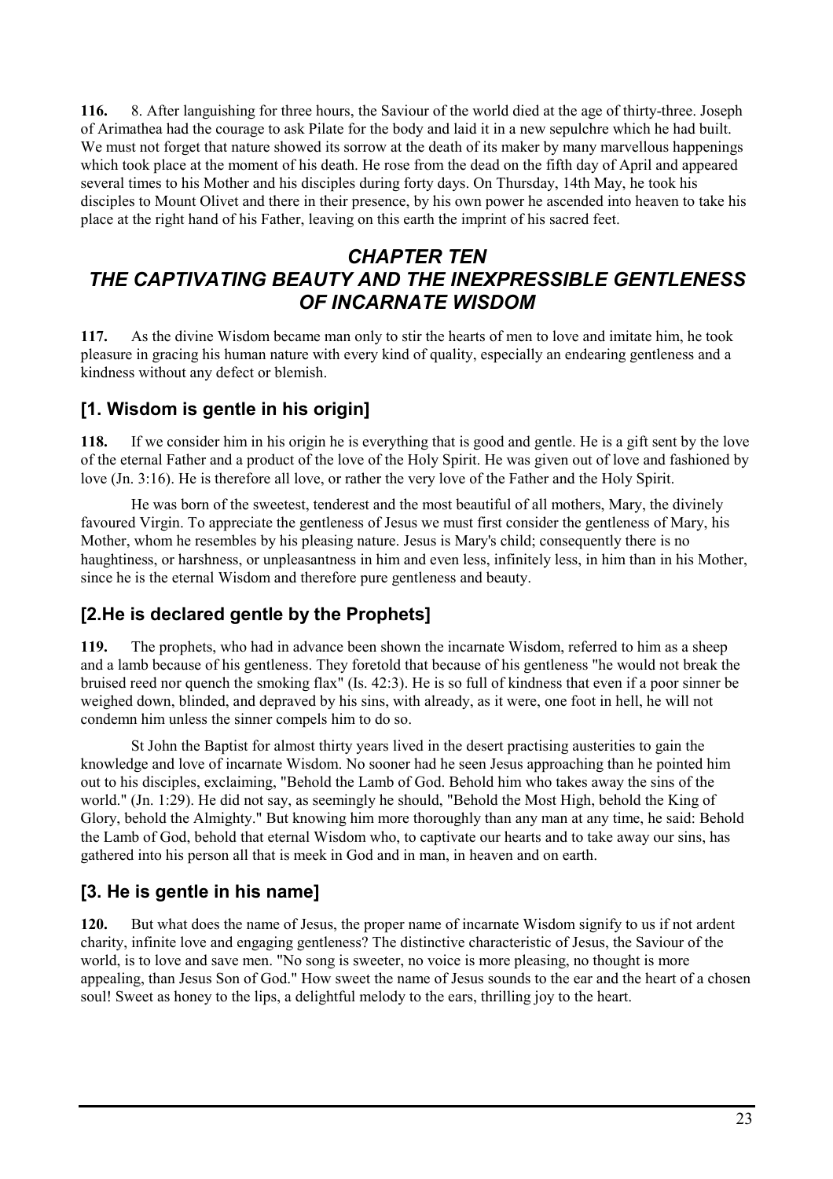**116.** 8. After languishing for three hours, the Saviour of the world died at the age of thirty-three. Joseph of Arimathea had the courage to ask Pilate for the body and laid it in a new sepulchre which he had built. We must not forget that nature showed its sorrow at the death of its maker by many marvellous happenings which took place at the moment of his death. He rose from the dead on the fifth day of April and appeared several times to his Mother and his disciples during forty days. On Thursday, 14th May, he took his disciples to Mount Olivet and there in their presence, by his own power he ascended into heaven to take his place at the right hand of his Father, leaving on this earth the imprint of his sacred feet.

# *CHAPTER TEN*
# *THE CAPTIVATING BEAUTY AND THE INEXPRESSIBLE GENTLENESS OF INCARNATE WISDOM*

**117.** As the divine Wisdom became man only to stir the hearts of men to love and imitate him, he took pleasure in gracing his human nature with every kind of quality, especially an endearing gentleness and a kindness without any defect or blemish.

## [1. Wisdom is gentle in his origin]

**118.** If we consider him in his origin he is everything that is good and gentle. He is a gift sent by the love of the eternal Father and a product of the love of the Holy Spirit. He was given out of love and fashioned by love (Jn. 3:16). He is therefore all love, or rather the very love of the Father and the Holy Spirit.

He was born of the sweetest, tenderest and the most beautiful of all mothers, Mary, the divinely favoured Virgin. To appreciate the gentleness of Jesus we must first consider the gentleness of Mary, his Mother, whom he resembles by his pleasing nature. Jesus is Mary's child; consequently there is no haughtiness, or harshness, or unpleasantness in him and even less, infinitely less, in him than in his Mother, since he is the eternal Wisdom and therefore pure gentleness and beauty.

## [2.He is declared gentle by the Prophets]

**119.** The prophets, who had in advance been shown the incarnate Wisdom, referred to him as a sheep and a lamb because of his gentleness. They foretold that because of his gentleness "he would not break the bruised reed nor quench the smoking flax" (Is. 42:3). He is so full of kindness that even if a poor sinner be weighed down, blinded, and depraved by his sins, with already, as it were, one foot in hell, he will not condemn him unless the sinner compels him to do so.

St John the Baptist for almost thirty years lived in the desert practising austerities to gain the knowledge and love of incarnate Wisdom. No sooner had he seen Jesus approaching than he pointed him out to his disciples, exclaiming, "Behold the Lamb of God. Behold him who takes away the sins of the world." (Jn. 1:29). He did not say, as seemingly he should, "Behold the Most High, behold the King of Glory, behold the Almighty." But knowing him more thoroughly than any man at any time, he said: Behold the Lamb of God, behold that eternal Wisdom who, to captivate our hearts and to take away our sins, has gathered into his person all that is meek in God and in man, in heaven and on earth.

## [3. He is gentle in his name]

**120.** But what does the name of Jesus, the proper name of incarnate Wisdom signify to us if not ardent charity, infinite love and engaging gentleness? The distinctive characteristic of Jesus, the Saviour of the world, is to love and save men. "No song is sweeter, no voice is more pleasing, no thought is more appealing, than Jesus Son of God." How sweet the name of Jesus sounds to the ear and the heart of a chosen soul! Sweet as honey to the lips, a delightful melody to the ears, thrilling joy to the heart.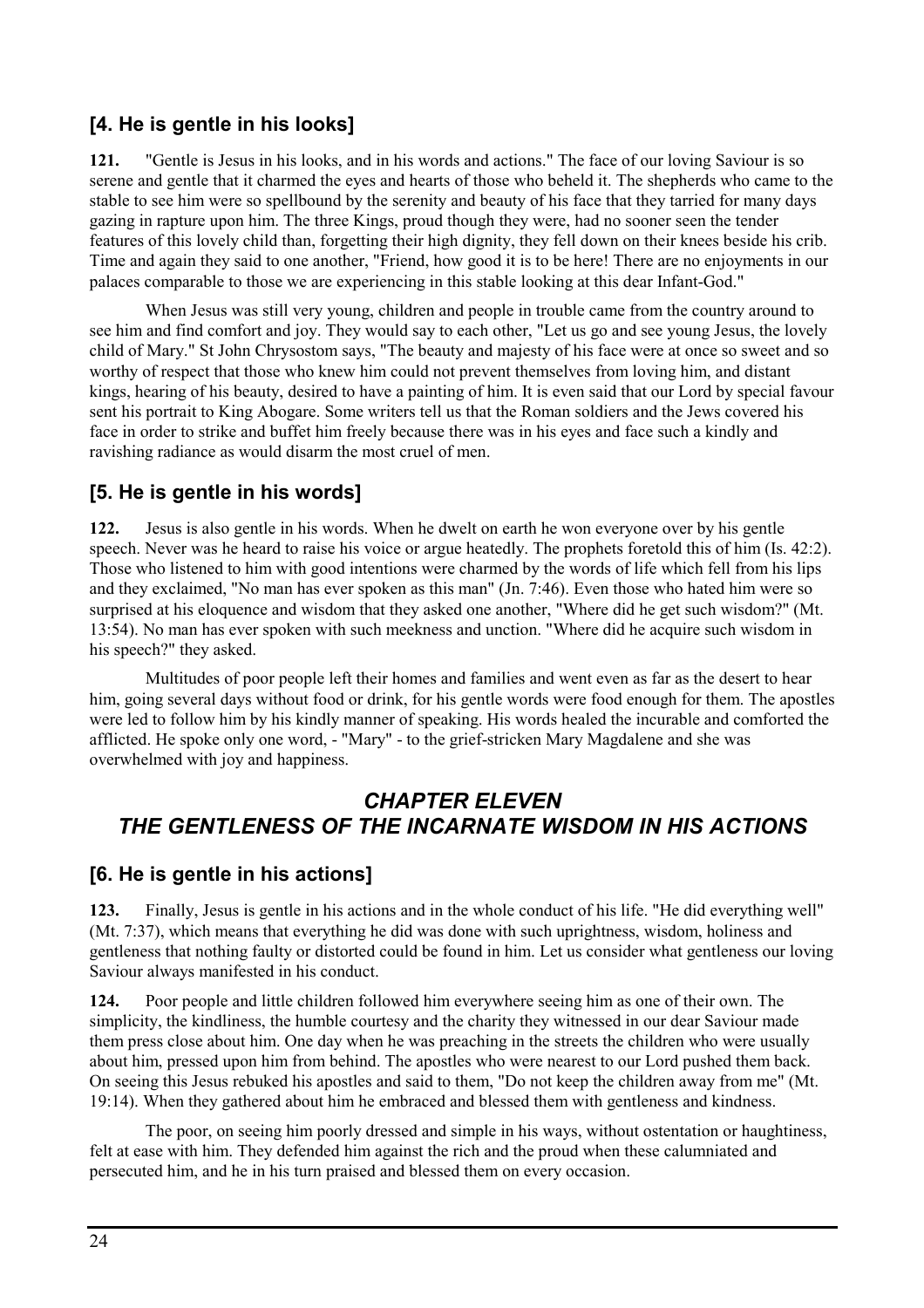## [4. He is gentle in his looks]

**121.** "Gentle is Jesus in his looks, and in his words and actions." The face of our loving Saviour is so serene and gentle that it charmed the eyes and hearts of those who beheld it. The shepherds who came to the stable to see him were so spellbound by the serenity and beauty of his face that they tarried for many days gazing in rapture upon him. The three Kings, proud though they were, had no sooner seen the tender features of this lovely child than, forgetting their high dignity, they fell down on their knees beside his crib. Time and again they said to one another, "Friend, how good it is to be here! There are no enjoyments in our palaces comparable to those we are experiencing in this stable looking at this dear Infant-God."

When Jesus was still very young, children and people in trouble came from the country around to see him and find comfort and joy. They would say to each other, "Let us go and see young Jesus, the lovely child of Mary." St John Chrysostom says, "The beauty and majesty of his face were at once so sweet and so worthy of respect that those who knew him could not prevent themselves from loving him, and distant kings, hearing of his beauty, desired to have a painting of him. It is even said that our Lord by special favour sent his portrait to King Abogare. Some writers tell us that the Roman soldiers and the Jews covered his face in order to strike and buffet him freely because there was in his eyes and face such a kindly and ravishing radiance as would disarm the most cruel of men.

## [5. He is gentle in his words]

**122.** Jesus is also gentle in his words. When he dwelt on earth he won everyone over by his gentle speech. Never was he heard to raise his voice or argue heatedly. The prophets foretold this of him (Is. 42:2). Those who listened to him with good intentions were charmed by the words of life which fell from his lips and they exclaimed, "No man has ever spoken as this man" (Jn. 7:46). Even those who hated him were so surprised at his eloquence and wisdom that they asked one another, "Where did he get such wisdom?" (Mt. 13:54). No man has ever spoken with such meekness and unction. "Where did he acquire such wisdom in his speech?" they asked.

Multitudes of poor people left their homes and families and went even as far as the desert to hear him, going several days without food or drink, for his gentle words were food enough for them. The apostles were led to follow him by his kindly manner of speaking. His words healed the incurable and comforted the afflicted. He spoke only one word, - "Mary" - to the grief-stricken Mary Magdalene and she was overwhelmed with joy and happiness.

# *CHAPTER ELEVEN*
# *THE GENTLENESS OF THE INCARNATE WISDOM IN HIS ACTIONS*

## [6. He is gentle in his actions]

**123.** Finally, Jesus is gentle in his actions and in the whole conduct of his life. "He did everything well" (Mt. 7:37), which means that everything he did was done with such uprightness, wisdom, holiness and gentleness that nothing faulty or distorted could be found in him. Let us consider what gentleness our loving Saviour always manifested in his conduct.

**124.** Poor people and little children followed him everywhere seeing him as one of their own. The simplicity, the kindliness, the humble courtesy and the charity they witnessed in our dear Saviour made them press close about him. One day when he was preaching in the streets the children who were usually about him, pressed upon him from behind. The apostles who were nearest to our Lord pushed them back. On seeing this Jesus rebuked his apostles and said to them, "Do not keep the children away from me" (Mt. 19:14). When they gathered about him he embraced and blessed them with gentleness and kindness.

The poor, on seeing him poorly dressed and simple in his ways, without ostentation or haughtiness, felt at ease with him. They defended him against the rich and the proud when these calumniated and persecuted him, and he in his turn praised and blessed them on every occasion.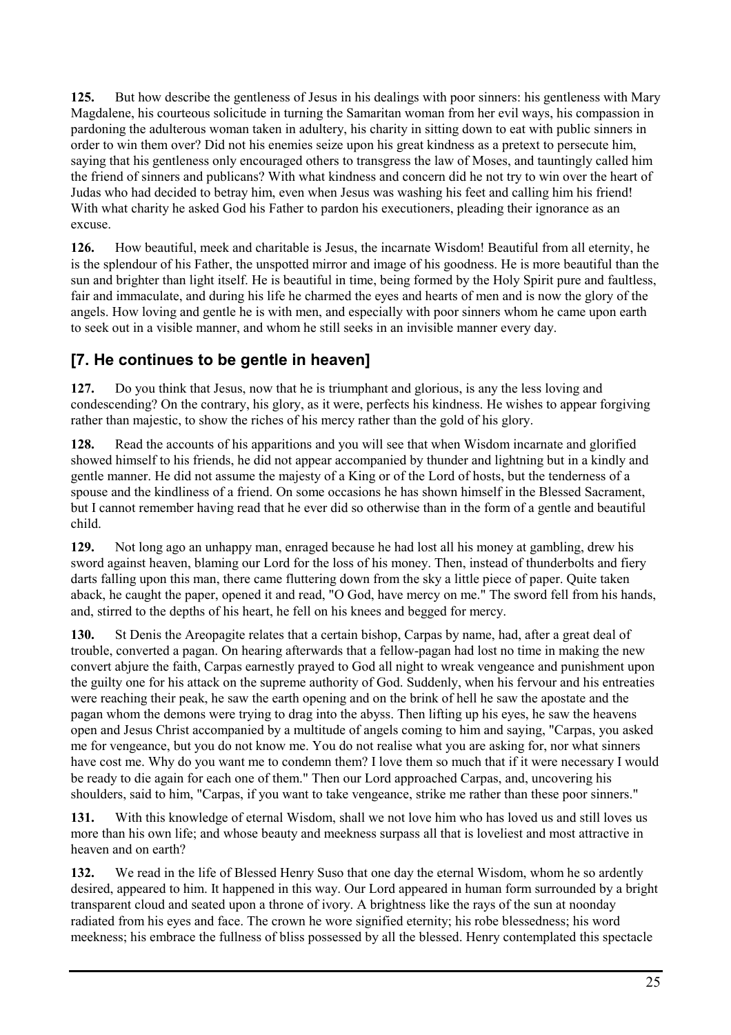**125.** But how describe the gentleness of Jesus in his dealings with poor sinners: his gentleness with Mary Magdalene, his courteous solicitude in turning the Samaritan woman from her evil ways, his compassion in pardoning the adulterous woman taken in adultery, his charity in sitting down to eat with public sinners in order to win them over? Did not his enemies seize upon his great kindness as a pretext to persecute him, saying that his gentleness only encouraged others to transgress the law of Moses, and tauntingly called him the friend of sinners and publicans? With what kindness and concern did he not try to win over the heart of Judas who had decided to betray him, even when Jesus was washing his feet and calling him his friend! With what charity he asked God his Father to pardon his executioners, pleading their ignorance as an excuse.

**126.** How beautiful, meek and charitable is Jesus, the incarnate Wisdom! Beautiful from all eternity, he is the splendour of his Father, the unspotted mirror and image of his goodness. He is more beautiful than the sun and brighter than light itself. He is beautiful in time, being formed by the Holy Spirit pure and faultless, fair and immaculate, and during his life he charmed the eyes and hearts of men and is now the glory of the angels. How loving and gentle he is with men, and especially with poor sinners whom he came upon earth to seek out in a visible manner, and whom he still seeks in an invisible manner every day.

## [7. He continues to be gentle in heaven]

**127.** Do you think that Jesus, now that he is triumphant and glorious, is any the less loving and condescending? On the contrary, his glory, as it were, perfects his kindness. He wishes to appear forgiving rather than majestic, to show the riches of his mercy rather than the gold of his glory.

**128.** Read the accounts of his apparitions and you will see that when Wisdom incarnate and glorified showed himself to his friends, he did not appear accompanied by thunder and lightning but in a kindly and gentle manner. He did not assume the majesty of a King or of the Lord of hosts, but the tenderness of a spouse and the kindliness of a friend. On some occasions he has shown himself in the Blessed Sacrament, but I cannot remember having read that he ever did so otherwise than in the form of a gentle and beautiful child.

**129.** Not long ago an unhappy man, enraged because he had lost all his money at gambling, drew his sword against heaven, blaming our Lord for the loss of his money. Then, instead of thunderbolts and fiery darts falling upon this man, there came fluttering down from the sky a little piece of paper. Quite taken aback, he caught the paper, opened it and read, "O God, have mercy on me." The sword fell from his hands, and, stirred to the depths of his heart, he fell on his knees and begged for mercy.

**130.** St Denis the Areopagite relates that a certain bishop, Carpas by name, had, after a great deal of trouble, converted a pagan. On hearing afterwards that a fellow-pagan had lost no time in making the new convert abjure the faith, Carpas earnestly prayed to God all night to wreak vengeance and punishment upon the guilty one for his attack on the supreme authority of God. Suddenly, when his fervour and his entreaties were reaching their peak, he saw the earth opening and on the brink of hell he saw the apostate and the pagan whom the demons were trying to drag into the abyss. Then lifting up his eyes, he saw the heavens open and Jesus Christ accompanied by a multitude of angels coming to him and saying, "Carpas, you asked me for vengeance, but you do not know me. You do not realise what you are asking for, nor what sinners have cost me. Why do you want me to condemn them? I love them so much that if it were necessary I would be ready to die again for each one of them." Then our Lord approached Carpas, and, uncovering his shoulders, said to him, "Carpas, if you want to take vengeance, strike me rather than these poor sinners."

**131.** With this knowledge of eternal Wisdom, shall we not love him who has loved us and still loves us more than his own life; and whose beauty and meekness surpass all that is loveliest and most attractive in heaven and on earth?

**132.** We read in the life of Blessed Henry Suso that one day the eternal Wisdom, whom he so ardently desired, appeared to him. It happened in this way. Our Lord appeared in human form surrounded by a bright transparent cloud and seated upon a throne of ivory. A brightness like the rays of the sun at noonday radiated from his eyes and face. The crown he wore signified eternity; his robe blessedness; his word meekness; his embrace the fullness of bliss possessed by all the blessed. Henry contemplated this spectacle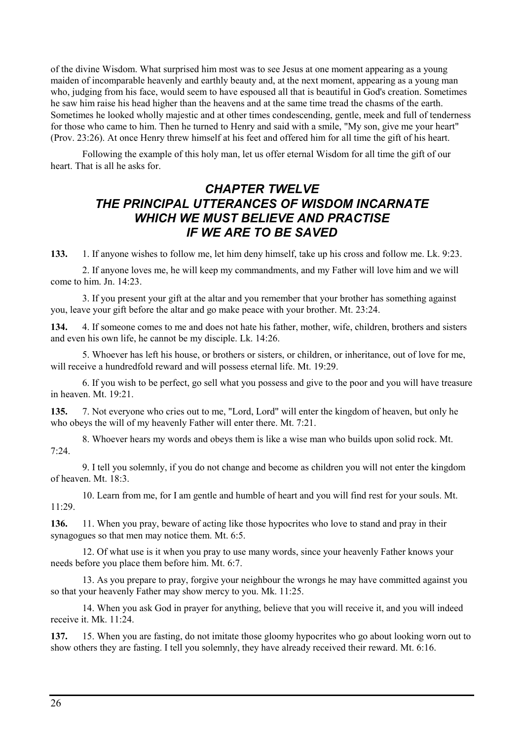of the divine Wisdom. What surprised him most was to see Jesus at one moment appearing as a young maiden of incomparable heavenly and earthly beauty and, at the next moment, appearing as a young man who, judging from his face, would seem to have espoused all that is beautiful in God's creation. Sometimes he saw him raise his head higher than the heavens and at the same time tread the chasms of the earth. Sometimes he looked wholly majestic and at other times condescending, gentle, meek and full of tenderness for those who came to him. Then he turned to Henry and said with a smile, "My son, give me your heart" (Prov. 23:26). At once Henry threw himself at his feet and offered him for all time the gift of his heart.

Following the example of this holy man, let us offer eternal Wisdom for all time the gift of our heart. That is all he asks for.

## *CHAPTER TWELVE THE PRINCIPAL UTTERANCES OF WISDOM INCARNATE WHICH WE MUST BELIEVE AND PRACTISE IF WE ARE TO BE SAVED*

**133.** 1. If anyone wishes to follow me, let him deny himself, take up his cross and follow me. Lk. 9:23.

2. If anyone loves me, he will keep my commandments, and my Father will love him and we will come to him. Jn. 14:23.

3. If you present your gift at the altar and you remember that your brother has something against you, leave your gift before the altar and go make peace with your brother. Mt. 23:24.

**134.** 4. If someone comes to me and does not hate his father, mother, wife, children, brothers and sisters and even his own life, he cannot be my disciple. Lk. 14:26.

5. Whoever has left his house, or brothers or sisters, or children, or inheritance, out of love for me, will receive a hundredfold reward and will possess eternal life. Mt. 19:29.

6. If you wish to be perfect, go sell what you possess and give to the poor and you will have treasure in heaven. Mt. 19:21.

**135.** 7. Not everyone who cries out to me, "Lord, Lord" will enter the kingdom of heaven, but only he who obeys the will of my heavenly Father will enter there. Mt. 7:21.

8. Whoever hears my words and obeys them is like a wise man who builds upon solid rock. Mt. 7:24.

9. I tell you solemnly, if you do not change and become as children you will not enter the kingdom of heaven. Mt. 18:3.

10. Learn from me, for I am gentle and humble of heart and you will find rest for your souls. Mt. 11:29.

**136.** 11. When you pray, beware of acting like those hypocrites who love to stand and pray in their synagogues so that men may notice them. Mt. 6:5.

12. Of what use is it when you pray to use many words, since your heavenly Father knows your needs before you place them before him. Mt. 6:7.

13. As you prepare to pray, forgive your neighbour the wrongs he may have committed against you so that your heavenly Father may show mercy to you. Mk. 11:25.

14. When you ask God in prayer for anything, believe that you will receive it, and you will indeed receive it. Mk. 11:24.

**137.** 15. When you are fasting, do not imitate those gloomy hypocrites who go about looking worn out to show others they are fasting. I tell you solemnly, they have already received their reward. Mt. 6:16.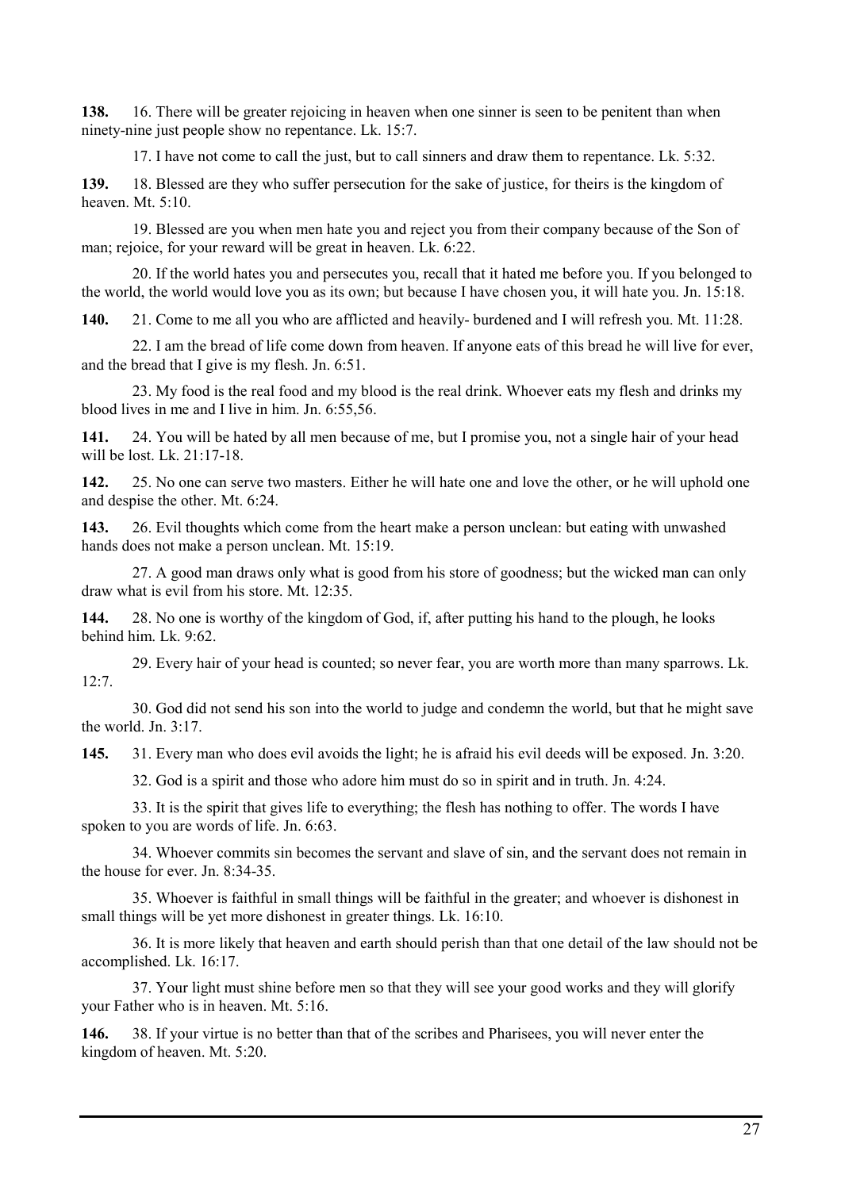**138.** 16. There will be greater rejoicing in heaven when one sinner is seen to be penitent than when ninety-nine just people show no repentance. Lk. 15:7.

17. I have not come to call the just, but to call sinners and draw them to repentance. Lk. 5:32.

**139.** 18. Blessed are they who suffer persecution for the sake of justice, for theirs is the kingdom of heaven. Mt. 5:10.

19. Blessed are you when men hate you and reject you from their company because of the Son of man; rejoice, for your reward will be great in heaven. Lk. 6:22.

20. If the world hates you and persecutes you, recall that it hated me before you. If you belonged to the world, the world would love you as its own; but because I have chosen you, it will hate you. Jn. 15:18.

**140.** 21. Come to me all you who are afflicted and heavily- burdened and I will refresh you. Mt. 11:28.

22. I am the bread of life come down from heaven. If anyone eats of this bread he will live for ever, and the bread that I give is my flesh. Jn. 6:51.

23. My food is the real food and my blood is the real drink. Whoever eats my flesh and drinks my blood lives in me and I live in him. Jn. 6:55,56.

**141.** 24. You will be hated by all men because of me, but I promise you, not a single hair of your head will be lost. Lk. 21:17-18.

**142.** 25. No one can serve two masters. Either he will hate one and love the other, or he will uphold one and despise the other. Mt. 6:24.

**143.** 26. Evil thoughts which come from the heart make a person unclean: but eating with unwashed hands does not make a person unclean. Mt. 15:19.

27. A good man draws only what is good from his store of goodness; but the wicked man can only draw what is evil from his store. Mt. 12:35.

**144.** 28. No one is worthy of the kingdom of God, if, after putting his hand to the plough, he looks behind him. Lk. 9:62.

29. Every hair of your head is counted; so never fear, you are worth more than many sparrows. Lk. 12:7.

30. God did not send his son into the world to judge and condemn the world, but that he might save the world. Jn. 3:17.

**145.** 31. Every man who does evil avoids the light; he is afraid his evil deeds will be exposed. Jn. 3:20.

32. God is a spirit and those who adore him must do so in spirit and in truth. Jn. 4:24.

33. It is the spirit that gives life to everything; the flesh has nothing to offer. The words I have spoken to you are words of life. Jn. 6:63.

34. Whoever commits sin becomes the servant and slave of sin, and the servant does not remain in the house for ever. Jn. 8:34-35.

35. Whoever is faithful in small things will be faithful in the greater; and whoever is dishonest in small things will be yet more dishonest in greater things. Lk. 16:10.

36. It is more likely that heaven and earth should perish than that one detail of the law should not be accomplished. Lk. 16:17.

37. Your light must shine before men so that they will see your good works and they will glorify your Father who is in heaven. Mt. 5:16.

**146.** 38. If your virtue is no better than that of the scribes and Pharisees, you will never enter the kingdom of heaven. Mt. 5:20.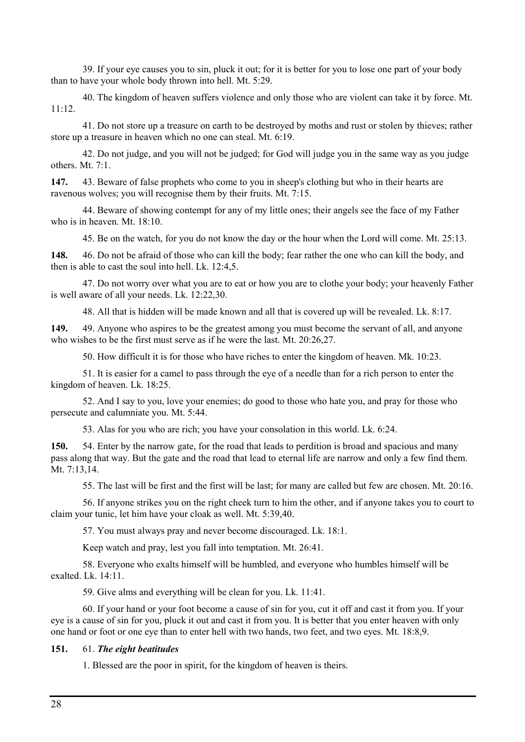39. If your eye causes you to sin, pluck it out; for it is better for you to lose one part of your body than to have your whole body thrown into hell. Mt. 5:29.

40. The kingdom of heaven suffers violence and only those who are violent can take it by force. Mt. 11:12.

41. Do not store up a treasure on earth to be destroyed by moths and rust or stolen by thieves; rather store up a treasure in heaven which no one can steal. Mt. 6:19.

42. Do not judge, and you will not be judged; for God will judge you in the same way as you judge others. Mt. 7:1.

**147.** 43. Beware of false prophets who come to you in sheep's clothing but who in their hearts are ravenous wolves; you will recognise them by their fruits. Mt. 7:15.

44. Beware of showing contempt for any of my little ones; their angels see the face of my Father who is in heaven. Mt. 18:10.

45. Be on the watch, for you do not know the day or the hour when the Lord will come. Mt. 25:13.

**148.** 46. Do not be afraid of those who can kill the body; fear rather the one who can kill the body, and then is able to cast the soul into hell. Lk. 12:4,5.

47. Do not worry over what you are to eat or how you are to clothe your body; your heavenly Father is well aware of all your needs. Lk. 12:22,30.

48. All that is hidden will be made known and all that is covered up will be revealed. Lk. 8:17.

**149.** 49. Anyone who aspires to be the greatest among you must become the servant of all, and anyone who wishes to be the first must serve as if he were the last. Mt. 20:26,27.

50. How difficult it is for those who have riches to enter the kingdom of heaven. Mk. 10:23.

51. It is easier for a camel to pass through the eye of a needle than for a rich person to enter the kingdom of heaven. Lk. 18:25.

52. And I say to you, love your enemies; do good to those who hate you, and pray for those who persecute and calumniate you. Mt. 5:44.

53. Alas for you who are rich; you have your consolation in this world. Lk. 6:24.

**150.** 54. Enter by the narrow gate, for the road that leads to perdition is broad and spacious and many pass along that way. But the gate and the road that lead to eternal life are narrow and only a few find them. Mt. 7:13,14.

55. The last will be first and the first will be last; for many are called but few are chosen. Mt. 20:16.

56. If anyone strikes you on the right cheek turn to him the other, and if anyone takes you to court to claim your tunic, let him have your cloak as well. Mt. 5:39,40.

57. You must always pray and never become discouraged. Lk. 18:1.

Keep watch and pray, lest you fall into temptation. Mt. 26:41.

58. Everyone who exalts himself will be humbled, and everyone who humbles himself will be exalted. Lk. 14:11.

59. Give alms and everything will be clean for you. Lk. 11:41.

60. If your hand or your foot become a cause of sin for you, cut it off and cast it from you. If your eye is a cause of sin for you, pluck it out and cast it from you. It is better that you enter heaven with only one hand or foot or one eye than to enter hell with two hands, two feet, and two eyes. Mt. 18:8,9.

**151.** 61. ***The eight beatitudes***

1. Blessed are the poor in spirit, for the kingdom of heaven is theirs.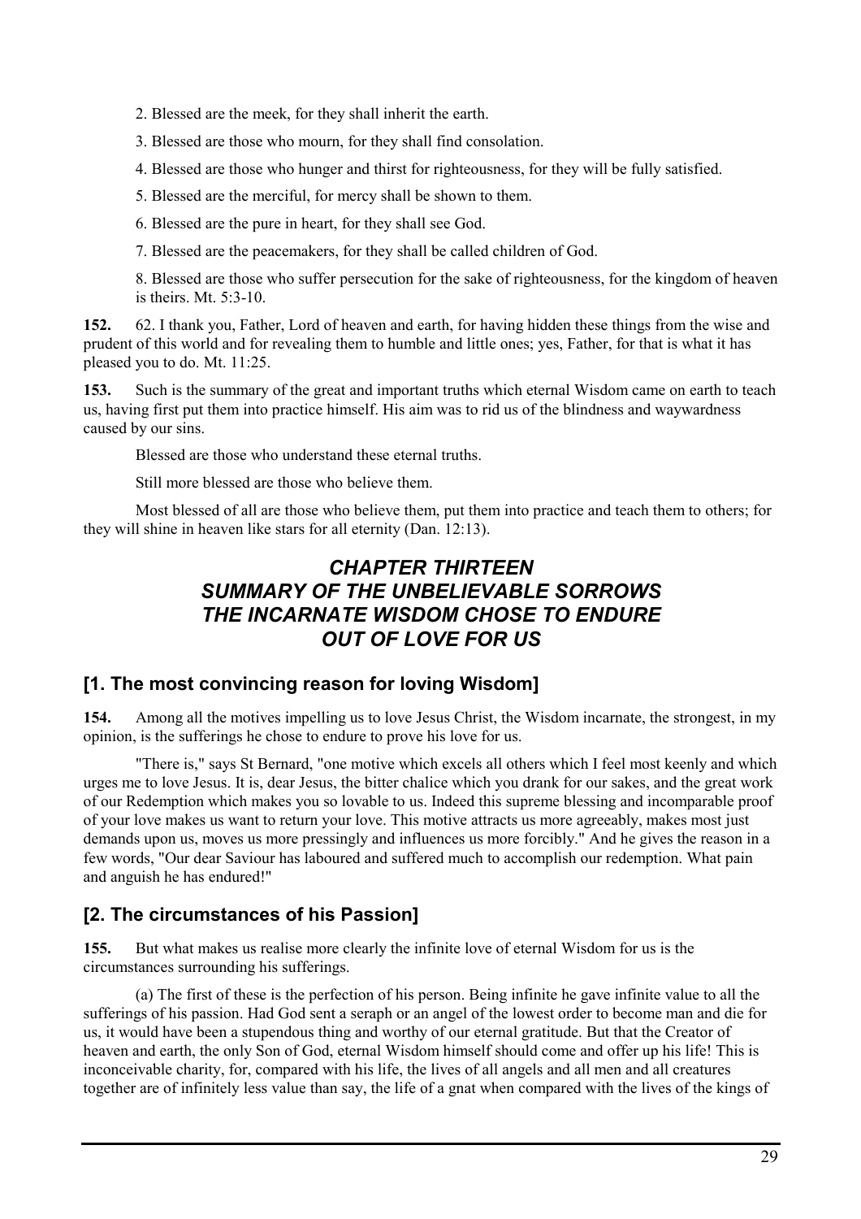2. Blessed are the meek, for they shall inherit the earth.

3. Blessed are those who mourn, for they shall find consolation.

4. Blessed are those who hunger and thirst for righteousness, for they will be fully satisfied.

5. Blessed are the merciful, for mercy shall be shown to them.

6. Blessed are the pure in heart, for they shall see God.

7. Blessed are the peacemakers, for they shall be called children of God.

8. Blessed are those who suffer persecution for the sake of righteousness, for the kingdom of heaven is theirs. Mt. 5:3-10.

**152.** 62. I thank you, Father, Lord of heaven and earth, for having hidden these things from the wise and prudent of this world and for revealing them to humble and little ones; yes, Father, for that is what it has pleased you to do. Mt. 11:25.

**153.** Such is the summary of the great and important truths which eternal Wisdom came on earth to teach us, having first put them into practice himself. His aim was to rid us of the blindness and waywardness caused by our sins.

Blessed are those who understand these eternal truths.

Still more blessed are those who believe them.

Most blessed of all are those who believe them, put them into practice and teach them to others; for they will shine in heaven like stars for all eternity (Dan. 12:13).

# *CHAPTER THIRTEEN SUMMARY OF THE UNBELIEVABLE SORROWS THE INCARNATE WISDOM CHOSE TO ENDURE OUT OF LOVE FOR US*

## [1. The most convincing reason for loving Wisdom]

**154.** Among all the motives impelling us to love Jesus Christ, the Wisdom incarnate, the strongest, in my opinion, is the sufferings he chose to endure to prove his love for us.

"There is," says St Bernard, "one motive which excels all others which I feel most keenly and which urges me to love Jesus. It is, dear Jesus, the bitter chalice which you drank for our sakes, and the great work of our Redemption which makes you so lovable to us. Indeed this supreme blessing and incomparable proof of your love makes us want to return your love. This motive attracts us more agreeably, makes most just demands upon us, moves us more pressingly and influences us more forcibly." And he gives the reason in a few words, "Our dear Saviour has laboured and suffered much to accomplish our redemption. What pain and anguish he has endured!"

## [2. The circumstances of his Passion]

**155.** But what makes us realise more clearly the infinite love of eternal Wisdom for us is the circumstances surrounding his sufferings.

(a) The first of these is the perfection of his person. Being infinite he gave infinite value to all the sufferings of his passion. Had God sent a seraph or an angel of the lowest order to become man and die for us, it would have been a stupendous thing and worthy of our eternal gratitude. But that the Creator of heaven and earth, the only Son of God, eternal Wisdom himself should come and offer up his life! This is inconceivable charity, for, compared with his life, the lives of all angels and all men and all creatures together are of infinitely less value than say, the life of a gnat when compared with the lives of the kings of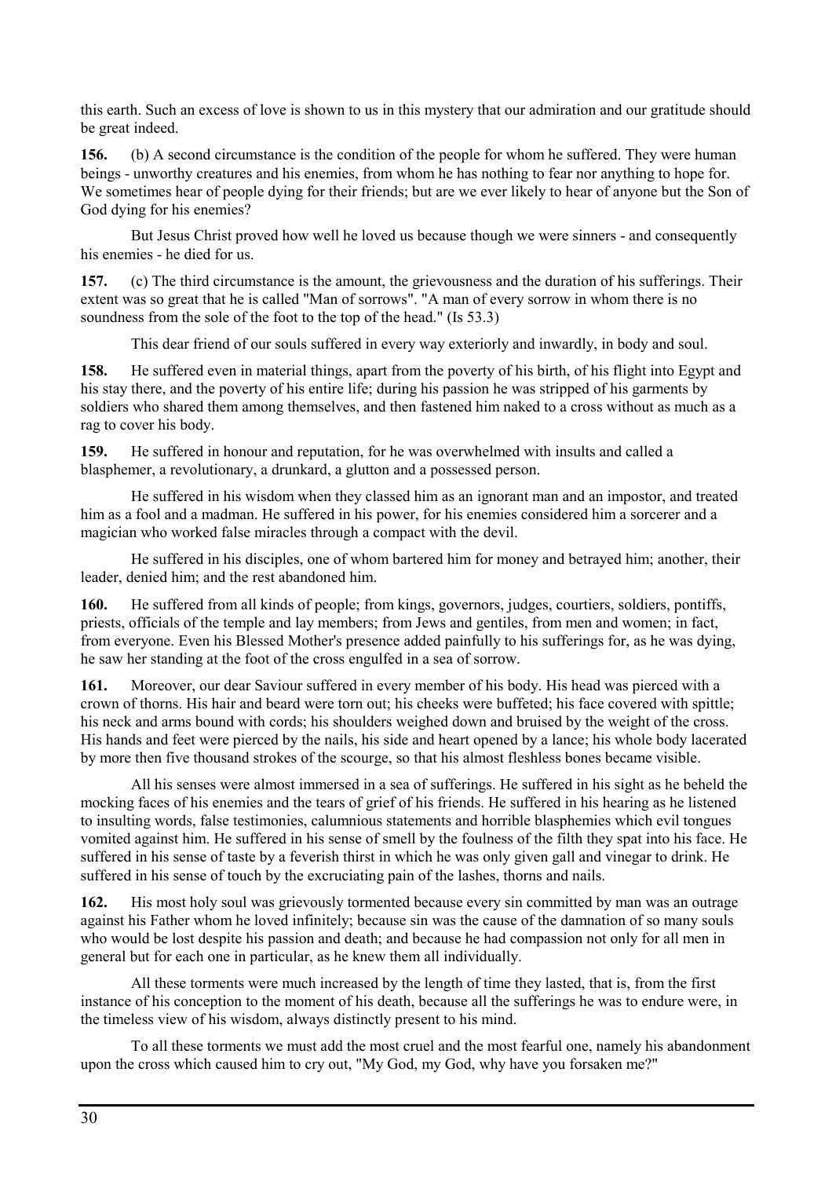this earth. Such an excess of love is shown to us in this mystery that our admiration and our gratitude should be great indeed.

**156.** (b) A second circumstance is the condition of the people for whom he suffered. They were human beings - unworthy creatures and his enemies, from whom he has nothing to fear nor anything to hope for. We sometimes hear of people dying for their friends; but are we ever likely to hear of anyone but the Son of God dying for his enemies?

But Jesus Christ proved how well he loved us because though we were sinners - and consequently his enemies - he died for us.

**157.** (c) The third circumstance is the amount, the grievousness and the duration of his sufferings. Their extent was so great that he is called "Man of sorrows". "A man of every sorrow in whom there is no soundness from the sole of the foot to the top of the head." (Is 53.3)

This dear friend of our souls suffered in every way exteriorly and inwardly, in body and soul.

**158.** He suffered even in material things, apart from the poverty of his birth, of his flight into Egypt and his stay there, and the poverty of his entire life; during his passion he was stripped of his garments by soldiers who shared them among themselves, and then fastened him naked to a cross without as much as a rag to cover his body.

**159.** He suffered in honour and reputation, for he was overwhelmed with insults and called a blasphemer, a revolutionary, a drunkard, a glutton and a possessed person.

He suffered in his wisdom when they classed him as an ignorant man and an impostor, and treated him as a fool and a madman. He suffered in his power, for his enemies considered him a sorcerer and a magician who worked false miracles through a compact with the devil.

He suffered in his disciples, one of whom bartered him for money and betrayed him; another, their leader, denied him; and the rest abandoned him.

**160.** He suffered from all kinds of people; from kings, governors, judges, courtiers, soldiers, pontiffs, priests, officials of the temple and lay members; from Jews and gentiles, from men and women; in fact, from everyone. Even his Blessed Mother's presence added painfully to his sufferings for, as he was dying, he saw her standing at the foot of the cross engulfed in a sea of sorrow.

**161.** Moreover, our dear Saviour suffered in every member of his body. His head was pierced with a crown of thorns. His hair and beard were torn out; his cheeks were buffeted; his face covered with spittle; his neck and arms bound with cords; his shoulders weighed down and bruised by the weight of the cross. His hands and feet were pierced by the nails, his side and heart opened by a lance; his whole body lacerated by more then five thousand strokes of the scourge, so that his almost fleshless bones became visible.

All his senses were almost immersed in a sea of sufferings. He suffered in his sight as he beheld the mocking faces of his enemies and the tears of grief of his friends. He suffered in his hearing as he listened to insulting words, false testimonies, calumnious statements and horrible blasphemies which evil tongues vomited against him. He suffered in his sense of smell by the foulness of the filth they spat into his face. He suffered in his sense of taste by a feverish thirst in which he was only given gall and vinegar to drink. He suffered in his sense of touch by the excruciating pain of the lashes, thorns and nails.

**162.** His most holy soul was grievously tormented because every sin committed by man was an outrage against his Father whom he loved infinitely; because sin was the cause of the damnation of so many souls who would be lost despite his passion and death; and because he had compassion not only for all men in general but for each one in particular, as he knew them all individually.

All these torments were much increased by the length of time they lasted, that is, from the first instance of his conception to the moment of his death, because all the sufferings he was to endure were, in the timeless view of his wisdom, always distinctly present to his mind.

To all these torments we must add the most cruel and the most fearful one, namely his abandonment upon the cross which caused him to cry out, "My God, my God, why have you forsaken me?"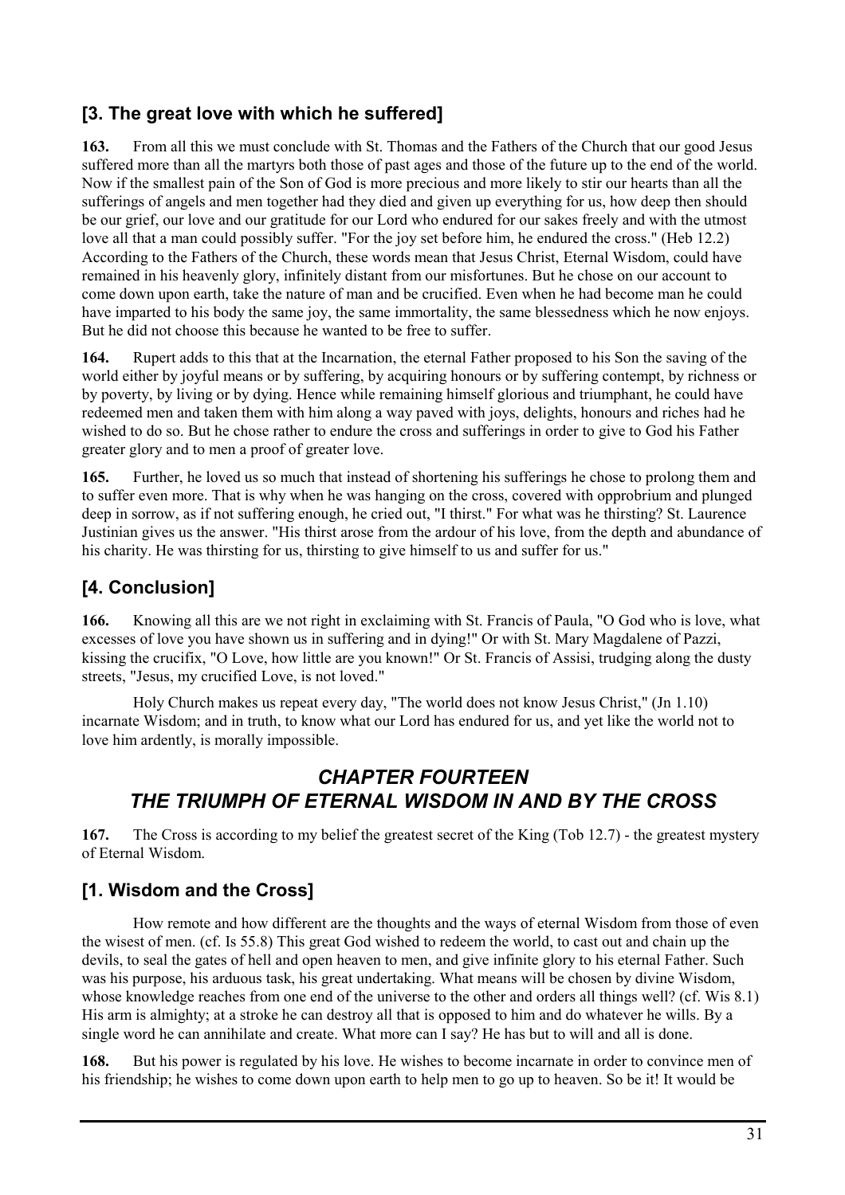## [3. The great love with which he suffered]

**163.** From all this we must conclude with St. Thomas and the Fathers of the Church that our good Jesus suffered more than all the martyrs both those of past ages and those of the future up to the end of the world. Now if the smallest pain of the Son of God is more precious and more likely to stir our hearts than all the sufferings of angels and men together had they died and given up everything for us, how deep then should be our grief, our love and our gratitude for our Lord who endured for our sakes freely and with the utmost love all that a man could possibly suffer. "For the joy set before him, he endured the cross." (Heb 12.2) According to the Fathers of the Church, these words mean that Jesus Christ, Eternal Wisdom, could have remained in his heavenly glory, infinitely distant from our misfortunes. But he chose on our account to come down upon earth, take the nature of man and be crucified. Even when he had become man he could have imparted to his body the same joy, the same immortality, the same blessedness which he now enjoys. But he did not choose this because he wanted to be free to suffer.

**164.** Rupert adds to this that at the Incarnation, the eternal Father proposed to his Son the saving of the world either by joyful means or by suffering, by acquiring honours or by suffering contempt, by richness or by poverty, by living or by dying. Hence while remaining himself glorious and triumphant, he could have redeemed men and taken them with him along a way paved with joys, delights, honours and riches had he wished to do so. But he chose rather to endure the cross and sufferings in order to give to God his Father greater glory and to men a proof of greater love.

**165.** Further, he loved us so much that instead of shortening his sufferings he chose to prolong them and to suffer even more. That is why when he was hanging on the cross, covered with opprobrium and plunged deep in sorrow, as if not suffering enough, he cried out, "I thirst." For what was he thirsting? St. Laurence Justinian gives us the answer. "His thirst arose from the ardour of his love, from the depth and abundance of his charity. He was thirsting for us, thirsting to give himself to us and suffer for us."

## [4. Conclusion]

**166.** Knowing all this are we not right in exclaiming with St. Francis of Paula, "O God who is love, what excesses of love you have shown us in suffering and in dying!" Or with St. Mary Magdalene of Pazzi, kissing the crucifix, "O Love, how little are you known!" Or St. Francis of Assisi, trudging along the dusty streets, "Jesus, my crucified Love, is not loved."

Holy Church makes us repeat every day, "The world does not know Jesus Christ," (Jn 1.10) incarnate Wisdom; and in truth, to know what our Lord has endured for us, and yet like the world not to love him ardently, is morally impossible.

# *CHAPTER FOURTEEN*
# *THE TRIUMPH OF ETERNAL WISDOM IN AND BY THE CROSS*

**167.** The Cross is according to my belief the greatest secret of the King (Tob 12.7) - the greatest mystery of Eternal Wisdom.

## [1. Wisdom and the Cross]

How remote and how different are the thoughts and the ways of eternal Wisdom from those of even the wisest of men. (cf. Is 55.8) This great God wished to redeem the world, to cast out and chain up the devils, to seal the gates of hell and open heaven to men, and give infinite glory to his eternal Father. Such was his purpose, his arduous task, his great undertaking. What means will be chosen by divine Wisdom, whose knowledge reaches from one end of the universe to the other and orders all things well? (cf. Wis 8.1) His arm is almighty; at a stroke he can destroy all that is opposed to him and do whatever he wills. By a single word he can annihilate and create. What more can I say? He has but to will and all is done.

**168.** But his power is regulated by his love. He wishes to become incarnate in order to convince men of his friendship; he wishes to come down upon earth to help men to go up to heaven. So be it! It would be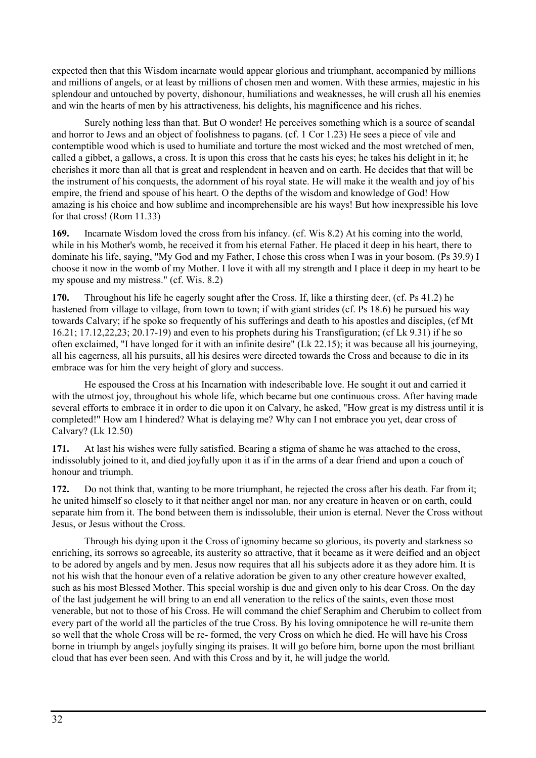expected then that this Wisdom incarnate would appear glorious and triumphant, accompanied by millions and millions of angels, or at least by millions of chosen men and women. With these armies, majestic in his splendour and untouched by poverty, dishonour, humiliations and weaknesses, he will crush all his enemies and win the hearts of men by his attractiveness, his delights, his magnificence and his riches.

Surely nothing less than that. But O wonder! He perceives something which is a source of scandal and horror to Jews and an object of foolishness to pagans. (cf. 1 Cor 1.23) He sees a piece of vile and contemptible wood which is used to humiliate and torture the most wicked and the most wretched of men, called a gibbet, a gallows, a cross. It is upon this cross that he casts his eyes; he takes his delight in it; he cherishes it more than all that is great and resplendent in heaven and on earth. He decides that that will be the instrument of his conquests, the adornment of his royal state. He will make it the wealth and joy of his empire, the friend and spouse of his heart. O the depths of the wisdom and knowledge of God! How amazing is his choice and how sublime and incomprehensible are his ways! But how inexpressible his love for that cross! (Rom 11.33)

**169.** Incarnate Wisdom loved the cross from his infancy. (cf. Wis 8.2) At his coming into the world, while in his Mother's womb, he received it from his eternal Father. He placed it deep in his heart, there to dominate his life, saying, "My God and my Father, I chose this cross when I was in your bosom. (Ps 39.9) I choose it now in the womb of my Mother. I love it with all my strength and I place it deep in my heart to be my spouse and my mistress." (cf. Wis. 8.2)

**170.** Throughout his life he eagerly sought after the Cross. If, like a thirsting deer, (cf. Ps 41.2) he hastened from village to village, from town to town; if with giant strides (cf. Ps 18.6) he pursued his way towards Calvary; if he spoke so frequently of his sufferings and death to his apostles and disciples, (cf Mt 16.21; 17.12,22,23; 20.17-19) and even to his prophets during his Transfiguration; (cf Lk 9.31) if he so often exclaimed, "I have longed for it with an infinite desire" (Lk 22.15); it was because all his journeying, all his eagerness, all his pursuits, all his desires were directed towards the Cross and because to die in its embrace was for him the very height of glory and success.

He espoused the Cross at his Incarnation with indescribable love. He sought it out and carried it with the utmost joy, throughout his whole life, which became but one continuous cross. After having made several efforts to embrace it in order to die upon it on Calvary, he asked, "How great is my distress until it is completed!" How am I hindered? What is delaying me? Why can I not embrace you yet, dear cross of Calvary? (Lk 12.50)

**171.** At last his wishes were fully satisfied. Bearing a stigma of shame he was attached to the cross, indissolubly joined to it, and died joyfully upon it as if in the arms of a dear friend and upon a couch of honour and triumph.

**172.** Do not think that, wanting to be more triumphant, he rejected the cross after his death. Far from it; he united himself so closely to it that neither angel nor man, nor any creature in heaven or on earth, could separate him from it. The bond between them is indissoluble, their union is eternal. Never the Cross without Jesus, or Jesus without the Cross.

Through his dying upon it the Cross of ignominy became so glorious, its poverty and starkness so enriching, its sorrows so agreeable, its austerity so attractive, that it became as it were deified and an object to be adored by angels and by men. Jesus now requires that all his subjects adore it as they adore him. It is not his wish that the honour even of a relative adoration be given to any other creature however exalted, such as his most Blessed Mother. This special worship is due and given only to his dear Cross. On the day of the last judgement he will bring to an end all veneration to the relics of the saints, even those most venerable, but not to those of his Cross. He will command the chief Seraphim and Cherubim to collect from every part of the world all the particles of the true Cross. By his loving omnipotence he will re-unite them so well that the whole Cross will be re- formed, the very Cross on which he died. He will have his Cross borne in triumph by angels joyfully singing its praises. It will go before him, borne upon the most brilliant cloud that has ever been seen. And with this Cross and by it, he will judge the world.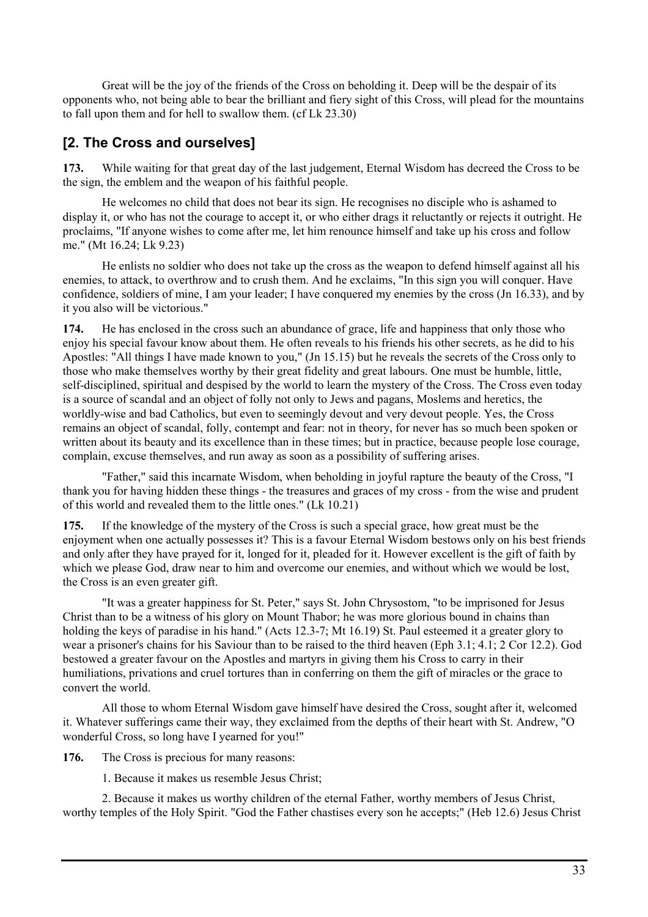Great will be the joy of the friends of the Cross on beholding it. Deep will be the despair of its opponents who, not being able to bear the brilliant and fiery sight of this Cross, will plead for the mountains to fall upon them and for hell to swallow them. (cf Lk 23.30)

## [2. The Cross and ourselves]

**173.** While waiting for that great day of the last judgement, Eternal Wisdom has decreed the Cross to be the sign, the emblem and the weapon of his faithful people.

He welcomes no child that does not bear its sign. He recognises no disciple who is ashamed to display it, or who has not the courage to accept it, or who either drags it reluctantly or rejects it outright. He proclaims, "If anyone wishes to come after me, let him renounce himself and take up his cross and follow me." (Mt 16.24; Lk 9.23)

He enlists no soldier who does not take up the cross as the weapon to defend himself against all his enemies, to attack, to overthrow and to crush them. And he exclaims, "In this sign you will conquer. Have confidence, soldiers of mine, I am your leader; I have conquered my enemies by the cross (Jn 16.33), and by it you also will be victorious."

**174.** He has enclosed in the cross such an abundance of grace, life and happiness that only those who enjoy his special favour know about them. He often reveals to his friends his other secrets, as he did to his Apostles: "All things I have made known to you," (Jn 15.15) but he reveals the secrets of the Cross only to those who make themselves worthy by their great fidelity and great labours. One must be humble, little, self-disciplined, spiritual and despised by the world to learn the mystery of the Cross. The Cross even today is a source of scandal and an object of folly not only to Jews and pagans, Moslems and heretics, the worldly-wise and bad Catholics, but even to seemingly devout and very devout people. Yes, the Cross remains an object of scandal, folly, contempt and fear: not in theory, for never has so much been spoken or written about its beauty and its excellence than in these times; but in practice, because people lose courage, complain, excuse themselves, and run away as soon as a possibility of suffering arises.

"Father," said this incarnate Wisdom, when beholding in joyful rapture the beauty of the Cross, "I thank you for having hidden these things - the treasures and graces of my cross - from the wise and prudent of this world and revealed them to the little ones." (Lk 10.21)

**175.** If the knowledge of the mystery of the Cross is such a special grace, how great must be the enjoyment when one actually possesses it? This is a favour Eternal Wisdom bestows only on his best friends and only after they have prayed for it, longed for it, pleaded for it. However excellent is the gift of faith by which we please God, draw near to him and overcome our enemies, and without which we would be lost, the Cross is an even greater gift.

"It was a greater happiness for St. Peter," says St. John Chrysostom, "to be imprisoned for Jesus Christ than to be a witness of his glory on Mount Thabor; he was more glorious bound in chains than holding the keys of paradise in his hand." (Acts 12.3-7; Mt 16.19) St. Paul esteemed it a greater glory to wear a prisoner's chains for his Saviour than to be raised to the third heaven (Eph 3.1; 4.1; 2 Cor 12.2). God bestowed a greater favour on the Apostles and martyrs in giving them his Cross to carry in their humiliations, privations and cruel tortures than in conferring on them the gift of miracles or the grace to convert the world.

All those to whom Eternal Wisdom gave himself have desired the Cross, sought after it, welcomed it. Whatever sufferings came their way, they exclaimed from the depths of their heart with St. Andrew, "O wonderful Cross, so long have I yearned for you!"

**176.** The Cross is precious for many reasons:

1. Because it makes us resemble Jesus Christ;

2. Because it makes us worthy children of the eternal Father, worthy members of Jesus Christ, worthy temples of the Holy Spirit. "God the Father chastises every son he accepts;" (Heb 12.6) Jesus Christ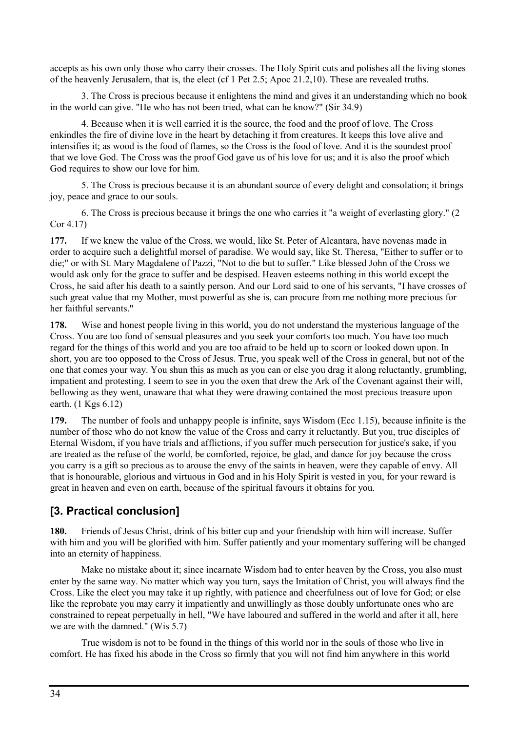accepts as his own only those who carry their crosses. The Holy Spirit cuts and polishes all the living stones of the heavenly Jerusalem, that is, the elect (cf 1 Pet 2.5; Apoc 21.2,10). These are revealed truths.

3. The Cross is precious because it enlightens the mind and gives it an understanding which no book in the world can give. "He who has not been tried, what can he know?" (Sir 34.9)

4. Because when it is well carried it is the source, the food and the proof of love. The Cross enkindles the fire of divine love in the heart by detaching it from creatures. It keeps this love alive and intensifies it; as wood is the food of flames, so the Cross is the food of love. And it is the soundest proof that we love God. The Cross was the proof God gave us of his love for us; and it is also the proof which God requires to show our love for him.

5. The Cross is precious because it is an abundant source of every delight and consolation; it brings joy, peace and grace to our souls.

6. The Cross is precious because it brings the one who carries it "a weight of everlasting glory." (2 Cor 4.17)

**177.** If we knew the value of the Cross, we would, like St. Peter of Alcantara, have novenas made in order to acquire such a delightful morsel of paradise. We would say, like St. Theresa, "Either to suffer or to die;" or with St. Mary Magdalene of Pazzi, "Not to die but to suffer." Like blessed John of the Cross we would ask only for the grace to suffer and be despised. Heaven esteems nothing in this world except the Cross, he said after his death to a saintly person. And our Lord said to one of his servants, "I have crosses of such great value that my Mother, most powerful as she is, can procure from me nothing more precious for her faithful servants."

**178.** Wise and honest people living in this world, you do not understand the mysterious language of the Cross. You are too fond of sensual pleasures and you seek your comforts too much. You have too much regard for the things of this world and you are too afraid to be held up to scorn or looked down upon. In short, you are too opposed to the Cross of Jesus. True, you speak well of the Cross in general, but not of the one that comes your way. You shun this as much as you can or else you drag it along reluctantly, grumbling, impatient and protesting. I seem to see in you the oxen that drew the Ark of the Covenant against their will, bellowing as they went, unaware that what they were drawing contained the most precious treasure upon earth. (1 Kgs 6.12)

**179.** The number of fools and unhappy people is infinite, says Wisdom (Ecc 1.15), because infinite is the number of those who do not know the value of the Cross and carry it reluctantly. But you, true disciples of Eternal Wisdom, if you have trials and afflictions, if you suffer much persecution for justice's sake, if you are treated as the refuse of the world, be comforted, rejoice, be glad, and dance for joy because the cross you carry is a gift so precious as to arouse the envy of the saints in heaven, were they capable of envy. All that is honourable, glorious and virtuous in God and in his Holy Spirit is vested in you, for your reward is great in heaven and even on earth, because of the spiritual favours it obtains for you.

## [3. Practical conclusion]

**180.** Friends of Jesus Christ, drink of his bitter cup and your friendship with him will increase. Suffer with him and you will be glorified with him. Suffer patiently and your momentary suffering will be changed into an eternity of happiness.

Make no mistake about it; since incarnate Wisdom had to enter heaven by the Cross, you also must enter by the same way. No matter which way you turn, says the Imitation of Christ, you will always find the Cross. Like the elect you may take it up rightly, with patience and cheerfulness out of love for God; or else like the reprobate you may carry it impatiently and unwillingly as those doubly unfortunate ones who are constrained to repeat perpetually in hell, "We have laboured and suffered in the world and after it all, here we are with the damned." (Wis 5.7)

True wisdom is not to be found in the things of this world nor in the souls of those who live in comfort. He has fixed his abode in the Cross so firmly that you will not find him anywhere in this world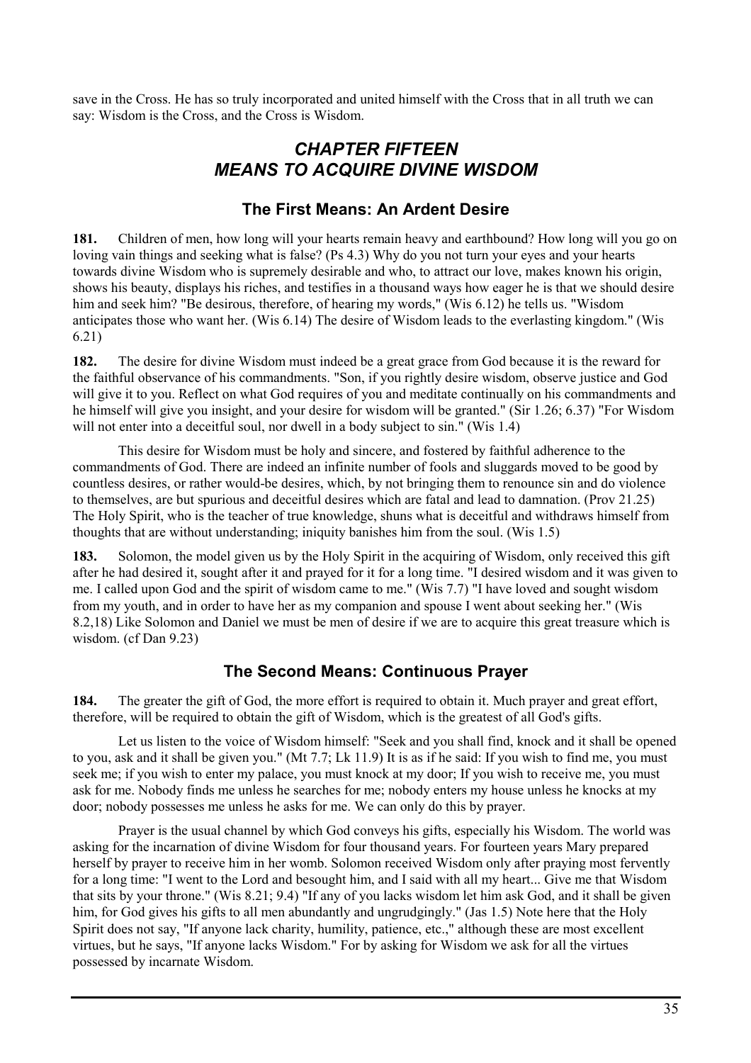save in the Cross. He has so truly incorporated and united himself with the Cross that in all truth we can say: Wisdom is the Cross, and the Cross is Wisdom.

# *CHAPTER FIFTEEN*
# *MEANS TO ACQUIRE DIVINE WISDOM*

## The First Means: An Ardent Desire

**181.** Children of men, how long will your hearts remain heavy and earthbound? How long will you go on loving vain things and seeking what is false? (Ps 4.3) Why do you not turn your eyes and your hearts towards divine Wisdom who is supremely desirable and who, to attract our love, makes known his origin, shows his beauty, displays his riches, and testifies in a thousand ways how eager he is that we should desire him and seek him? "Be desirous, therefore, of hearing my words," (Wis 6.12) he tells us. "Wisdom anticipates those who want her. (Wis 6.14) The desire of Wisdom leads to the everlasting kingdom." (Wis 6.21)

**182.** The desire for divine Wisdom must indeed be a great grace from God because it is the reward for the faithful observance of his commandments. "Son, if you rightly desire wisdom, observe justice and God will give it to you. Reflect on what God requires of you and meditate continually on his commandments and he himself will give you insight, and your desire for wisdom will be granted." (Sir 1.26; 6.37) "For Wisdom will not enter into a deceitful soul, nor dwell in a body subject to sin." (Wis 1.4)

This desire for Wisdom must be holy and sincere, and fostered by faithful adherence to the commandments of God. There are indeed an infinite number of fools and sluggards moved to be good by countless desires, or rather would-be desires, which, by not bringing them to renounce sin and do violence to themselves, are but spurious and deceitful desires which are fatal and lead to damnation. (Prov 21.25) The Holy Spirit, who is the teacher of true knowledge, shuns what is deceitful and withdraws himself from thoughts that are without understanding; iniquity banishes him from the soul. (Wis 1.5)

**183.** Solomon, the model given us by the Holy Spirit in the acquiring of Wisdom, only received this gift after he had desired it, sought after it and prayed for it for a long time. "I desired wisdom and it was given to me. I called upon God and the spirit of wisdom came to me." (Wis 7.7) "I have loved and sought wisdom from my youth, and in order to have her as my companion and spouse I went about seeking her." (Wis 8.2,18) Like Solomon and Daniel we must be men of desire if we are to acquire this great treasure which is wisdom. (cf Dan 9.23)

## The Second Means: Continuous Prayer

**184.** The greater the gift of God, the more effort is required to obtain it. Much prayer and great effort, therefore, will be required to obtain the gift of Wisdom, which is the greatest of all God's gifts.

Let us listen to the voice of Wisdom himself: "Seek and you shall find, knock and it shall be opened to you, ask and it shall be given you." (Mt 7.7; Lk 11.9) It is as if he said: If you wish to find me, you must seek me; if you wish to enter my palace, you must knock at my door; If you wish to receive me, you must ask for me. Nobody finds me unless he searches for me; nobody enters my house unless he knocks at my door; nobody possesses me unless he asks for me. We can only do this by prayer.

Prayer is the usual channel by which God conveys his gifts, especially his Wisdom. The world was asking for the incarnation of divine Wisdom for four thousand years. For fourteen years Mary prepared herself by prayer to receive him in her womb. Solomon received Wisdom only after praying most fervently for a long time: "I went to the Lord and besought him, and I said with all my heart... Give me that Wisdom that sits by your throne." (Wis 8.21; 9.4) "If any of you lacks wisdom let him ask God, and it shall be given him, for God gives his gifts to all men abundantly and ungrudgingly." (Jas 1.5) Note here that the Holy Spirit does not say, "If anyone lack charity, humility, patience, etc.," although these are most excellent virtues, but he says, "If anyone lacks Wisdom." For by asking for Wisdom we ask for all the virtues possessed by incarnate Wisdom.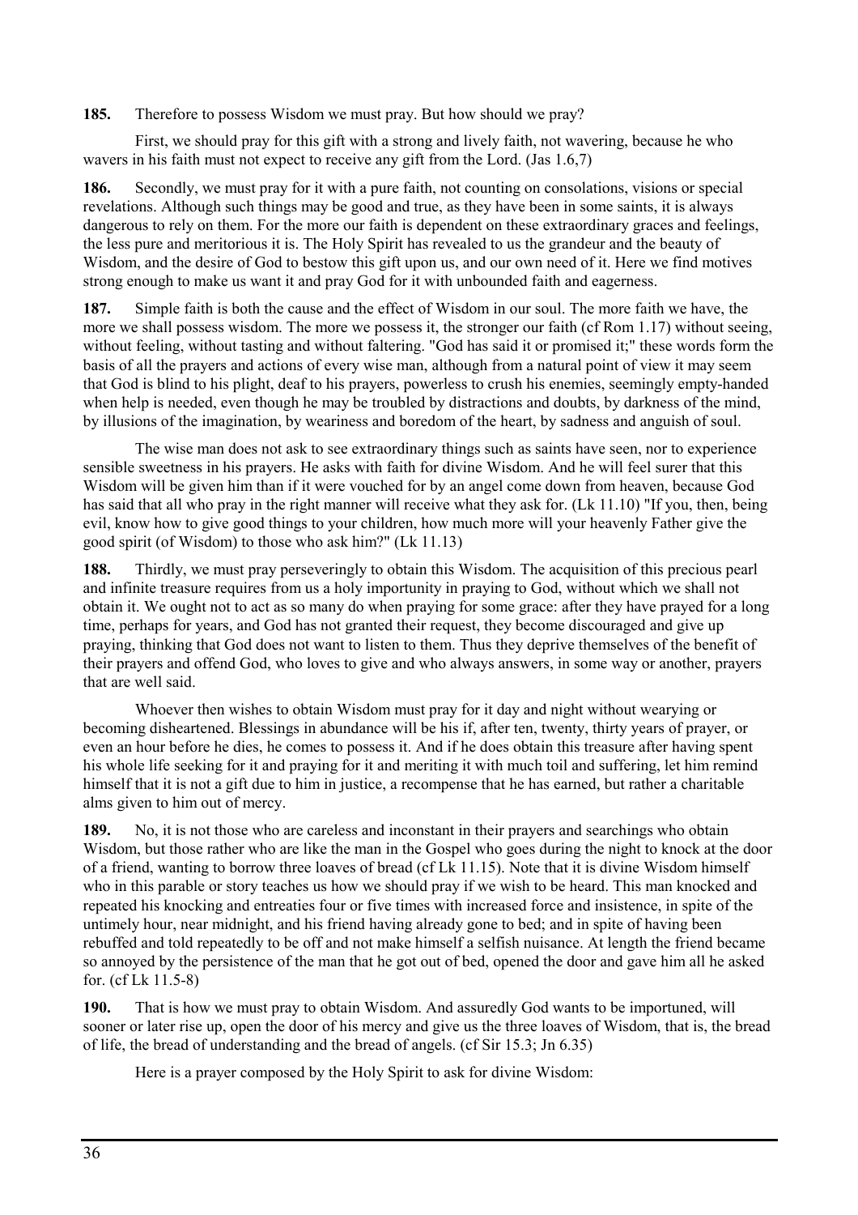**185.** Therefore to possess Wisdom we must pray. But how should we pray?

First, we should pray for this gift with a strong and lively faith, not wavering, because he who wavers in his faith must not expect to receive any gift from the Lord. (Jas 1.6,7)

**186.** Secondly, we must pray for it with a pure faith, not counting on consolations, visions or special revelations. Although such things may be good and true, as they have been in some saints, it is always dangerous to rely on them. For the more our faith is dependent on these extraordinary graces and feelings, the less pure and meritorious it is. The Holy Spirit has revealed to us the grandeur and the beauty of Wisdom, and the desire of God to bestow this gift upon us, and our own need of it. Here we find motives strong enough to make us want it and pray God for it with unbounded faith and eagerness.

**187.** Simple faith is both the cause and the effect of Wisdom in our soul. The more faith we have, the more we shall possess wisdom. The more we possess it, the stronger our faith (cf Rom 1.17) without seeing, without feeling, without tasting and without faltering. "God has said it or promised it;" these words form the basis of all the prayers and actions of every wise man, although from a natural point of view it may seem that God is blind to his plight, deaf to his prayers, powerless to crush his enemies, seemingly empty-handed when help is needed, even though he may be troubled by distractions and doubts, by darkness of the mind, by illusions of the imagination, by weariness and boredom of the heart, by sadness and anguish of soul.

The wise man does not ask to see extraordinary things such as saints have seen, nor to experience sensible sweetness in his prayers. He asks with faith for divine Wisdom. And he will feel surer that this Wisdom will be given him than if it were vouched for by an angel come down from heaven, because God has said that all who pray in the right manner will receive what they ask for. (Lk 11.10) "If you, then, being evil, know how to give good things to your children, how much more will your heavenly Father give the good spirit (of Wisdom) to those who ask him?" (Lk 11.13)

**188.** Thirdly, we must pray perseveringly to obtain this Wisdom. The acquisition of this precious pearl and infinite treasure requires from us a holy importunity in praying to God, without which we shall not obtain it. We ought not to act as so many do when praying for some grace: after they have prayed for a long time, perhaps for years, and God has not granted their request, they become discouraged and give up praying, thinking that God does not want to listen to them. Thus they deprive themselves of the benefit of their prayers and offend God, who loves to give and who always answers, in some way or another, prayers that are well said.

Whoever then wishes to obtain Wisdom must pray for it day and night without wearying or becoming disheartened. Blessings in abundance will be his if, after ten, twenty, thirty years of prayer, or even an hour before he dies, he comes to possess it. And if he does obtain this treasure after having spent his whole life seeking for it and praying for it and meriting it with much toil and suffering, let him remind himself that it is not a gift due to him in justice, a recompense that he has earned, but rather a charitable alms given to him out of mercy.

**189.** No, it is not those who are careless and inconstant in their prayers and searchings who obtain Wisdom, but those rather who are like the man in the Gospel who goes during the night to knock at the door of a friend, wanting to borrow three loaves of bread (cf Lk 11.15). Note that it is divine Wisdom himself who in this parable or story teaches us how we should pray if we wish to be heard. This man knocked and repeated his knocking and entreaties four or five times with increased force and insistence, in spite of the untimely hour, near midnight, and his friend having already gone to bed; and in spite of having been rebuffed and told repeatedly to be off and not make himself a selfish nuisance. At length the friend became so annoyed by the persistence of the man that he got out of bed, opened the door and gave him all he asked for. (cf Lk 11.5-8)

**190.** That is how we must pray to obtain Wisdom. And assuredly God wants to be importuned, will sooner or later rise up, open the door of his mercy and give us the three loaves of Wisdom, that is, the bread of life, the bread of understanding and the bread of angels. (cf Sir 15.3; Jn 6.35)

Here is a prayer composed by the Holy Spirit to ask for divine Wisdom: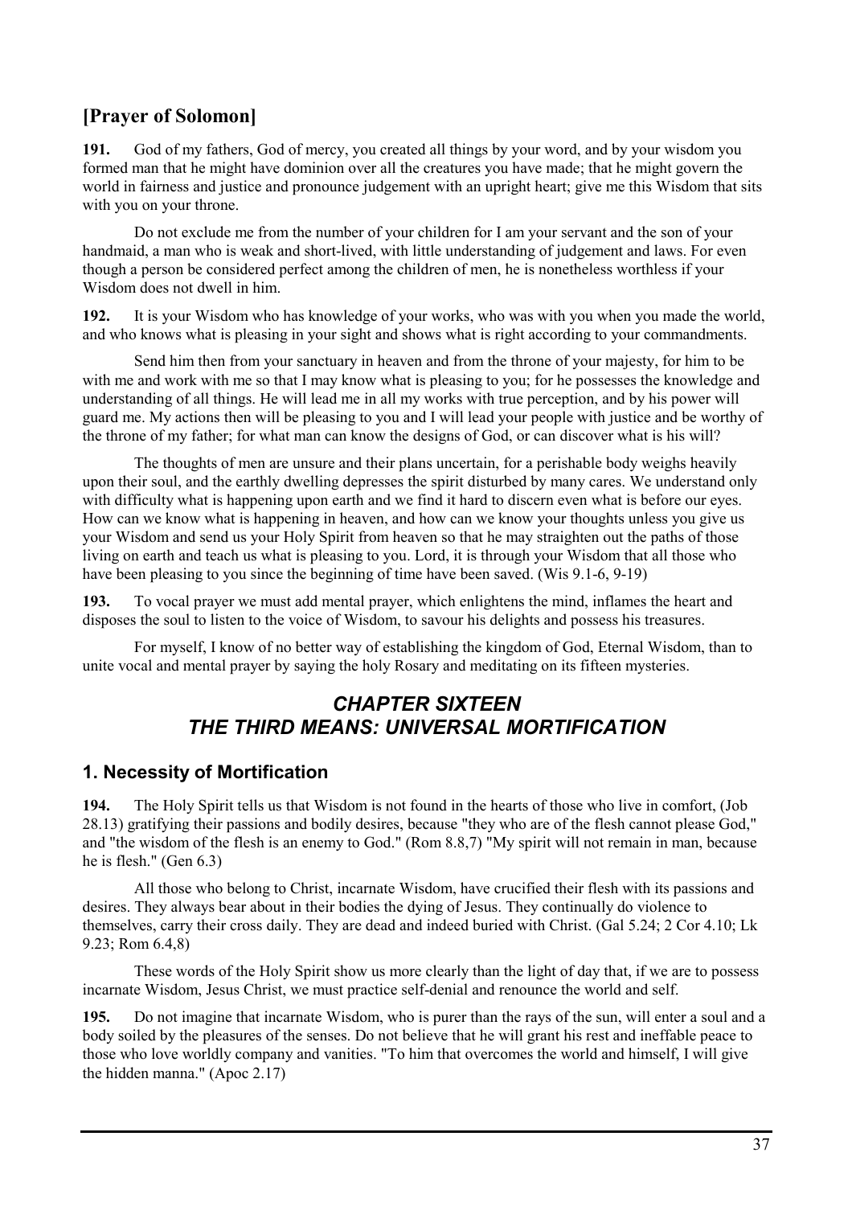## [Prayer of Solomon]

**191.** God of my fathers, God of mercy, you created all things by your word, and by your wisdom you formed man that he might have dominion over all the creatures you have made; that he might govern the world in fairness and justice and pronounce judgement with an upright heart; give me this Wisdom that sits with you on your throne.

Do not exclude me from the number of your children for I am your servant and the son of your handmaid, a man who is weak and short-lived, with little understanding of judgement and laws. For even though a person be considered perfect among the children of men, he is nonetheless worthless if your Wisdom does not dwell in him.

**192.** It is your Wisdom who has knowledge of your works, who was with you when you made the world, and who knows what is pleasing in your sight and shows what is right according to your commandments.

Send him then from your sanctuary in heaven and from the throne of your majesty, for him to be with me and work with me so that I may know what is pleasing to you; for he possesses the knowledge and understanding of all things. He will lead me in all my works with true perception, and by his power will guard me. My actions then will be pleasing to you and I will lead your people with justice and be worthy of the throne of my father; for what man can know the designs of God, or can discover what is his will?

The thoughts of men are unsure and their plans uncertain, for a perishable body weighs heavily upon their soul, and the earthly dwelling depresses the spirit disturbed by many cares. We understand only with difficulty what is happening upon earth and we find it hard to discern even what is before our eyes. How can we know what is happening in heaven, and how can we know your thoughts unless you give us your Wisdom and send us your Holy Spirit from heaven so that he may straighten out the paths of those living on earth and teach us what is pleasing to you. Lord, it is through your Wisdom that all those who have been pleasing to you since the beginning of time have been saved. (Wis 9.1-6, 9-19)

**193.** To vocal prayer we must add mental prayer, which enlightens the mind, inflames the heart and disposes the soul to listen to the voice of Wisdom, to savour his delights and possess his treasures.

For myself, I know of no better way of establishing the kingdom of God, Eternal Wisdom, than to unite vocal and mental prayer by saying the holy Rosary and meditating on its fifteen mysteries.

# *CHAPTER SIXTEEN*
# *THE THIRD MEANS: UNIVERSAL MORTIFICATION*

## 1. Necessity of Mortification

**194.** The Holy Spirit tells us that Wisdom is not found in the hearts of those who live in comfort, (Job 28.13) gratifying their passions and bodily desires, because "they who are of the flesh cannot please God," and "the wisdom of the flesh is an enemy to God." (Rom 8.8,7) "My spirit will not remain in man, because he is flesh." (Gen 6.3)

All those who belong to Christ, incarnate Wisdom, have crucified their flesh with its passions and desires. They always bear about in their bodies the dying of Jesus. They continually do violence to themselves, carry their cross daily. They are dead and indeed buried with Christ. (Gal 5.24; 2 Cor 4.10; Lk 9.23; Rom 6.4,8)

These words of the Holy Spirit show us more clearly than the light of day that, if we are to possess incarnate Wisdom, Jesus Christ, we must practice self-denial and renounce the world and self.

**195.** Do not imagine that incarnate Wisdom, who is purer than the rays of the sun, will enter a soul and a body soiled by the pleasures of the senses. Do not believe that he will grant his rest and ineffable peace to those who love worldly company and vanities. "To him that overcomes the world and himself, I will give the hidden manna." (Apoc 2.17)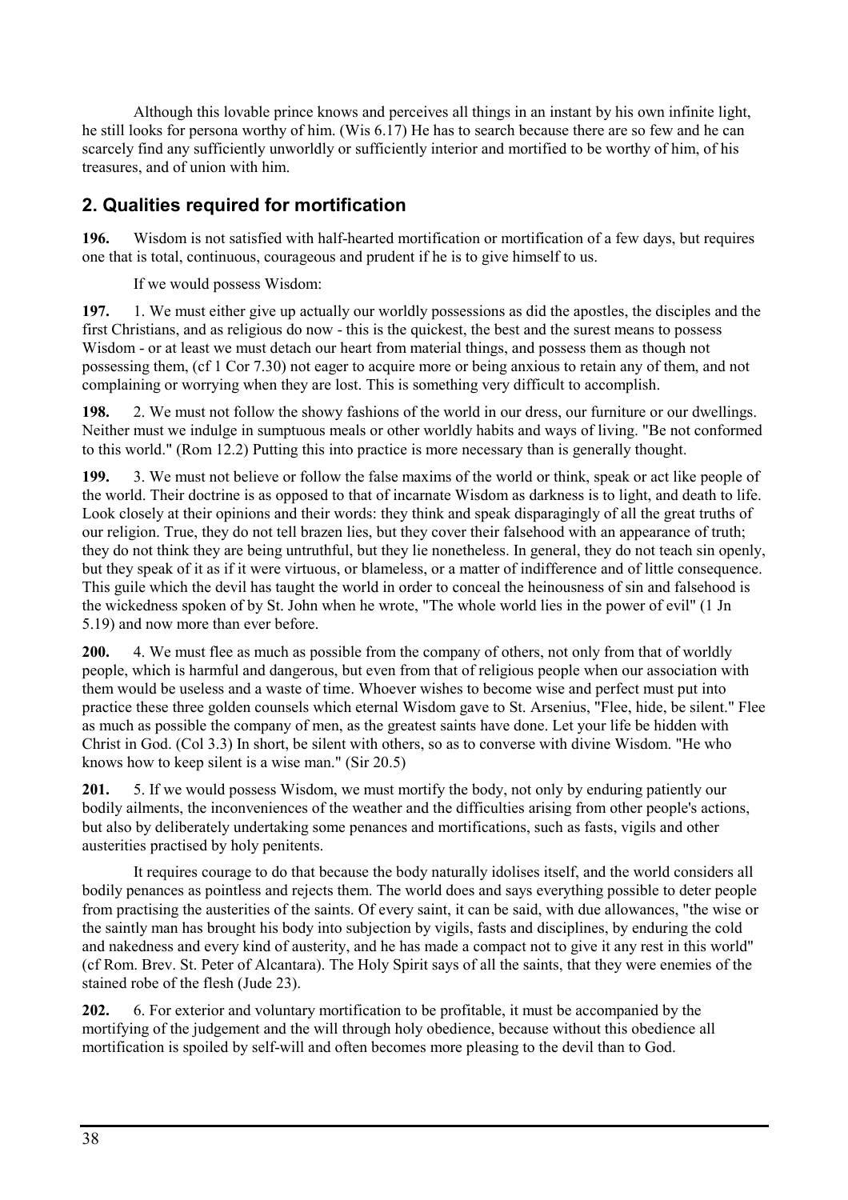Although this lovable prince knows and perceives all things in an instant by his own infinite light, he still looks for persona worthy of him. (Wis 6.17) He has to search because there are so few and he can scarcely find any sufficiently unworldly or sufficiently interior and mortified to be worthy of him, of his treasures, and of union with him.

## 2. Qualities required for mortification

**196.** Wisdom is not satisfied with half-hearted mortification or mortification of a few days, but requires one that is total, continuous, courageous and prudent if he is to give himself to us.

If we would possess Wisdom:

**197.** 1. We must either give up actually our worldly possessions as did the apostles, the disciples and the first Christians, and as religious do now - this is the quickest, the best and the surest means to possess Wisdom - or at least we must detach our heart from material things, and possess them as though not possessing them, (cf 1 Cor 7.30) not eager to acquire more or being anxious to retain any of them, and not complaining or worrying when they are lost. This is something very difficult to accomplish.

**198.** 2. We must not follow the showy fashions of the world in our dress, our furniture or our dwellings. Neither must we indulge in sumptuous meals or other worldly habits and ways of living. "Be not conformed to this world." (Rom 12.2) Putting this into practice is more necessary than is generally thought.

**199.** 3. We must not believe or follow the false maxims of the world or think, speak or act like people of the world. Their doctrine is as opposed to that of incarnate Wisdom as darkness is to light, and death to life. Look closely at their opinions and their words: they think and speak disparagingly of all the great truths of our religion. True, they do not tell brazen lies, but they cover their falsehood with an appearance of truth; they do not think they are being untruthful, but they lie nonetheless. In general, they do not teach sin openly, but they speak of it as if it were virtuous, or blameless, or a matter of indifference and of little consequence. This guile which the devil has taught the world in order to conceal the heinousness of sin and falsehood is the wickedness spoken of by St. John when he wrote, "The whole world lies in the power of evil" (1 Jn 5.19) and now more than ever before.

**200.** 4. We must flee as much as possible from the company of others, not only from that of worldly people, which is harmful and dangerous, but even from that of religious people when our association with them would be useless and a waste of time. Whoever wishes to become wise and perfect must put into practice these three golden counsels which eternal Wisdom gave to St. Arsenius, "Flee, hide, be silent." Flee as much as possible the company of men, as the greatest saints have done. Let your life be hidden with Christ in God. (Col 3.3) In short, be silent with others, so as to converse with divine Wisdom. "He who knows how to keep silent is a wise man." (Sir 20.5)

**201.** 5. If we would possess Wisdom, we must mortify the body, not only by enduring patiently our bodily ailments, the inconveniences of the weather and the difficulties arising from other people's actions, but also by deliberately undertaking some penances and mortifications, such as fasts, vigils and other austerities practised by holy penitents.

It requires courage to do that because the body naturally idolises itself, and the world considers all bodily penances as pointless and rejects them. The world does and says everything possible to deter people from practising the austerities of the saints. Of every saint, it can be said, with due allowances, "the wise or the saintly man has brought his body into subjection by vigils, fasts and disciplines, by enduring the cold and nakedness and every kind of austerity, and he has made a compact not to give it any rest in this world" (cf Rom. Brev. St. Peter of Alcantara). The Holy Spirit says of all the saints, that they were enemies of the stained robe of the flesh (Jude 23).

**202.** 6. For exterior and voluntary mortification to be profitable, it must be accompanied by the mortifying of the judgement and the will through holy obedience, because without this obedience all mortification is spoiled by self-will and often becomes more pleasing to the devil than to God.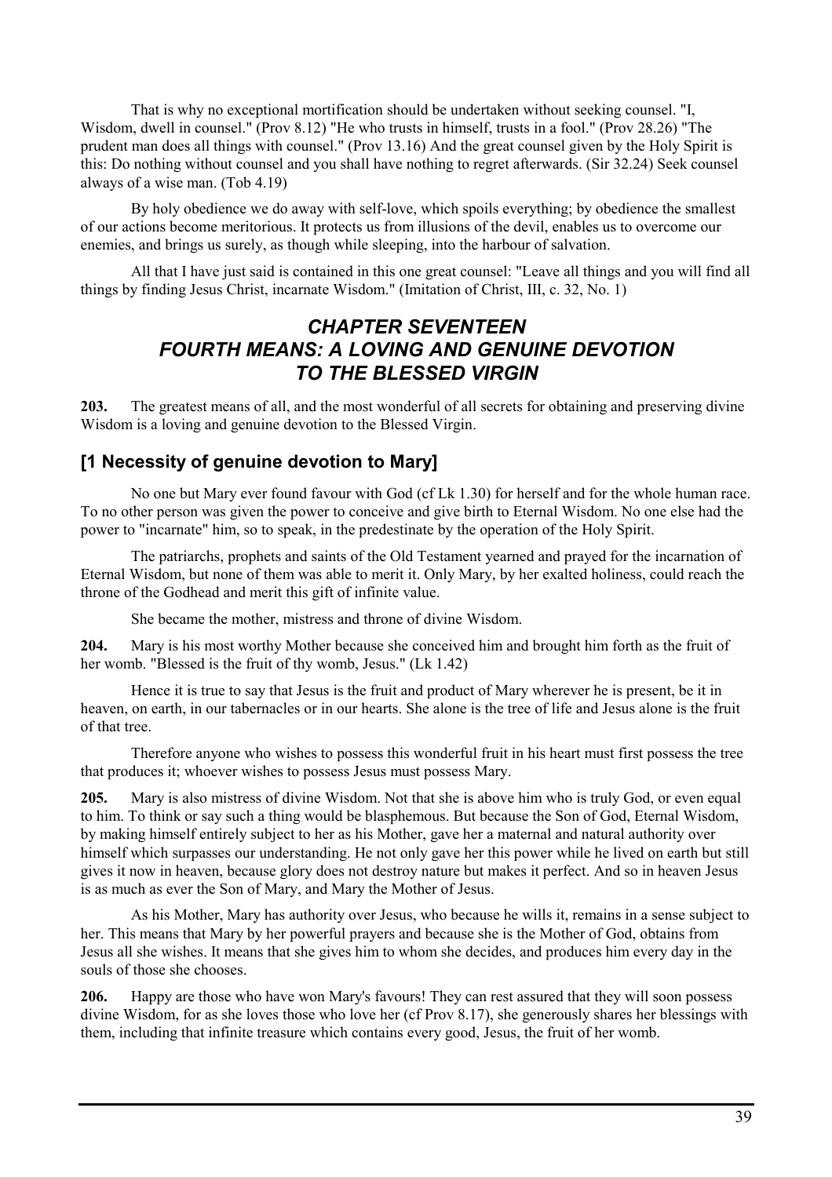That is why no exceptional mortification should be undertaken without seeking counsel. "I, Wisdom, dwell in counsel." (Prov 8.12) "He who trusts in himself, trusts in a fool." (Prov 28.26) "The prudent man does all things with counsel." (Prov 13.16) And the great counsel given by the Holy Spirit is this: Do nothing without counsel and you shall have nothing to regret afterwards. (Sir 32.24) Seek counsel always of a wise man. (Tob 4.19)

By holy obedience we do away with self-love, which spoils everything; by obedience the smallest of our actions become meritorious. It protects us from illusions of the devil, enables us to overcome our enemies, and brings us surely, as though while sleeping, into the harbour of salvation.

All that I have just said is contained in this one great counsel: "Leave all things and you will find all things by finding Jesus Christ, incarnate Wisdom." (Imitation of Christ, III, c. 32, No. 1)

## *CHAPTER SEVENTEEN FOURTH MEANS: A LOVING AND GENUINE DEVOTION TO THE BLESSED VIRGIN*

**203.** The greatest means of all, and the most wonderful of all secrets for obtaining and preserving divine Wisdom is a loving and genuine devotion to the Blessed Virgin.

### [1 Necessity of genuine devotion to Mary]

No one but Mary ever found favour with God (cf Lk 1.30) for herself and for the whole human race. To no other person was given the power to conceive and give birth to Eternal Wisdom. No one else had the power to "incarnate" him, so to speak, in the predestinate by the operation of the Holy Spirit.

The patriarchs, prophets and saints of the Old Testament yearned and prayed for the incarnation of Eternal Wisdom, but none of them was able to merit it. Only Mary, by her exalted holiness, could reach the throne of the Godhead and merit this gift of infinite value.

She became the mother, mistress and throne of divine Wisdom.

**204.** Mary is his most worthy Mother because she conceived him and brought him forth as the fruit of her womb. "Blessed is the fruit of thy womb, Jesus." (Lk 1.42)

Hence it is true to say that Jesus is the fruit and product of Mary wherever he is present, be it in heaven, on earth, in our tabernacles or in our hearts. She alone is the tree of life and Jesus alone is the fruit of that tree.

Therefore anyone who wishes to possess this wonderful fruit in his heart must first possess the tree that produces it; whoever wishes to possess Jesus must possess Mary.

**205.** Mary is also mistress of divine Wisdom. Not that she is above him who is truly God, or even equal to him. To think or say such a thing would be blasphemous. But because the Son of God, Eternal Wisdom, by making himself entirely subject to her as his Mother, gave her a maternal and natural authority over himself which surpasses our understanding. He not only gave her this power while he lived on earth but still gives it now in heaven, because glory does not destroy nature but makes it perfect. And so in heaven Jesus is as much as ever the Son of Mary, and Mary the Mother of Jesus.

As his Mother, Mary has authority over Jesus, who because he wills it, remains in a sense subject to her. This means that Mary by her powerful prayers and because she is the Mother of God, obtains from Jesus all she wishes. It means that she gives him to whom she decides, and produces him every day in the souls of those she chooses.

**206.** Happy are those who have won Mary's favours! They can rest assured that they will soon possess divine Wisdom, for as she loves those who love her (cf Prov 8.17), she generously shares her blessings with them, including that infinite treasure which contains every good, Jesus, the fruit of her womb.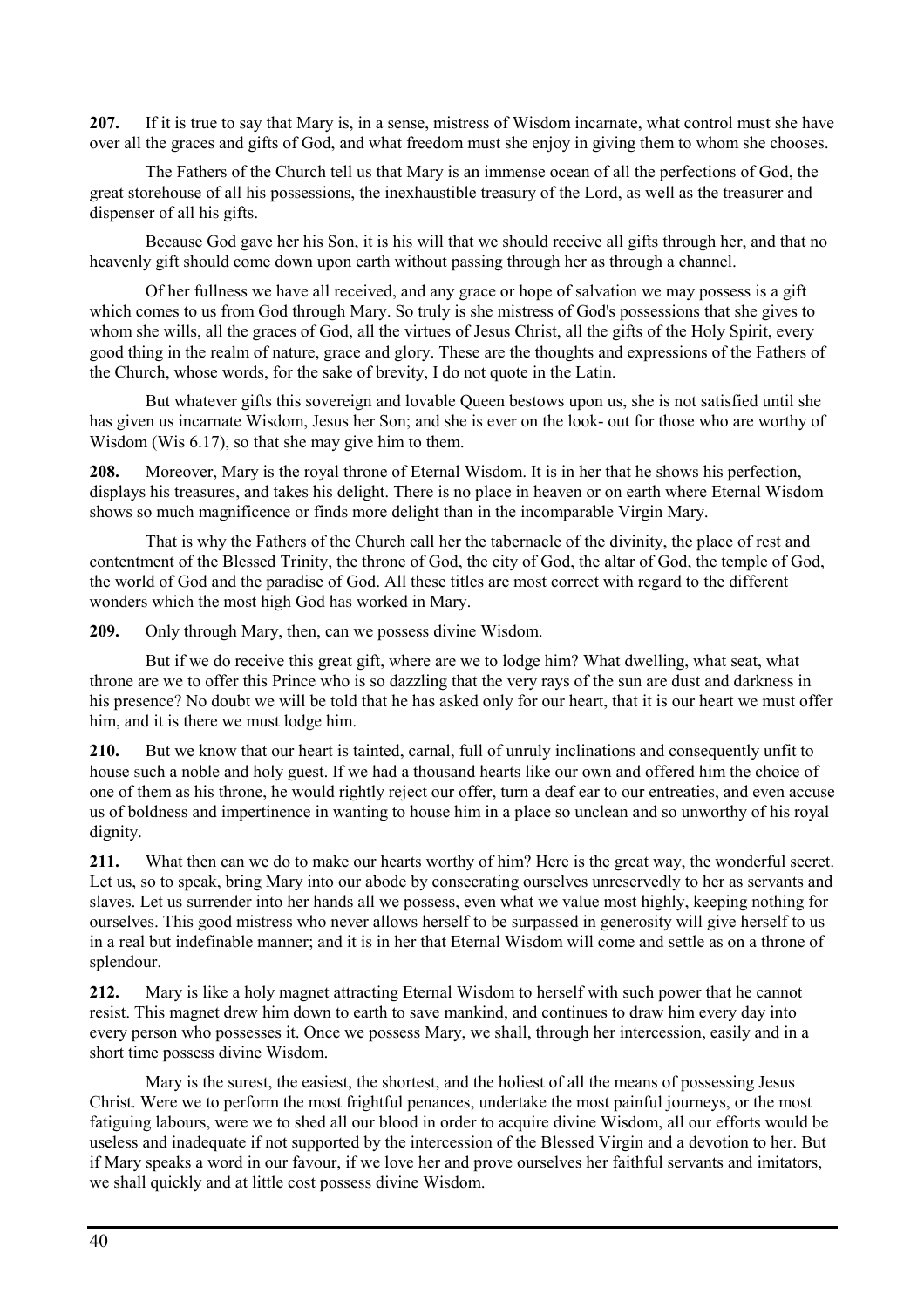**207.** If it is true to say that Mary is, in a sense, mistress of Wisdom incarnate, what control must she have over all the graces and gifts of God, and what freedom must she enjoy in giving them to whom she chooses.

The Fathers of the Church tell us that Mary is an immense ocean of all the perfections of God, the great storehouse of all his possessions, the inexhaustible treasury of the Lord, as well as the treasurer and dispenser of all his gifts.

Because God gave her his Son, it is his will that we should receive all gifts through her, and that no heavenly gift should come down upon earth without passing through her as through a channel.

Of her fullness we have all received, and any grace or hope of salvation we may possess is a gift which comes to us from God through Mary. So truly is she mistress of God's possessions that she gives to whom she wills, all the graces of God, all the virtues of Jesus Christ, all the gifts of the Holy Spirit, every good thing in the realm of nature, grace and glory. These are the thoughts and expressions of the Fathers of the Church, whose words, for the sake of brevity, I do not quote in the Latin.

But whatever gifts this sovereign and lovable Queen bestows upon us, she is not satisfied until she has given us incarnate Wisdom, Jesus her Son; and she is ever on the look- out for those who are worthy of Wisdom (Wis 6.17), so that she may give him to them.

**208.** Moreover, Mary is the royal throne of Eternal Wisdom. It is in her that he shows his perfection, displays his treasures, and takes his delight. There is no place in heaven or on earth where Eternal Wisdom shows so much magnificence or finds more delight than in the incomparable Virgin Mary.

That is why the Fathers of the Church call her the tabernacle of the divinity, the place of rest and contentment of the Blessed Trinity, the throne of God, the city of God, the altar of God, the temple of God, the world of God and the paradise of God. All these titles are most correct with regard to the different wonders which the most high God has worked in Mary.

**209.** Only through Mary, then, can we possess divine Wisdom.

But if we do receive this great gift, where are we to lodge him? What dwelling, what seat, what throne are we to offer this Prince who is so dazzling that the very rays of the sun are dust and darkness in his presence? No doubt we will be told that he has asked only for our heart, that it is our heart we must offer him, and it is there we must lodge him.

**210.** But we know that our heart is tainted, carnal, full of unruly inclinations and consequently unfit to house such a noble and holy guest. If we had a thousand hearts like our own and offered him the choice of one of them as his throne, he would rightly reject our offer, turn a deaf ear to our entreaties, and even accuse us of boldness and impertinence in wanting to house him in a place so unclean and so unworthy of his royal dignity.

**211.** What then can we do to make our hearts worthy of him? Here is the great way, the wonderful secret. Let us, so to speak, bring Mary into our abode by consecrating ourselves unreservedly to her as servants and slaves. Let us surrender into her hands all we possess, even what we value most highly, keeping nothing for ourselves. This good mistress who never allows herself to be surpassed in generosity will give herself to us in a real but indefinable manner; and it is in her that Eternal Wisdom will come and settle as on a throne of splendour.

**212.** Mary is like a holy magnet attracting Eternal Wisdom to herself with such power that he cannot resist. This magnet drew him down to earth to save mankind, and continues to draw him every day into every person who possesses it. Once we possess Mary, we shall, through her intercession, easily and in a short time possess divine Wisdom.

Mary is the surest, the easiest, the shortest, and the holiest of all the means of possessing Jesus Christ. Were we to perform the most frightful penances, undertake the most painful journeys, or the most fatiguing labours, were we to shed all our blood in order to acquire divine Wisdom, all our efforts would be useless and inadequate if not supported by the intercession of the Blessed Virgin and a devotion to her. But if Mary speaks a word in our favour, if we love her and prove ourselves her faithful servants and imitators, we shall quickly and at little cost possess divine Wisdom.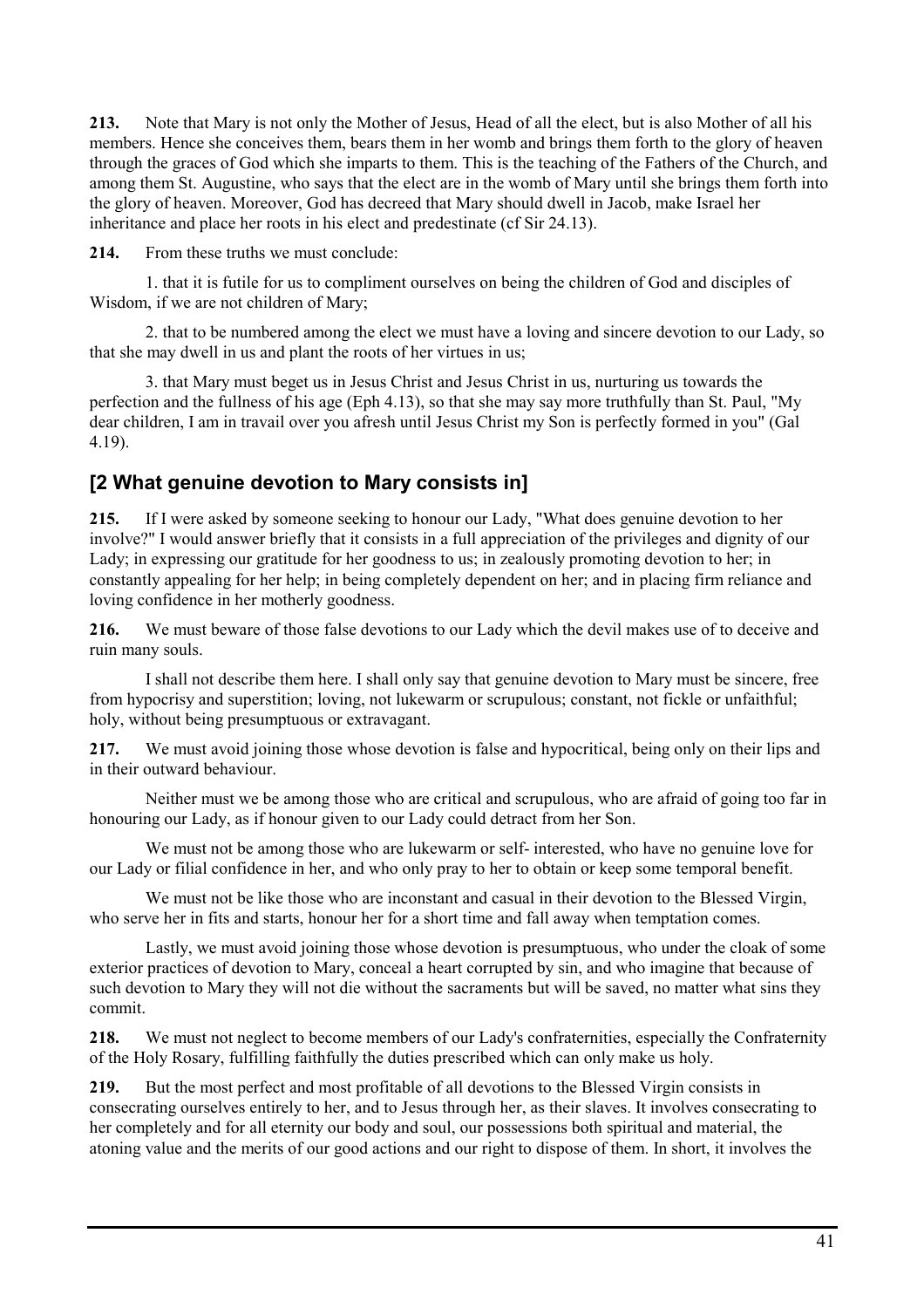**213.** Note that Mary is not only the Mother of Jesus, Head of all the elect, but is also Mother of all his members. Hence she conceives them, bears them in her womb and brings them forth to the glory of heaven through the graces of God which she imparts to them. This is the teaching of the Fathers of the Church, and among them St. Augustine, who says that the elect are in the womb of Mary until she brings them forth into the glory of heaven. Moreover, God has decreed that Mary should dwell in Jacob, make Israel her inheritance and place her roots in his elect and predestinate (cf Sir 24.13).

**214.** From these truths we must conclude:

1. that it is futile for us to compliment ourselves on being the children of God and disciples of Wisdom, if we are not children of Mary;

2. that to be numbered among the elect we must have a loving and sincere devotion to our Lady, so that she may dwell in us and plant the roots of her virtues in us;

3. that Mary must beget us in Jesus Christ and Jesus Christ in us, nurturing us towards the perfection and the fullness of his age (Eph 4.13), so that she may say more truthfully than St. Paul, "My dear children, I am in travail over you afresh until Jesus Christ my Son is perfectly formed in you" (Gal 4.19).

## [2 What genuine devotion to Mary consists in]

**215.** If I were asked by someone seeking to honour our Lady, "What does genuine devotion to her involve?" I would answer briefly that it consists in a full appreciation of the privileges and dignity of our Lady; in expressing our gratitude for her goodness to us; in zealously promoting devotion to her; in constantly appealing for her help; in being completely dependent on her; and in placing firm reliance and loving confidence in her motherly goodness.

**216.** We must beware of those false devotions to our Lady which the devil makes use of to deceive and ruin many souls.

I shall not describe them here. I shall only say that genuine devotion to Mary must be sincere, free from hypocrisy and superstition; loving, not lukewarm or scrupulous; constant, not fickle or unfaithful; holy, without being presumptuous or extravagant.

**217.** We must avoid joining those whose devotion is false and hypocritical, being only on their lips and in their outward behaviour.

Neither must we be among those who are critical and scrupulous, who are afraid of going too far in honouring our Lady, as if honour given to our Lady could detract from her Son.

We must not be among those who are lukewarm or self- interested, who have no genuine love for our Lady or filial confidence in her, and who only pray to her to obtain or keep some temporal benefit.

We must not be like those who are inconstant and casual in their devotion to the Blessed Virgin, who serve her in fits and starts, honour her for a short time and fall away when temptation comes.

Lastly, we must avoid joining those whose devotion is presumptuous, who under the cloak of some exterior practices of devotion to Mary, conceal a heart corrupted by sin, and who imagine that because of such devotion to Mary they will not die without the sacraments but will be saved, no matter what sins they commit.

**218.** We must not neglect to become members of our Lady's confraternities, especially the Confraternity of the Holy Rosary, fulfilling faithfully the duties prescribed which can only make us holy.

**219.** But the most perfect and most profitable of all devotions to the Blessed Virgin consists in consecrating ourselves entirely to her, and to Jesus through her, as their slaves. It involves consecrating to her completely and for all eternity our body and soul, our possessions both spiritual and material, the atoning value and the merits of our good actions and our right to dispose of them. In short, it involves the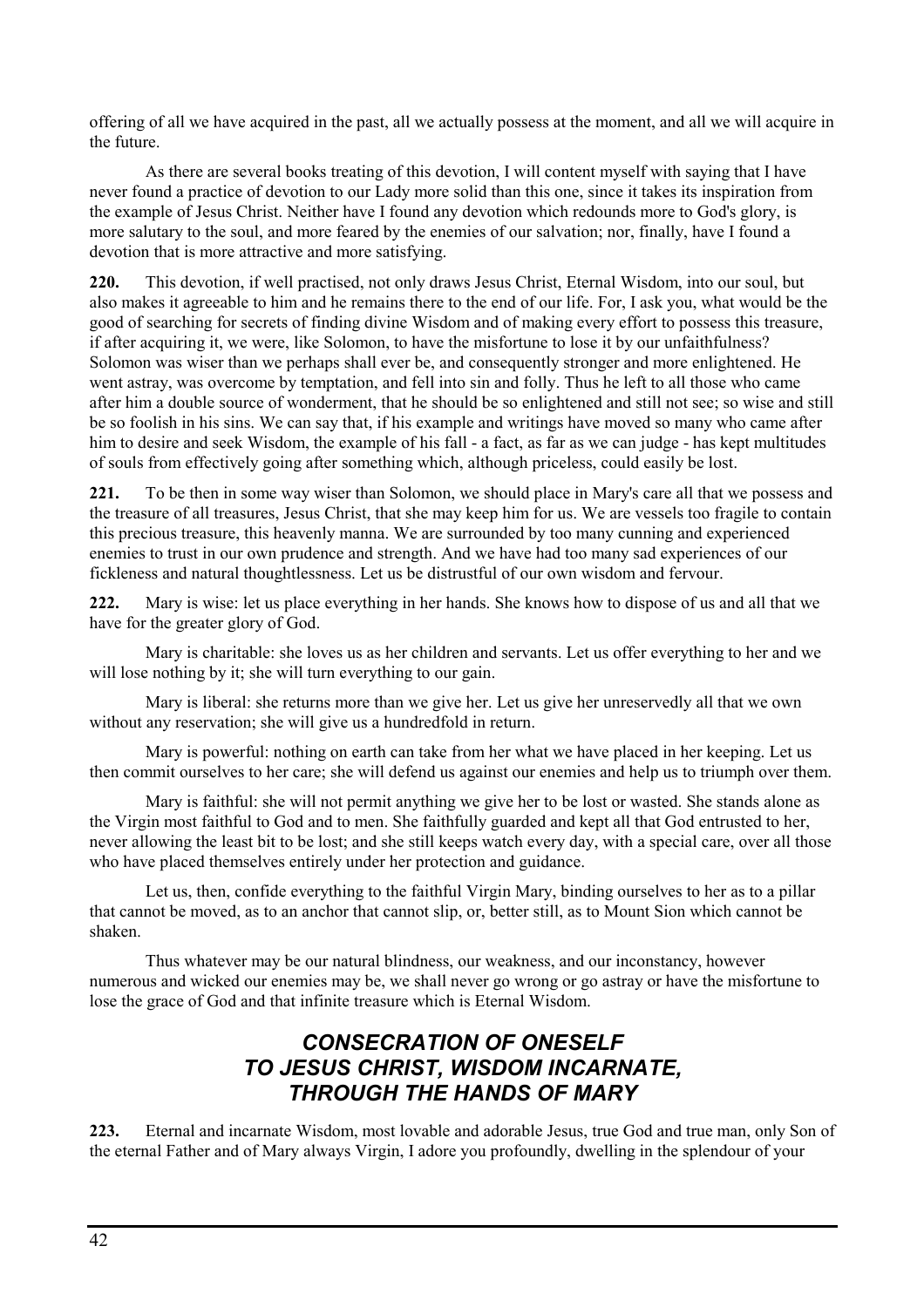offering of all we have acquired in the past, all we actually possess at the moment, and all we will acquire in the future.

As there are several books treating of this devotion, I will content myself with saying that I have never found a practice of devotion to our Lady more solid than this one, since it takes its inspiration from the example of Jesus Christ. Neither have I found any devotion which redounds more to God's glory, is more salutary to the soul, and more feared by the enemies of our salvation; nor, finally, have I found a devotion that is more attractive and more satisfying.

**220.** This devotion, if well practised, not only draws Jesus Christ, Eternal Wisdom, into our soul, but also makes it agreeable to him and he remains there to the end of our life. For, I ask you, what would be the good of searching for secrets of finding divine Wisdom and of making every effort to possess this treasure, if after acquiring it, we were, like Solomon, to have the misfortune to lose it by our unfaithfulness? Solomon was wiser than we perhaps shall ever be, and consequently stronger and more enlightened. He went astray, was overcome by temptation, and fell into sin and folly. Thus he left to all those who came after him a double source of wonderment, that he should be so enlightened and still not see; so wise and still be so foolish in his sins. We can say that, if his example and writings have moved so many who came after him to desire and seek Wisdom, the example of his fall - a fact, as far as we can judge - has kept multitudes of souls from effectively going after something which, although priceless, could easily be lost.

**221.** To be then in some way wiser than Solomon, we should place in Mary's care all that we possess and the treasure of all treasures, Jesus Christ, that she may keep him for us. We are vessels too fragile to contain this precious treasure, this heavenly manna. We are surrounded by too many cunning and experienced enemies to trust in our own prudence and strength. And we have had too many sad experiences of our fickleness and natural thoughtlessness. Let us be distrustful of our own wisdom and fervour.

**222.** Mary is wise: let us place everything in her hands. She knows how to dispose of us and all that we have for the greater glory of God.

Mary is charitable: she loves us as her children and servants. Let us offer everything to her and we will lose nothing by it; she will turn everything to our gain.

Mary is liberal: she returns more than we give her. Let us give her unreservedly all that we own without any reservation; she will give us a hundredfold in return.

Mary is powerful: nothing on earth can take from her what we have placed in her keeping. Let us then commit ourselves to her care; she will defend us against our enemies and help us to triumph over them.

Mary is faithful: she will not permit anything we give her to be lost or wasted. She stands alone as the Virgin most faithful to God and to men. She faithfully guarded and kept all that God entrusted to her, never allowing the least bit to be lost; and she still keeps watch every day, with a special care, over all those who have placed themselves entirely under her protection and guidance.

Let us, then, confide everything to the faithful Virgin Mary, binding ourselves to her as to a pillar that cannot be moved, as to an anchor that cannot slip, or, better still, as to Mount Sion which cannot be shaken.

Thus whatever may be our natural blindness, our weakness, and our inconstancy, however numerous and wicked our enemies may be, we shall never go wrong or go astray or have the misfortune to lose the grace of God and that infinite treasure which is Eternal Wisdom.

## *CONSECRATION OF ONESELF TO JESUS CHRIST, WISDOM INCARNATE, THROUGH THE HANDS OF MARY*

**223.** Eternal and incarnate Wisdom, most lovable and adorable Jesus, true God and true man, only Son of the eternal Father and of Mary always Virgin, I adore you profoundly, dwelling in the splendour of your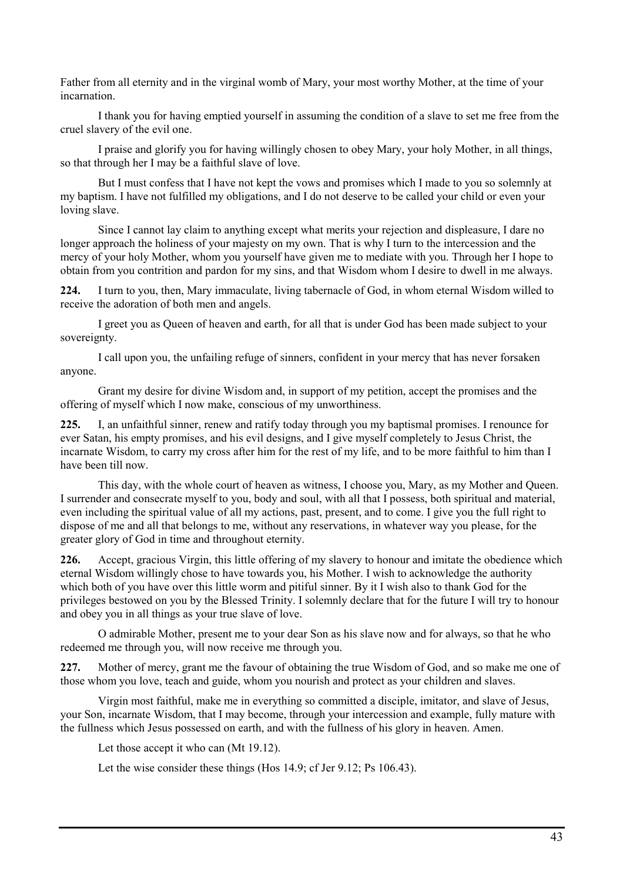Father from all eternity and in the virginal womb of Mary, your most worthy Mother, at the time of your incarnation.

I thank you for having emptied yourself in assuming the condition of a slave to set me free from the cruel slavery of the evil one.

I praise and glorify you for having willingly chosen to obey Mary, your holy Mother, in all things, so that through her I may be a faithful slave of love.

But I must confess that I have not kept the vows and promises which I made to you so solemnly at my baptism. I have not fulfilled my obligations, and I do not deserve to be called your child or even your loving slave.

Since I cannot lay claim to anything except what merits your rejection and displeasure, I dare no longer approach the holiness of your majesty on my own. That is why I turn to the intercession and the mercy of your holy Mother, whom you yourself have given me to mediate with you. Through her I hope to obtain from you contrition and pardon for my sins, and that Wisdom whom I desire to dwell in me always.

**224.** I turn to you, then, Mary immaculate, living tabernacle of God, in whom eternal Wisdom willed to receive the adoration of both men and angels.

I greet you as Queen of heaven and earth, for all that is under God has been made subject to your sovereignty.

I call upon you, the unfailing refuge of sinners, confident in your mercy that has never forsaken anyone.

Grant my desire for divine Wisdom and, in support of my petition, accept the promises and the offering of myself which I now make, conscious of my unworthiness.

**225.** I, an unfaithful sinner, renew and ratify today through you my baptismal promises. I renounce for ever Satan, his empty promises, and his evil designs, and I give myself completely to Jesus Christ, the incarnate Wisdom, to carry my cross after him for the rest of my life, and to be more faithful to him than I have been till now.

This day, with the whole court of heaven as witness, I choose you, Mary, as my Mother and Queen. I surrender and consecrate myself to you, body and soul, with all that I possess, both spiritual and material, even including the spiritual value of all my actions, past, present, and to come. I give you the full right to dispose of me and all that belongs to me, without any reservations, in whatever way you please, for the greater glory of God in time and throughout eternity.

**226.** Accept, gracious Virgin, this little offering of my slavery to honour and imitate the obedience which eternal Wisdom willingly chose to have towards you, his Mother. I wish to acknowledge the authority which both of you have over this little worm and pitiful sinner. By it I wish also to thank God for the privileges bestowed on you by the Blessed Trinity. I solemnly declare that for the future I will try to honour and obey you in all things as your true slave of love.

O admirable Mother, present me to your dear Son as his slave now and for always, so that he who redeemed me through you, will now receive me through you.

**227.** Mother of mercy, grant me the favour of obtaining the true Wisdom of God, and so make me one of those whom you love, teach and guide, whom you nourish and protect as your children and slaves.

Virgin most faithful, make me in everything so committed a disciple, imitator, and slave of Jesus, your Son, incarnate Wisdom, that I may become, through your intercession and example, fully mature with the fullness which Jesus possessed on earth, and with the fullness of his glory in heaven. Amen.

Let those accept it who can (Mt 19.12).

Let the wise consider these things (Hos 14.9; cf Jer 9.12; Ps 106.43).